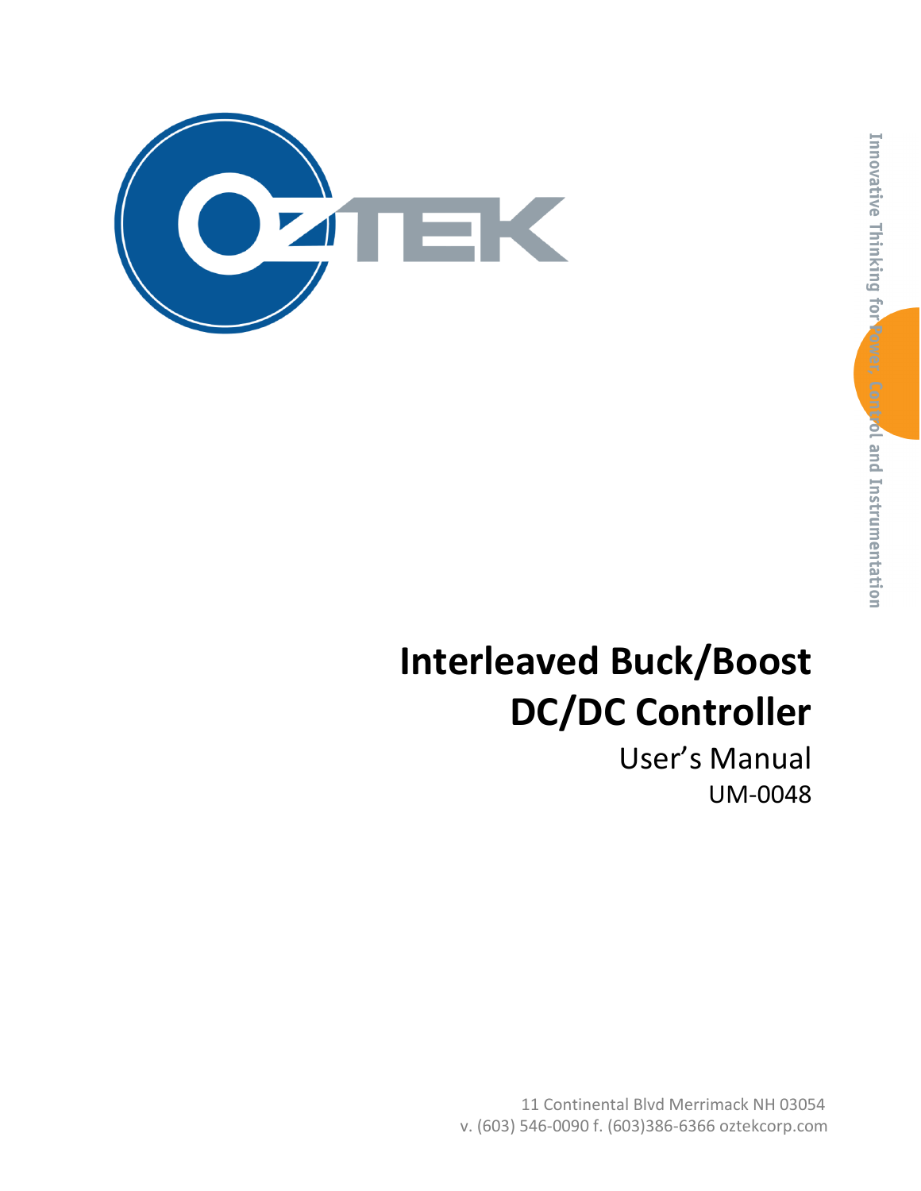# Interleaved Buck/Boost DC/DC Controller

User's Manual

UM-0048

Innovative Thinking for Power, Control and Instrumentation

11 Continental Blvd Merrimack NH 03054
v. (603) 546-0090 f. (603)386-6366 oztekcorp.com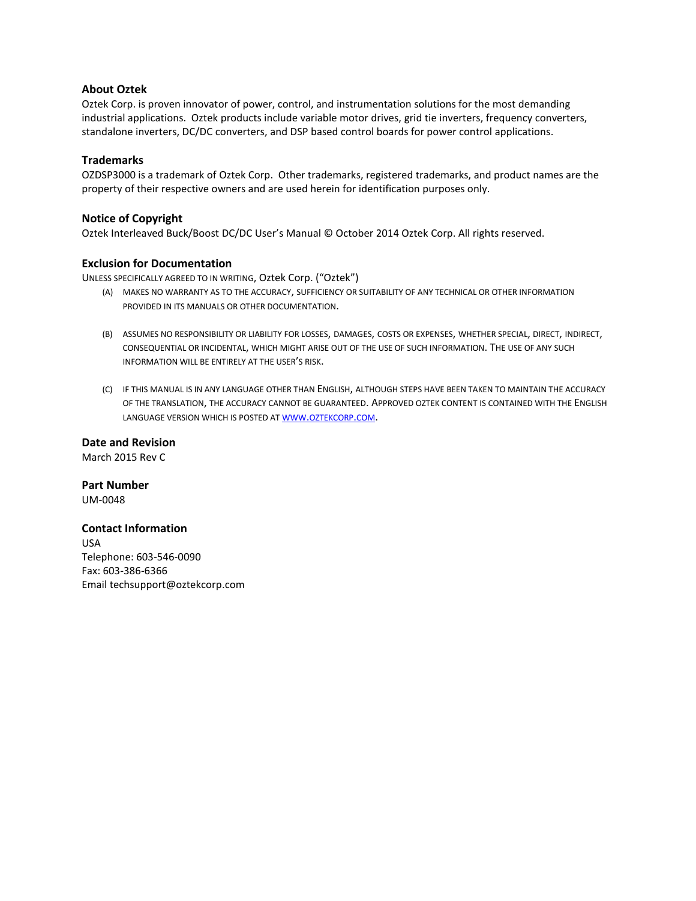## About Oztek

Oztek Corp. is proven innovator of power, control, and instrumentation solutions for the most demanding industrial applications. Oztek products include variable motor drives, grid tie inverters, frequency converters, standalone inverters, DC/DC converters, and DSP based control boards for power control applications.

## Trademarks

OZDSP3000 is a trademark of Oztek Corp. Other trademarks, registered trademarks, and product names are the property of their respective owners and are used herein for identification purposes only.

## Notice of Copyright

Oztek Interleaved Buck/Boost DC/DC User's Manual © October 2014 Oztek Corp. All rights reserved.

## Exclusion for Documentation

UNLESS SPECIFICALLY AGREED TO IN WRITING, Oztek Corp. ("Oztek")

(A) MAKES NO WARRANTY AS TO THE ACCURACY, SUFFICIENCY OR SUITABILITY OF ANY TECHNICAL OR OTHER INFORMATION PROVIDED IN ITS MANUALS OR OTHER DOCUMENTATION.

(B) ASSUMES NO RESPONSIBILITY OR LIABILITY FOR LOSSES, DAMAGES, COSTS OR EXPENSES, WHETHER SPECIAL, DIRECT, INDIRECT, CONSEQUENTIAL OR INCIDENTAL, WHICH MIGHT ARISE OUT OF THE USE OF SUCH INFORMATION. THE USE OF ANY SUCH INFORMATION WILL BE ENTIRELY AT THE USER'S RISK.

(C) IF THIS MANUAL IS IN ANY LANGUAGE OTHER THAN ENGLISH, ALTHOUGH STEPS HAVE BEEN TAKEN TO MAINTAIN THE ACCURACY OF THE TRANSLATION, THE ACCURACY CANNOT BE GUARANTEED. APPROVED OZTEK CONTENT IS CONTAINED WITH THE ENGLISH LANGUAGE VERSION WHICH IS POSTED AT WWW.OZTEKCORP.COM.

## Date and Revision

March 2015 Rev C

## Part Number

UM-0048

## Contact Information

USA
Telephone: 603-546-0090
Fax: 603-386-6366
Email techsupport@oztekcorp.com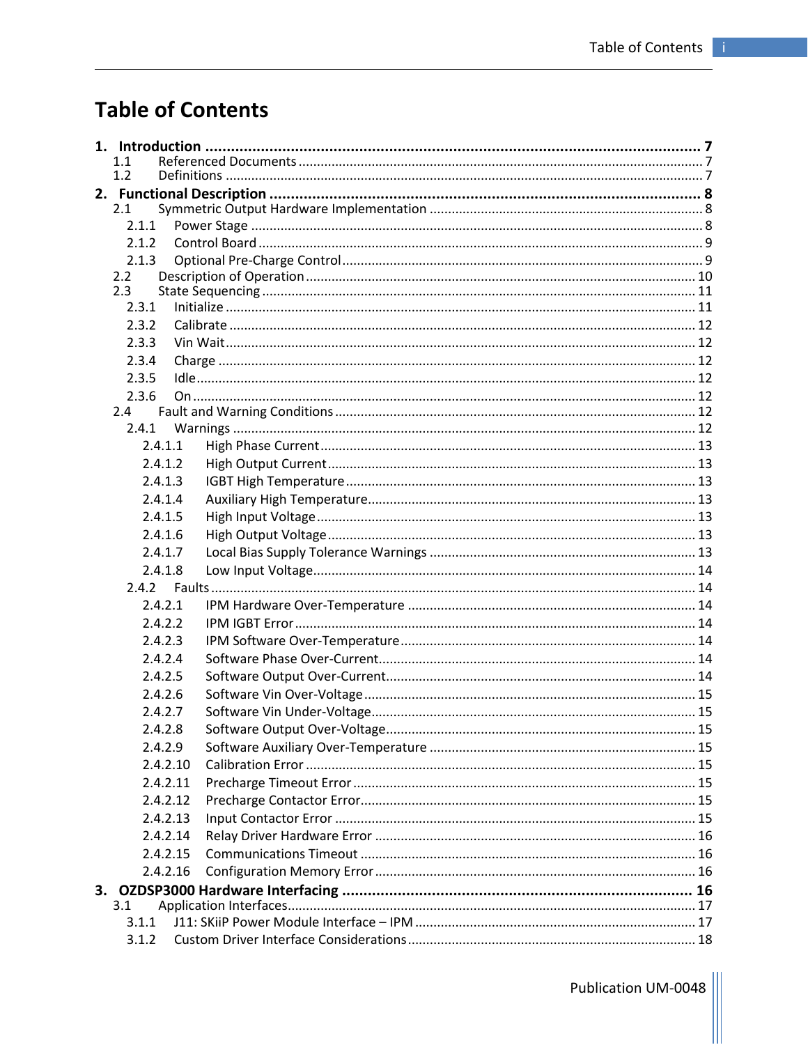# Table of Contents

**1. Introduction .......... 7**

1.1 Referenced Documents .......... 7

1.2 Definitions .......... 7

**2. Functional Description .......... 8**

2.1 Symmetric Output Hardware Implementation .......... 8

2.1.1 Power Stage .......... 8

2.1.2 Control Board .......... 9

2.1.3 Optional Pre-Charge Control .......... 9

2.2 Description of Operation .......... 10

2.3 State Sequencing .......... 11

2.3.1 Initialize .......... 11

2.3.2 Calibrate .......... 12

2.3.3 Vin Wait .......... 12

2.3.4 Charge .......... 12

2.3.5 Idle .......... 12

2.3.6 On .......... 12

2.4 Fault and Warning Conditions .......... 12

2.4.1 Warnings .......... 12

2.4.1.1 High Phase Current .......... 13

2.4.1.2 High Output Current .......... 13

2.4.1.3 IGBT High Temperature .......... 13

2.4.1.4 Auxiliary High Temperature .......... 13

2.4.1.5 High Input Voltage .......... 13

2.4.1.6 High Output Voltage .......... 13

2.4.1.7 Local Bias Supply Tolerance Warnings .......... 13

2.4.1.8 Low Input Voltage .......... 14

2.4.2 Faults .......... 14

2.4.2.1 IPM Hardware Over-Temperature .......... 14

2.4.2.2 IPM IGBT Error .......... 14

2.4.2.3 IPM Software Over-Temperature .......... 14

2.4.2.4 Software Phase Over-Current .......... 14

2.4.2.5 Software Output Over-Current .......... 14

2.4.2.6 Software Vin Over-Voltage .......... 15

2.4.2.7 Software Vin Under-Voltage .......... 15

2.4.2.8 Software Output Over-Voltage .......... 15

2.4.2.9 Software Auxiliary Over-Temperature .......... 15

2.4.2.10 Calibration Error .......... 15

2.4.2.11 Precharge Timeout Error .......... 15

2.4.2.12 Precharge Contactor Error .......... 15

2.4.2.13 Input Contactor Error .......... 15

2.4.2.14 Relay Driver Hardware Error .......... 16

2.4.2.15 Communications Timeout .......... 16

2.4.2.16 Configuration Memory Error .......... 16

**3. OZDSP3000 Hardware Interfacing .......... 16**

3.1 Application Interfaces .......... 17

3.1.1 J11: SKiiP Power Module Interface – IPM .......... 17

3.1.2 Custom Driver Interface Considerations .......... 18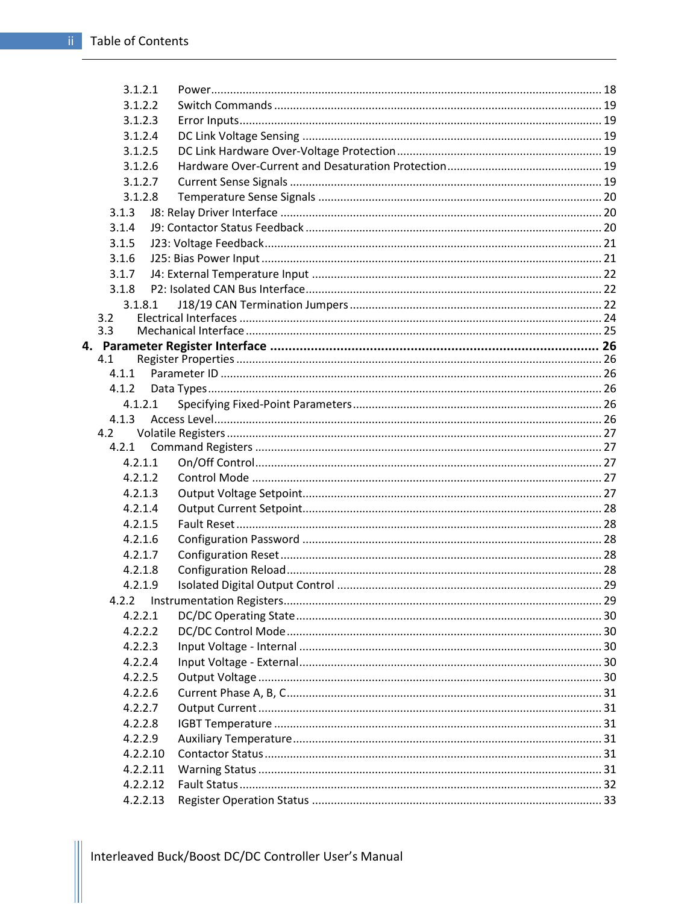3.1.2.1 Power ........................................................................................................ 18
3.1.2.2 Switch Commands ........................................................................................ 19
3.1.2.3 Error Inputs.................................................................................................. 19
3.1.2.4 DC Link Voltage Sensing .............................................................................. 19
3.1.2.5 DC Link Hardware Over-Voltage Protection ................................................ 19
3.1.2.6 Hardware Over-Current and Desaturation Protection ................................. 19
3.1.2.7 Current Sense Signals .................................................................................. 19
3.1.2.8 Temperature Sense Signals .......................................................................... 20
3.1.3 J8: Relay Driver Interface ..................................................................................... 20
3.1.4 J9: Contactor Status Feedback ............................................................................. 20
3.1.5 J23: Voltage Feedback .......................................................................................... 21
3.1.6 J25: Bias Power Input ........................................................................................... 21
3.1.7 J4: External Temperature Input ........................................................................... 22
3.1.8 P2: Isolated CAN Bus Interface ............................................................................. 22
3.1.8.1 J18/19 CAN Termination Jumpers ............................................................... 22
3.2 Electrical Interfaces .................................................................................................. 24
3.3 Mechanical Interface ................................................................................................ 25

**4. Parameter Register Interface ........................................................................ 26**

4.1 Register Properties ................................................................................................... 26
4.1.1 Parameter ID ........................................................................................................ 26
4.1.2 Data Types ............................................................................................................ 26
4.1.2.1 Specifying Fixed-Point Parameters .............................................................. 26
4.1.3 Access Level .......................................................................................................... 26
4.2 Volatile Registers ...................................................................................................... 27
4.2.1 Command Registers ............................................................................................. 27
4.2.1.1 On/Off Control ............................................................................................. 27
4.2.1.2 Control Mode .............................................................................................. 27
4.2.1.3 Output Voltage Setpoint .............................................................................. 27
4.2.1.4 Output Current Setpoint .............................................................................. 28
4.2.1.5 Fault Reset ................................................................................................... 28
4.2.1.6 Configuration Password .............................................................................. 28
4.2.1.7 Configuration Reset ..................................................................................... 28
4.2.1.8 Configuration Reload ................................................................................... 28
4.2.1.9 Isolated Digital Output Control ................................................................... 29
4.2.2 Instrumentation Registers .................................................................................... 29
4.2.2.1 DC/DC Operating State ................................................................................ 30
4.2.2.2 DC/DC Control Mode ................................................................................... 30
4.2.2.3 Input Voltage - Internal ............................................................................... 30
4.2.2.4 Input Voltage - External ............................................................................... 30
4.2.2.5 Output Voltage ............................................................................................ 30
4.2.2.6 Current Phase A, B, C ................................................................................... 31
4.2.2.7 Output Current ............................................................................................ 31
4.2.2.8 IGBT Temperature ....................................................................................... 31
4.2.2.9 Auxiliary Temperature ................................................................................. 31
4.2.2.10 Contactor Status .......................................................................................... 31
4.2.2.11 Warning Status ............................................................................................ 31
4.2.2.12 Fault Status .................................................................................................. 32
4.2.2.13 Register Operation Status ........................................................................... 33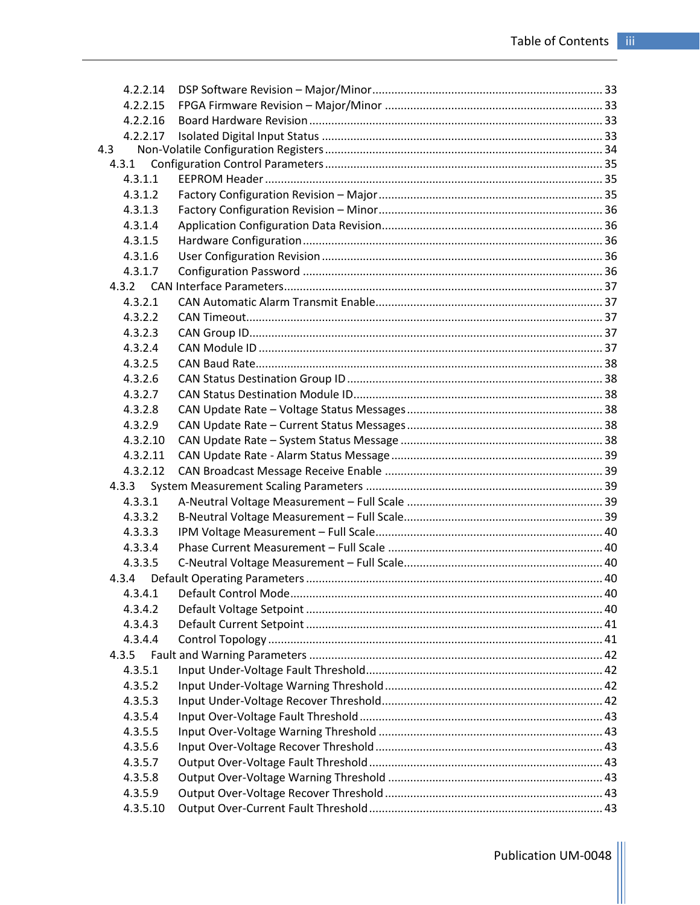4.2.2.14 DSP Software Revision – Major/Minor ........................................................................ 33
4.2.2.15 FPGA Firmware Revision – Major/Minor .................................................................... 33
4.2.2.16 Board Hardware Revision ............................................................................................ 33
4.2.2.17 Isolated Digital Input Status ........................................................................................ 33
4.3 Non-Volatile Configuration Registers ....................................................................................... 34
4.3.1 Configuration Control Parameters ....................................................................................... 35
4.3.1.1 EEPROM Header .......................................................................................................... 35
4.3.1.2 Factory Configuration Revision – Major ...................................................................... 35
4.3.1.3 Factory Configuration Revision – Minor ...................................................................... 36
4.3.1.4 Application Configuration Data Revision ..................................................................... 36
4.3.1.5 Hardware Configuration .............................................................................................. 36
4.3.1.6 User Configuration Revision ........................................................................................ 36
4.3.1.7 Configuration Password .............................................................................................. 36
4.3.2 CAN Interface Parameters .................................................................................................... 37
4.3.2.1 CAN Automatic Alarm Transmit Enable ........................................................................ 37
4.3.2.2 CAN Timeout ................................................................................................................ 37
4.3.2.3 CAN Group ID ............................................................................................................... 37
4.3.2.4 CAN Module ID ............................................................................................................ 37
4.3.2.5 CAN Baud Rate ............................................................................................................. 38
4.3.2.6 CAN Status Destination Group ID ................................................................................ 38
4.3.2.7 CAN Status Destination Module ID .............................................................................. 38
4.3.2.8 CAN Update Rate – Voltage Status Messages ............................................................. 38
4.3.2.9 CAN Update Rate – Current Status Messages ............................................................. 38
4.3.2.10 CAN Update Rate – System Status Message ............................................................... 38
4.3.2.11 CAN Update Rate - Alarm Status Message .................................................................. 39
4.3.2.12 CAN Broadcast Message Receive Enable .................................................................... 39
4.3.3 System Measurement Scaling Parameters .......................................................................... 39
4.3.3.1 A-Neutral Voltage Measurement – Full Scale ............................................................. 39
4.3.3.2 B-Neutral Voltage Measurement – Full Scale .............................................................. 39
4.3.3.3 IPM Voltage Measurement – Full Scale ....................................................................... 40
4.3.3.4 Phase Current Measurement – Full Scale ................................................................... 40
4.3.3.5 C-Neutral Voltage Measurement – Full Scale .............................................................. 40
4.3.4 Default Operating Parameters ............................................................................................. 40
4.3.4.1 Default Control Mode .................................................................................................. 40
4.3.4.2 Default Voltage Setpoint ............................................................................................. 40
4.3.4.3 Default Current Setpoint ............................................................................................. 41
4.3.4.4 Control Topology ......................................................................................................... 41
4.3.5 Fault and Warning Parameters ............................................................................................ 42
4.3.5.1 Input Under-Voltage Fault Threshold .......................................................................... 42
4.3.5.2 Input Under-Voltage Warning Threshold .................................................................... 42
4.3.5.3 Input Under-Voltage Recover Threshold ..................................................................... 42
4.3.5.4 Input Over-Voltage Fault Threshold ............................................................................ 43
4.3.5.5 Input Over-Voltage Warning Threshold ...................................................................... 43
4.3.5.6 Input Over-Voltage Recover Threshold ....................................................................... 43
4.3.5.7 Output Over-Voltage Fault Threshold ......................................................................... 43
4.3.5.8 Output Over-Voltage Warning Threshold ................................................................... 43
4.3.5.9 Output Over-Voltage Recover Threshold .................................................................... 43
4.3.5.10 Output Over-Current Fault Threshold ......................................................................... 43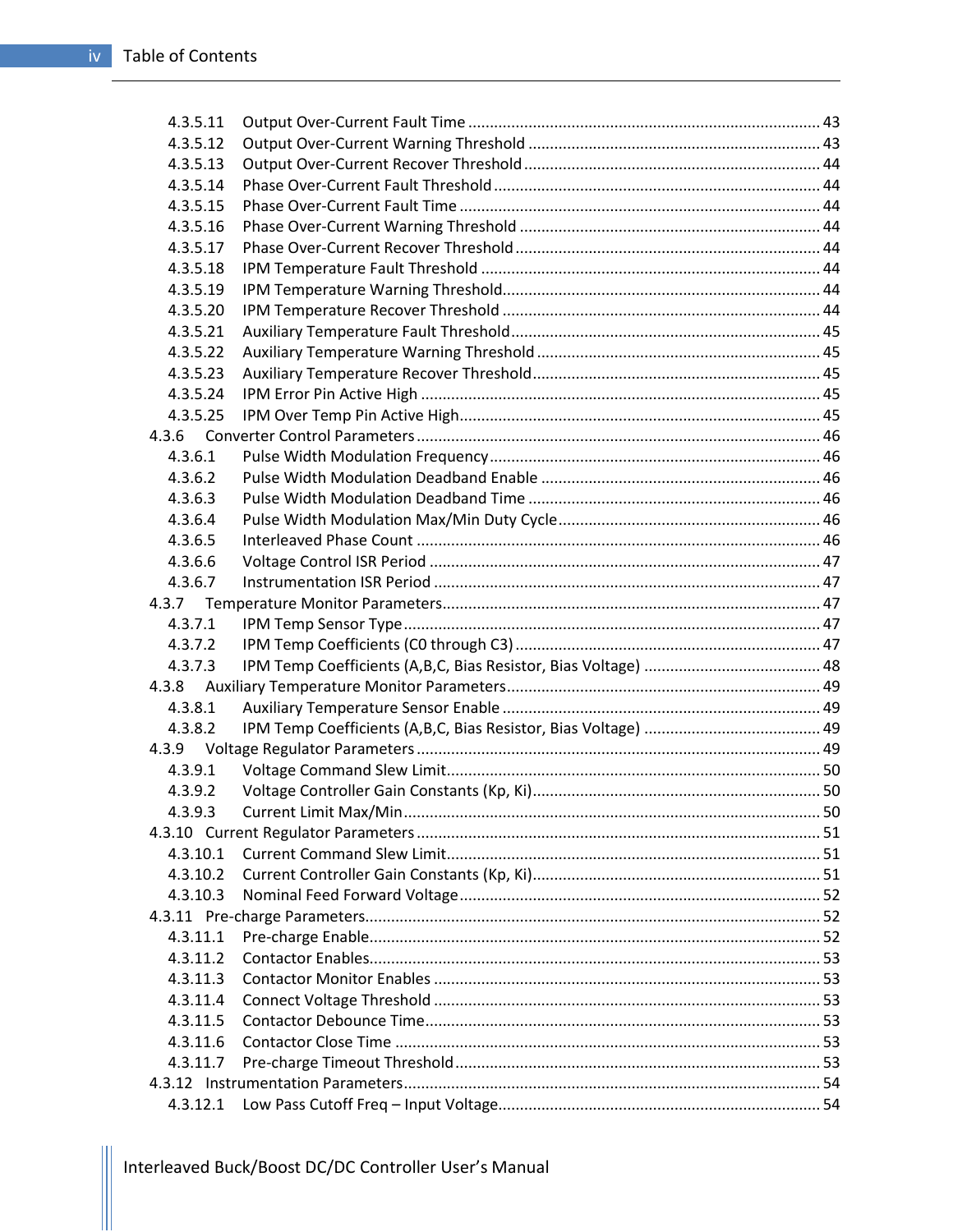4.3.5.11 Output Over-Current Fault Time ........................................................................... 43
4.3.5.12 Output Over-Current Warning Threshold ............................................................... 43
4.3.5.13 Output Over-Current Recover Threshold ................................................................ 44
4.3.5.14 Phase Over-Current Fault Threshold ...................................................................... 44
4.3.5.15 Phase Over-Current Fault Time .............................................................................. 44
4.3.5.16 Phase Over-Current Warning Threshold ................................................................. 44
4.3.5.17 Phase Over-Current Recover Threshold .................................................................. 44
4.3.5.18 IPM Temperature Fault Threshold .......................................................................... 44
4.3.5.19 IPM Temperature Warning Threshold..................................................................... 44
4.3.5.20 IPM Temperature Recover Threshold ..................................................................... 44
4.3.5.21 Auxiliary Temperature Fault Threshold................................................................... 45
4.3.5.22 Auxiliary Temperature Warning Threshold ............................................................. 45
4.3.5.23 Auxiliary Temperature Recover Threshold.............................................................. 45
4.3.5.24 IPM Error Pin Active High ........................................................................................ 45
4.3.5.25 IPM Over Temp Pin Active High............................................................................... 45

4.3.6 Converter Control Parameters ......................................................................................... 46

4.3.6.1 Pulse Width Modulation Frequency ........................................................................ 46
4.3.6.2 Pulse Width Modulation Deadband Enable ............................................................ 46
4.3.6.3 Pulse Width Modulation Deadband Time ............................................................... 46
4.3.6.4 Pulse Width Modulation Max/Min Duty Cycle ........................................................ 46
4.3.6.5 Interleaved Phase Count ......................................................................................... 46
4.3.6.6 Voltage Control ISR Period ...................................................................................... 47
4.3.6.7 Instrumentation ISR Period ..................................................................................... 47

4.3.7 Temperature Monitor Parameters ................................................................................... 47

4.3.7.1 IPM Temp Sensor Type ............................................................................................ 47
4.3.7.2 IPM Temp Coefficients (C0 through C3) .................................................................. 47
4.3.7.3 IPM Temp Coefficients (A,B,C, Bias Resistor, Bias Voltage) ..................................... 48

4.3.8 Auxiliary Temperature Monitor Parameters .................................................................... 49

4.3.8.1 Auxiliary Temperature Sensor Enable ..................................................................... 49
4.3.8.2 IPM Temp Coefficients (A,B,C, Bias Resistor, Bias Voltage) ..................................... 49

4.3.9 Voltage Regulator Parameters ......................................................................................... 49

4.3.9.1 Voltage Command Slew Limit .................................................................................. 50
4.3.9.2 Voltage Controller Gain Constants (Kp, Ki) .............................................................. 50
4.3.9.3 Current Limit Max/Min ............................................................................................ 50

4.3.10 Current Regulator Parameters ......................................................................................... 51

4.3.10.1 Current Command Slew Limit .................................................................................. 51
4.3.10.2 Current Controller Gain Constants (Kp, Ki) .............................................................. 51
4.3.10.3 Nominal Feed Forward Voltage ............................................................................... 52

4.3.11 Pre-charge Parameters ..................................................................................................... 52

4.3.11.1 Pre-charge Enable .................................................................................................... 52
4.3.11.2 Contactor Enables .................................................................................................... 53
4.3.11.3 Contactor Monitor Enables ..................................................................................... 53
4.3.11.4 Connect Voltage Threshold ..................................................................................... 53
4.3.11.5 Contactor Debounce Time ....................................................................................... 53
4.3.11.6 Contactor Close Time .............................................................................................. 53
4.3.11.7 Pre-charge Timeout Threshold ................................................................................ 53

4.3.12 Instrumentation Parameters ............................................................................................ 54

4.3.12.1 Low Pass Cutoff Freq – Input Voltage ...................................................................... 54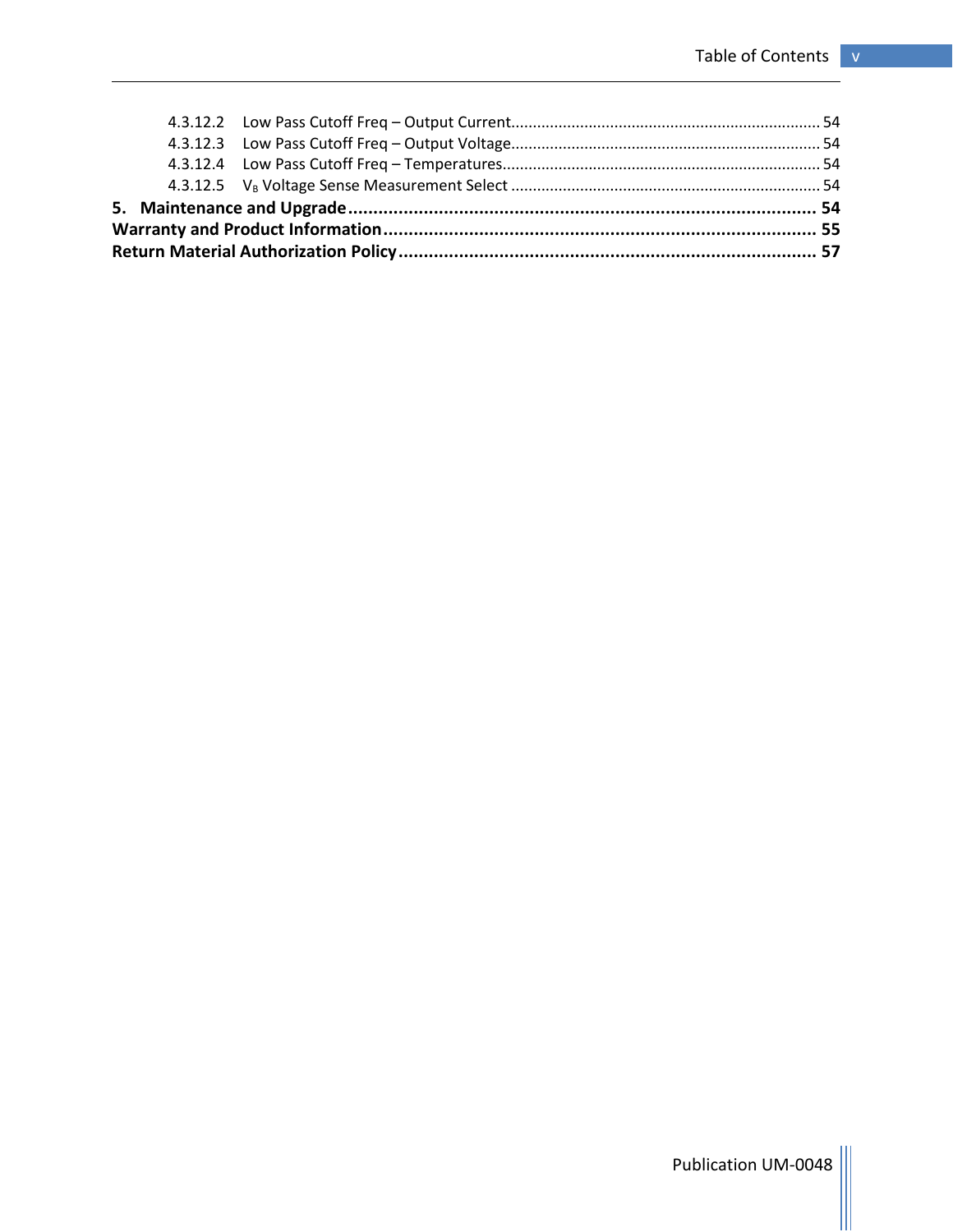4.3.12.2 Low Pass Cutoff Freq – Output Current....................................................................... 54
4.3.12.3 Low Pass Cutoff Freq – Output Voltage....................................................................... 54
4.3.12.4 Low Pass Cutoff Freq – Temperatures......................................................................... 54
4.3.12.5 $V_B$ Voltage Sense Measurement Select ....................................................................... 54

**5. Maintenance and Upgrade............................................................................................ 54**

**Warranty and Product Information..................................................................................... 55**

**Return Material Authorization Policy................................................................................... 57**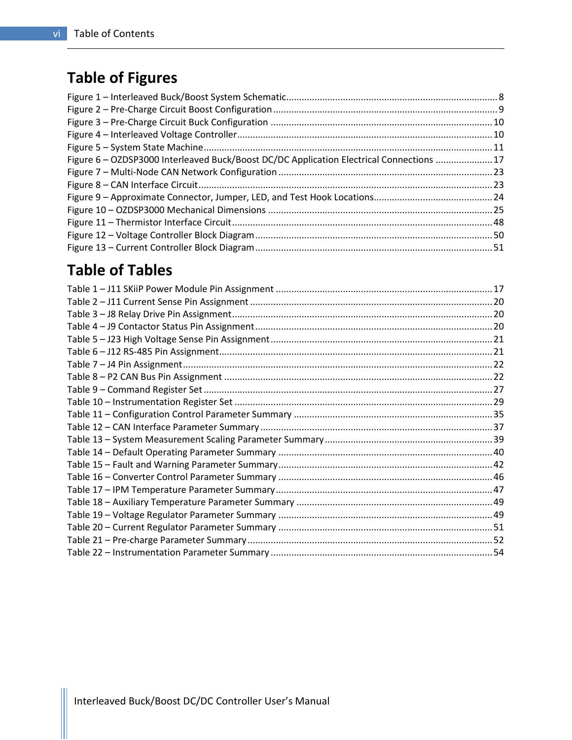## Table of Figures

Figure 1 – Interleaved Buck/Boost System Schematic ..... 8
Figure 2 – Pre-Charge Circuit Boost Configuration ..... 9
Figure 3 – Pre-Charge Circuit Buck Configuration ..... 10
Figure 4 – Interleaved Voltage Controller ..... 10
Figure 5 – System State Machine ..... 11
Figure 6 – OZDSP3000 Interleaved Buck/Boost DC/DC Application Electrical Connections ..... 17
Figure 7 – Multi-Node CAN Network Configuration ..... 23
Figure 8 – CAN Interface Circuit ..... 23
Figure 9 – Approximate Connector, Jumper, LED, and Test Hook Locations ..... 24
Figure 10 – OZDSP3000 Mechanical Dimensions ..... 25
Figure 11 – Thermistor Interface Circuit ..... 48
Figure 12 – Voltage Controller Block Diagram ..... 50
Figure 13 – Current Controller Block Diagram ..... 51

## Table of Tables

Table 1 – J11 SKiiP Power Module Pin Assignment ..... 17
Table 2 – J11 Current Sense Pin Assignment ..... 20
Table 3 – J8 Relay Drive Pin Assignment ..... 20
Table 4 – J9 Contactor Status Pin Assignment ..... 20
Table 5 – J23 High Voltage Sense Pin Assignment ..... 21
Table 6 – J12 RS-485 Pin Assignment ..... 21
Table 7 – J4 Pin Assignment ..... 22
Table 8 – P2 CAN Bus Pin Assignment ..... 22
Table 9 – Command Register Set ..... 27
Table 10 – Instrumentation Register Set ..... 29
Table 11 – Configuration Control Parameter Summary ..... 35
Table 12 – CAN Interface Parameter Summary ..... 37
Table 13 – System Measurement Scaling Parameter Summary ..... 39
Table 14 – Default Operating Parameter Summary ..... 40
Table 15 – Fault and Warning Parameter Summary ..... 42
Table 16 – Converter Control Parameter Summary ..... 46
Table 17 – IPM Temperature Parameter Summary ..... 47
Table 18 – Auxiliary Temperature Parameter Summary ..... 49
Table 19 – Voltage Regulator Parameter Summary ..... 49
Table 20 – Current Regulator Parameter Summary ..... 51
Table 21 – Pre-charge Parameter Summary ..... 52
Table 22 – Instrumentation Parameter Summary ..... 54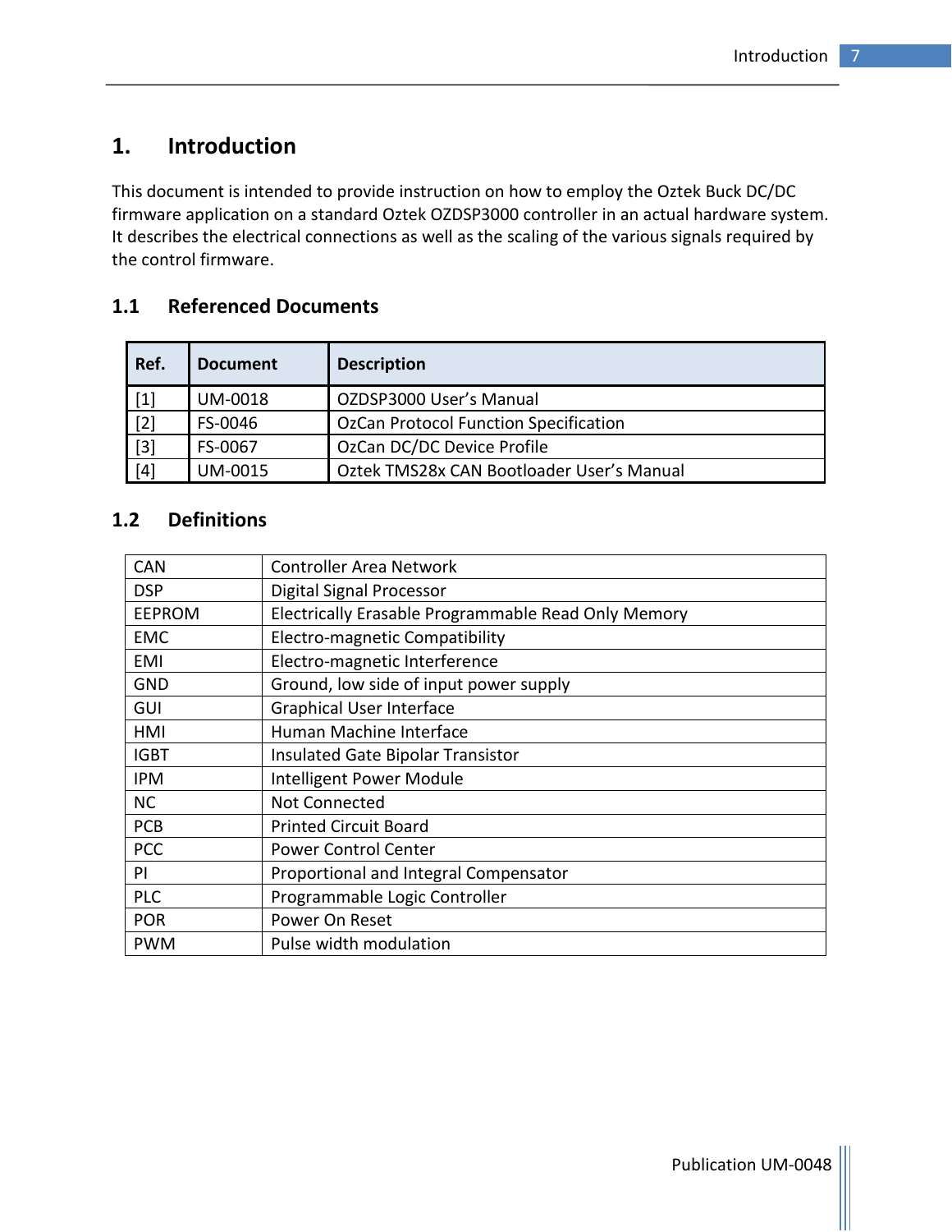# 1. Introduction

This document is intended to provide instruction on how to employ the Oztek Buck DC/DC firmware application on a standard Oztek OZDSP3000 controller in an actual hardware system. It describes the electrical connections as well as the scaling of the various signals required by the control firmware.

## 1.1 Referenced Documents

| Ref. | Document | Description |
|---|---|---|
| [1] | UM-0018 | OZDSP3000 User's Manual |
| [2] | FS-0046 | OzCan Protocol Function Specification |
| [3] | FS-0067 | OzCan DC/DC Device Profile |
| [4] | UM-0015 | Oztek TMS28x CAN Bootloader User's Manual |

## 1.2 Definitions

| | |
|---|---|
| CAN | Controller Area Network |
| DSP | Digital Signal Processor |
| EEPROM | Electrically Erasable Programmable Read Only Memory |
| EMC | Electro-magnetic Compatibility |
| EMI | Electro-magnetic Interference |
| GND | Ground, low side of input power supply |
| GUI | Graphical User Interface |
| HMI | Human Machine Interface |
| IGBT | Insulated Gate Bipolar Transistor |
| IPM | Intelligent Power Module |
| NC | Not Connected |
| PCB | Printed Circuit Board |
| PCC | Power Control Center |
| PI | Proportional and Integral Compensator |
| PLC | Programmable Logic Controller |
| POR | Power On Reset |
| PWM | Pulse width modulation |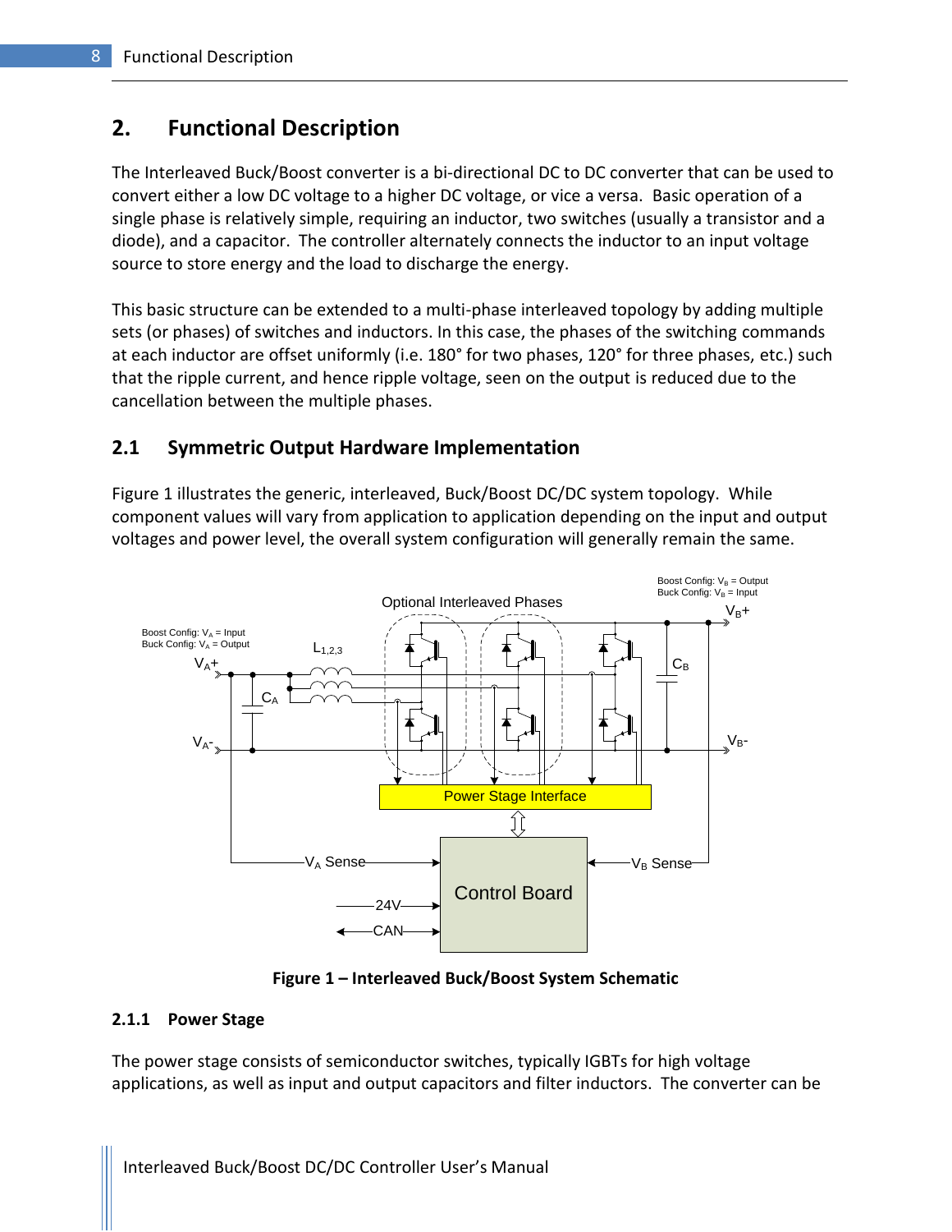## 2. Functional Description

The Interleaved Buck/Boost converter is a bi-directional DC to DC converter that can be used to convert either a low DC voltage to a higher DC voltage, or vice a versa. Basic operation of a single phase is relatively simple, requiring an inductor, two switches (usually a transistor and a diode), and a capacitor. The controller alternately connects the inductor to an input voltage source to store energy and the load to discharge the energy.

This basic structure can be extended to a multi-phase interleaved topology by adding multiple sets (or phases) of switches and inductors. In this case, the phases of the switching commands at each inductor are offset uniformly (i.e. 180° for two phases, 120° for three phases, etc.) such that the ripple current, and hence ripple voltage, seen on the output is reduced due to the cancellation between the multiple phases.

### 2.1 Symmetric Output Hardware Implementation

Figure 1 illustrates the generic, interleaved, Buck/Boost DC/DC system topology. While component values will vary from application to application depending on the input and output voltages and power level, the overall system configuration will generally remain the same.

Boost Config: $V_B$ = Output
Buck Config: $V_B$ = Input
Optional Interleaved Phases
$V_B$+
Boost Config: $V_A$ = Input
Buck Config: $V_A$ = Output
$L_{1,2,3}$
$V_A$+
$C_B$
$C_A$
$V_A$-
$V_B$-
Power Stage Interface
$V_A$ Sense
$V_B$ Sense
Control Board
24V
CAN

**Figure 1 – Interleaved Buck/Boost System Schematic**

#### 2.1.1 Power Stage

The power stage consists of semiconductor switches, typically IGBTs for high voltage applications, as well as input and output capacitors and filter inductors. The converter can be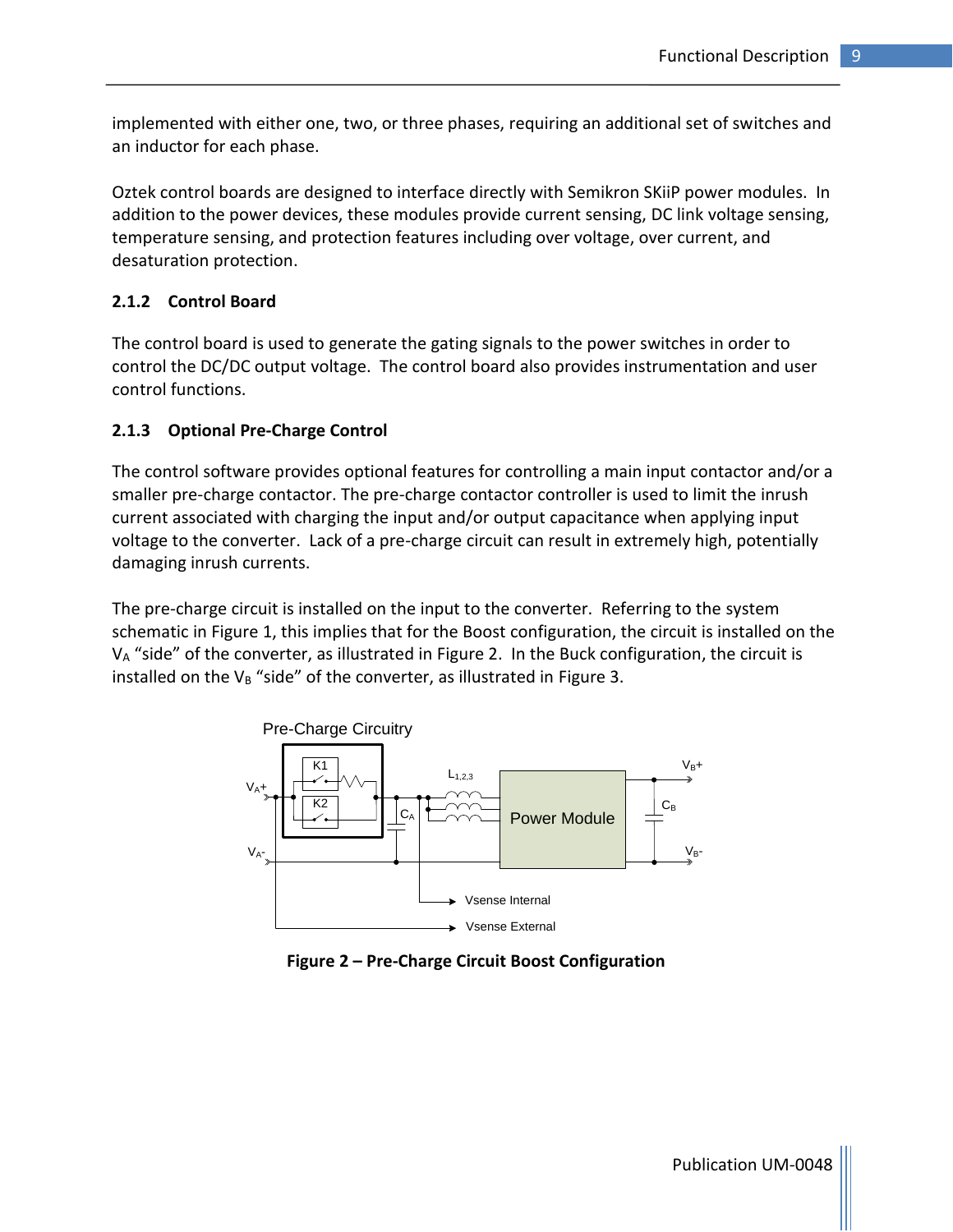implemented with either one, two, or three phases, requiring an additional set of switches and an inductor for each phase.

Oztek control boards are designed to interface directly with Semikron SKiiP power modules. In addition to the power devices, these modules provide current sensing, DC link voltage sensing, temperature sensing, and protection features including over voltage, over current, and desaturation protection.

### 2.1.2 Control Board

The control board is used to generate the gating signals to the power switches in order to control the DC/DC output voltage. The control board also provides instrumentation and user control functions.

### 2.1.3 Optional Pre-Charge Control

The control software provides optional features for controlling a main input contactor and/or a smaller pre-charge contactor. The pre-charge contactor controller is used to limit the inrush current associated with charging the input and/or output capacitance when applying input voltage to the converter. Lack of a pre-charge circuit can result in extremely high, potentially damaging inrush currents.

The pre-charge circuit is installed on the input to the converter. Referring to the system schematic in Figure 1, this implies that for the Boost configuration, the circuit is installed on the $V_A$ "side" of the converter, as illustrated in Figure 2. In the Buck configuration, the circuit is installed on the $V_B$ "side" of the converter, as illustrated in Figure 3.

Pre-Charge Circuitry

K1

K2

$V_A$+

$V_A$-

$C_A$

$L_{1,2,3}$

Power Module

$C_B$

$V_B$+

$V_B$-

Vsense Internal

Vsense External

**Figure 2 – Pre-Charge Circuit Boost Configuration**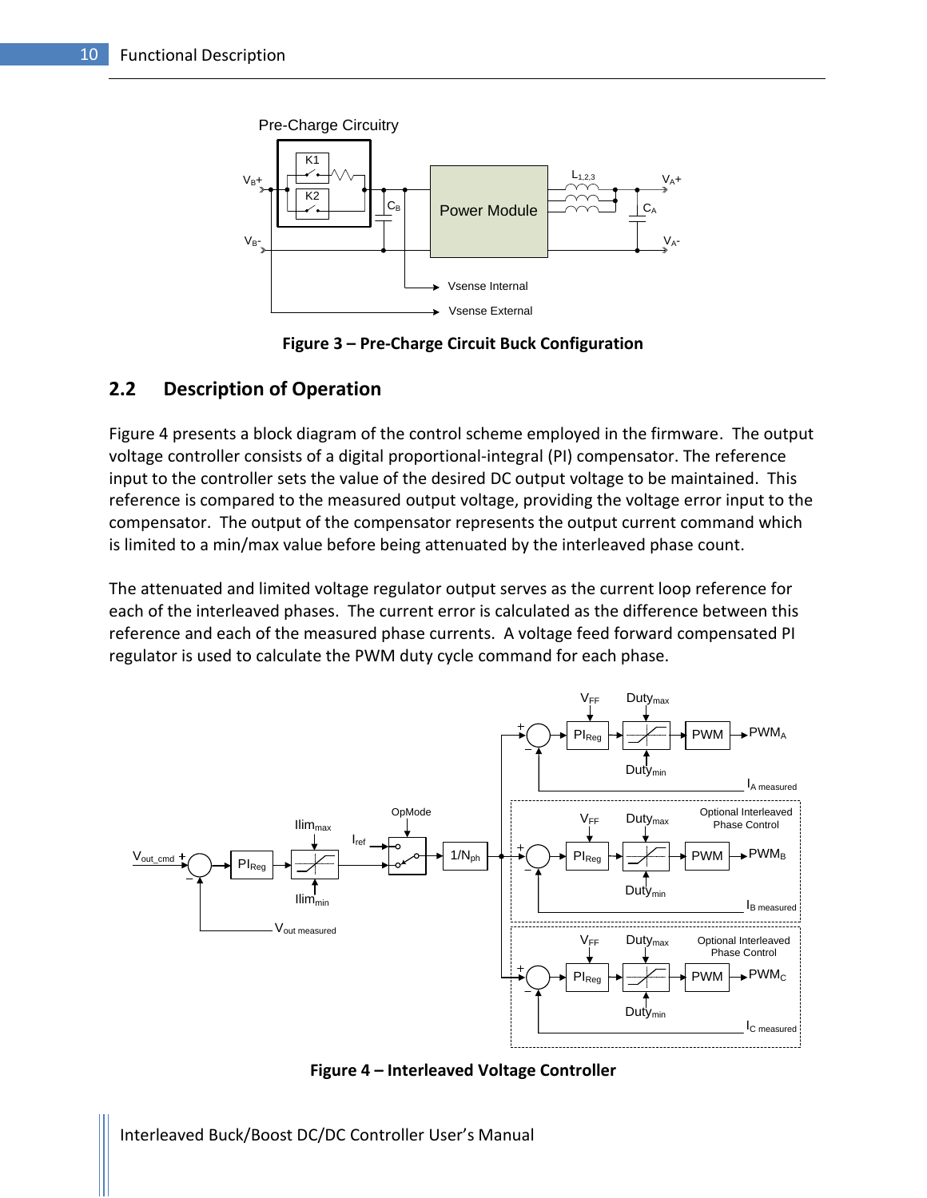Pre-Charge Circuitry

K1

K2

$V_B$+

$V_B$-

$C_B$

Power Module

$L_{1,2,3}$

$V_A$+

$C_A$

$V_A$-

Vsense Internal

Vsense External

**Figure 3 – Pre-Charge Circuit Buck Configuration**

## 2.2 Description of Operation

Figure 4 presents a block diagram of the control scheme employed in the firmware. The output voltage controller consists of a digital proportional-integral (PI) compensator. The reference input to the controller sets the value of the desired DC output voltage to be maintained. This reference is compared to the measured output voltage, providing the voltage error input to the compensator. The output of the compensator represents the output current command which is limited to a min/max value before being attenuated by the interleaved phase count.

The attenuated and limited voltage regulator output serves as the current loop reference for each of the interleaved phases. The current error is calculated as the difference between this reference and each of the measured phase currents. A voltage feed forward compensated PI regulator is used to calculate the PWM duty cycle command for each phase.

$V_{out\_cmd}$

$PI_{Reg}$

$Ilim_{max}$

$Ilim_{min}$

$V_{out\ measured}$

$I_{ref}$

OpMode

$1/N_{ph}$

$V_{FF}$

$Duty_{max}$

$Duty_{min}$

PWM

$PWM_A$

$I_{A\ measured}$

Optional Interleaved Phase Control

$PWM_B$

$I_{B\ measured}$

Optional Interleaved Phase Control

$PWM_C$

$I_{C\ measured}$

**Figure 4 – Interleaved Voltage Controller**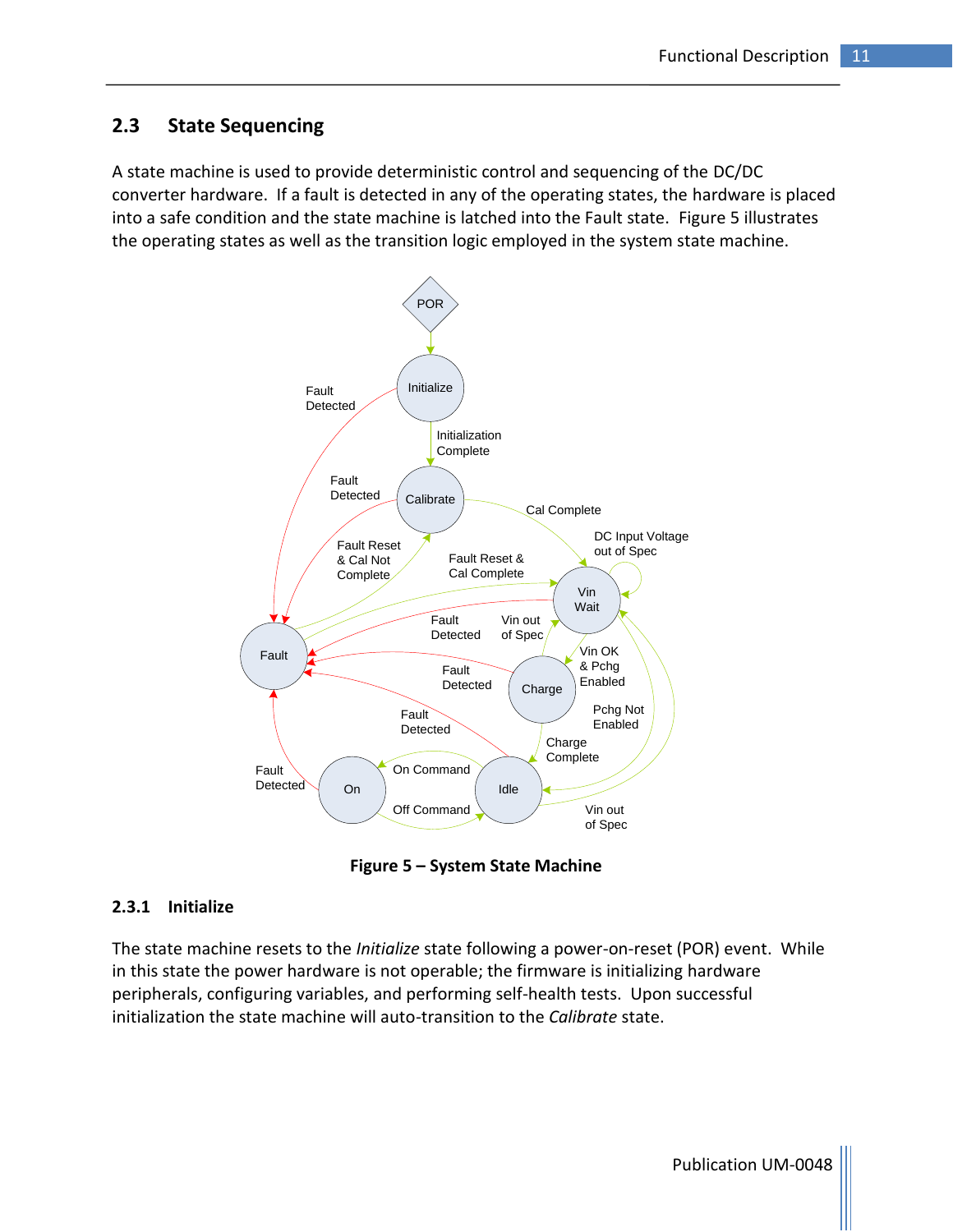## 2.3 State Sequencing

A state machine is used to provide deterministic control and sequencing of the DC/DC converter hardware. If a fault is detected in any of the operating states, the hardware is placed into a safe condition and the state machine is latched into the Fault state. Figure 5 illustrates the operating states as well as the transition logic employed in the system state machine.

POR
Initialize
Fault Detected
Initialization Complete
Calibrate
Fault Detected
Cal Complete
DC Input Voltage out of Spec
Fault Reset & Cal Not Complete
Fault Reset & Cal Complete
Vin Wait
Fault
Fault Detected
Vin out of Spec
Vin OK & Pchg Enabled
Fault Detected
Charge
Pchg Not Enabled
Fault Detected
Charge Complete
Fault Detected
On Command
On
Idle
Off Command
Vin out of Spec

**Figure 5 – System State Machine**

### 2.3.1 Initialize

The state machine resets to the *Initialize* state following a power-on-reset (POR) event. While in this state the power hardware is not operable; the firmware is initializing hardware peripherals, configuring variables, and performing self-health tests. Upon successful initialization the state machine will auto-transition to the *Calibrate* state.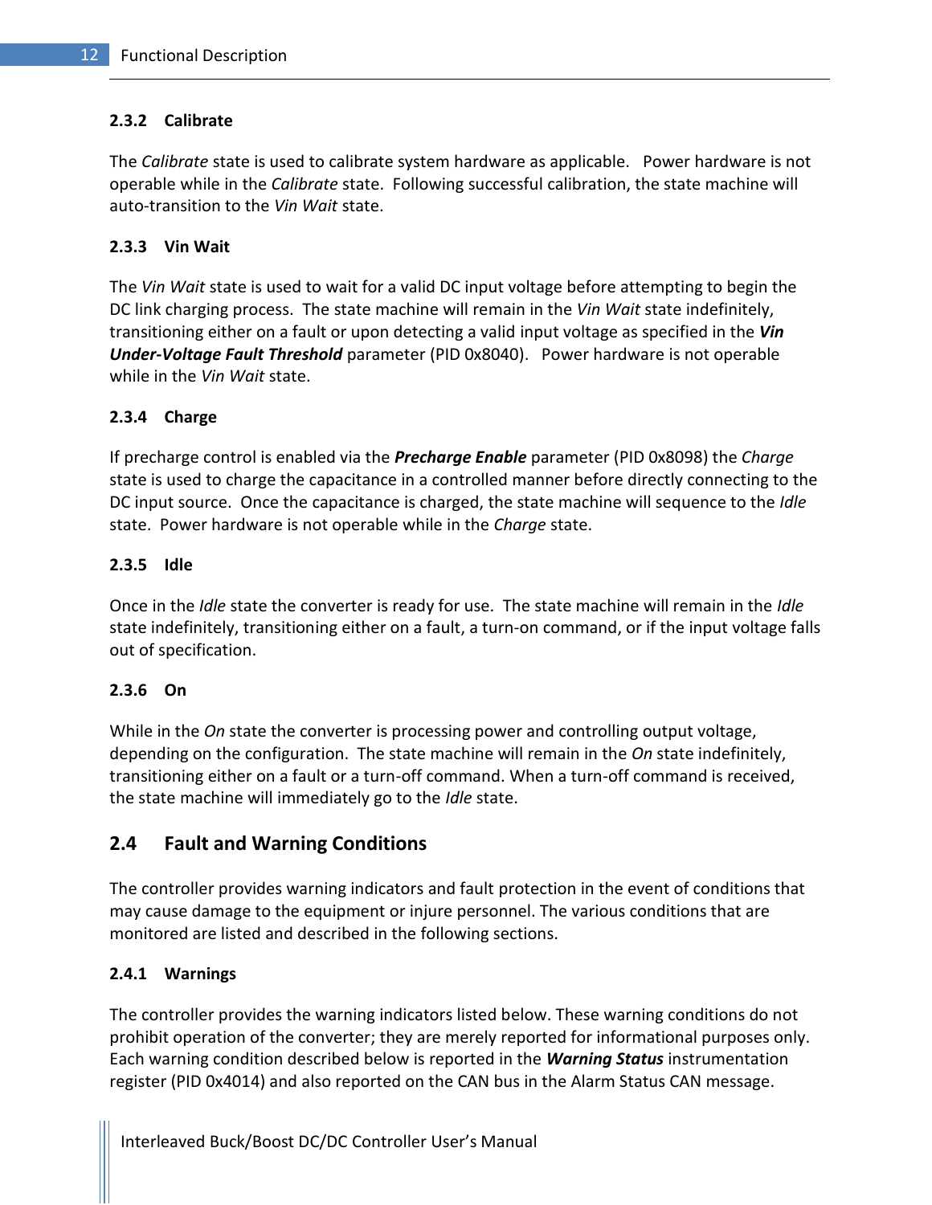### 2.3.2 Calibrate

The *Calibrate* state is used to calibrate system hardware as applicable. Power hardware is not operable while in the *Calibrate* state. Following successful calibration, the state machine will auto-transition to the *Vin Wait* state.

### 2.3.3 Vin Wait

The *Vin Wait* state is used to wait for a valid DC input voltage before attempting to begin the DC link charging process. The state machine will remain in the *Vin Wait* state indefinitely, transitioning either on a fault or upon detecting a valid input voltage as specified in the ***Vin Under-Voltage Fault Threshold*** parameter (PID 0x8040). Power hardware is not operable while in the *Vin Wait* state.

### 2.3.4 Charge

If precharge control is enabled via the ***Precharge Enable*** parameter (PID 0x8098) the *Charge* state is used to charge the capacitance in a controlled manner before directly connecting to the DC input source. Once the capacitance is charged, the state machine will sequence to the *Idle* state. Power hardware is not operable while in the *Charge* state.

### 2.3.5 Idle

Once in the *Idle* state the converter is ready for use. The state machine will remain in the *Idle* state indefinitely, transitioning either on a fault, a turn-on command, or if the input voltage falls out of specification.

### 2.3.6 On

While in the *On* state the converter is processing power and controlling output voltage, depending on the configuration. The state machine will remain in the *On* state indefinitely, transitioning either on a fault or a turn-off command. When a turn-off command is received, the state machine will immediately go to the *Idle* state.

## 2.4 Fault and Warning Conditions

The controller provides warning indicators and fault protection in the event of conditions that may cause damage to the equipment or injure personnel. The various conditions that are monitored are listed and described in the following sections.

### 2.4.1 Warnings

The controller provides the warning indicators listed below. These warning conditions do not prohibit operation of the converter; they are merely reported for informational purposes only. Each warning condition described below is reported in the ***Warning Status*** instrumentation register (PID 0x4014) and also reported on the CAN bus in the Alarm Status CAN message.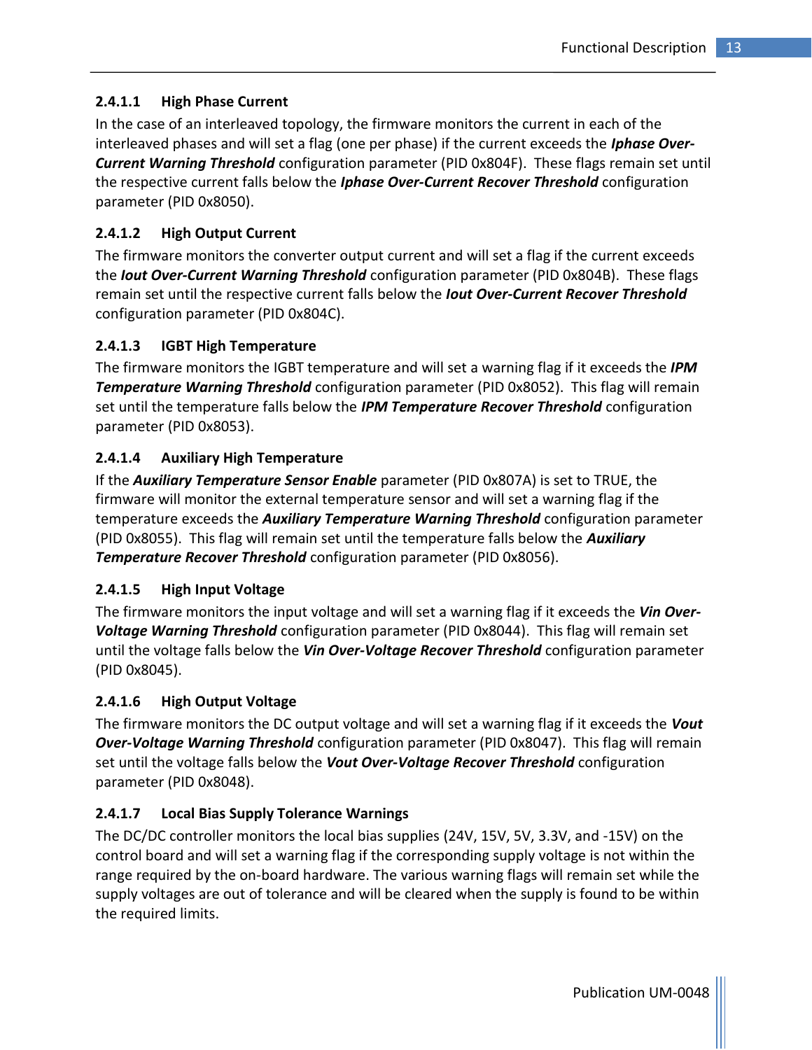#### 2.4.1.1 High Phase Current

In the case of an interleaved topology, the firmware monitors the current in each of the interleaved phases and will set a flag (one per phase) if the current exceeds the ***Iphase Over-Current Warning Threshold*** configuration parameter (PID 0x804F). These flags remain set until the respective current falls below the ***Iphase Over-Current Recover Threshold*** configuration parameter (PID 0x8050).

#### 2.4.1.2 High Output Current

The firmware monitors the converter output current and will set a flag if the current exceeds the ***Iout Over-Current Warning Threshold*** configuration parameter (PID 0x804B). These flags remain set until the respective current falls below the ***Iout Over-Current Recover Threshold*** configuration parameter (PID 0x804C).

#### 2.4.1.3 IGBT High Temperature

The firmware monitors the IGBT temperature and will set a warning flag if it exceeds the ***IPM Temperature Warning Threshold*** configuration parameter (PID 0x8052). This flag will remain set until the temperature falls below the ***IPM Temperature Recover Threshold*** configuration parameter (PID 0x8053).

#### 2.4.1.4 Auxiliary High Temperature

If the ***Auxiliary Temperature Sensor Enable*** parameter (PID 0x807A) is set to TRUE, the firmware will monitor the external temperature sensor and will set a warning flag if the temperature exceeds the ***Auxiliary Temperature Warning Threshold*** configuration parameter (PID 0x8055). This flag will remain set until the temperature falls below the ***Auxiliary Temperature Recover Threshold*** configuration parameter (PID 0x8056).

#### 2.4.1.5 High Input Voltage

The firmware monitors the input voltage and will set a warning flag if it exceeds the ***Vin Over-Voltage Warning Threshold*** configuration parameter (PID 0x8044). This flag will remain set until the voltage falls below the ***Vin Over-Voltage Recover Threshold*** configuration parameter (PID 0x8045).

#### 2.4.1.6 High Output Voltage

The firmware monitors the DC output voltage and will set a warning flag if it exceeds the ***Vout Over-Voltage Warning Threshold*** configuration parameter (PID 0x8047). This flag will remain set until the voltage falls below the ***Vout Over-Voltage Recover Threshold*** configuration parameter (PID 0x8048).

#### 2.4.1.7 Local Bias Supply Tolerance Warnings

The DC/DC controller monitors the local bias supplies (24V, 15V, 5V, 3.3V, and -15V) on the control board and will set a warning flag if the corresponding supply voltage is not within the range required by the on-board hardware. The various warning flags will remain set while the supply voltages are out of tolerance and will be cleared when the supply is found to be within the required limits.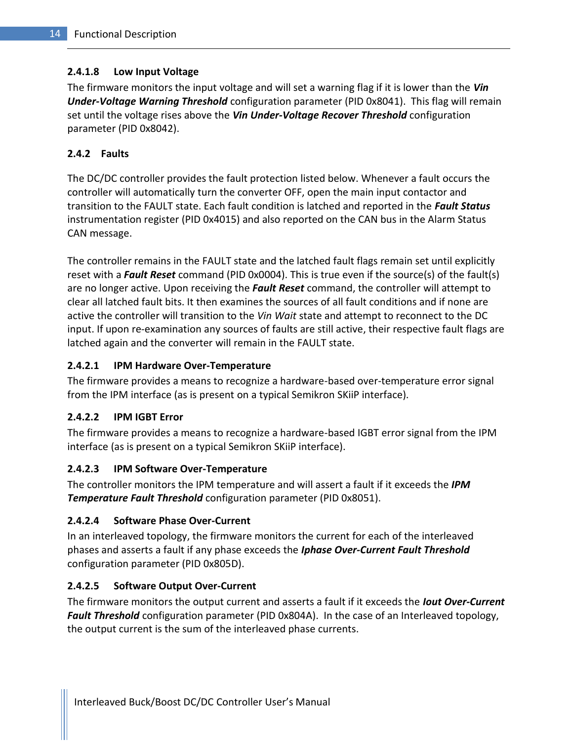#### 2.4.1.8 Low Input Voltage

The firmware monitors the input voltage and will set a warning flag if it is lower than the ***Vin Under-Voltage Warning Threshold*** configuration parameter (PID 0x8041). This flag will remain set until the voltage rises above the ***Vin Under-Voltage Recover Threshold*** configuration parameter (PID 0x8042).

### 2.4.2 Faults

The DC/DC controller provides the fault protection listed below. Whenever a fault occurs the controller will automatically turn the converter OFF, open the main input contactor and transition to the FAULT state. Each fault condition is latched and reported in the ***Fault Status*** instrumentation register (PID 0x4015) and also reported on the CAN bus in the Alarm Status CAN message.

The controller remains in the FAULT state and the latched fault flags remain set until explicitly reset with a ***Fault Reset*** command (PID 0x0004). This is true even if the source(s) of the fault(s) are no longer active. Upon receiving the ***Fault Reset*** command, the controller will attempt to clear all latched fault bits. It then examines the sources of all fault conditions and if none are active the controller will transition to the *Vin Wait* state and attempt to reconnect to the DC input. If upon re-examination any sources of faults are still active, their respective fault flags are latched again and the converter will remain in the FAULT state.

#### 2.4.2.1 IPM Hardware Over-Temperature

The firmware provides a means to recognize a hardware-based over-temperature error signal from the IPM interface (as is present on a typical Semikron SKiiP interface).

#### 2.4.2.2 IPM IGBT Error

The firmware provides a means to recognize a hardware-based IGBT error signal from the IPM interface (as is present on a typical Semikron SKiiP interface).

#### 2.4.2.3 IPM Software Over-Temperature

The controller monitors the IPM temperature and will assert a fault if it exceeds the ***IPM Temperature Fault Threshold*** configuration parameter (PID 0x8051).

#### 2.4.2.4 Software Phase Over-Current

In an interleaved topology, the firmware monitors the current for each of the interleaved phases and asserts a fault if any phase exceeds the ***Iphase Over-Current Fault Threshold*** configuration parameter (PID 0x805D).

#### 2.4.2.5 Software Output Over-Current

The firmware monitors the output current and asserts a fault if it exceeds the ***Iout Over-Current Fault Threshold*** configuration parameter (PID 0x804A). In the case of an Interleaved topology, the output current is the sum of the interleaved phase currents.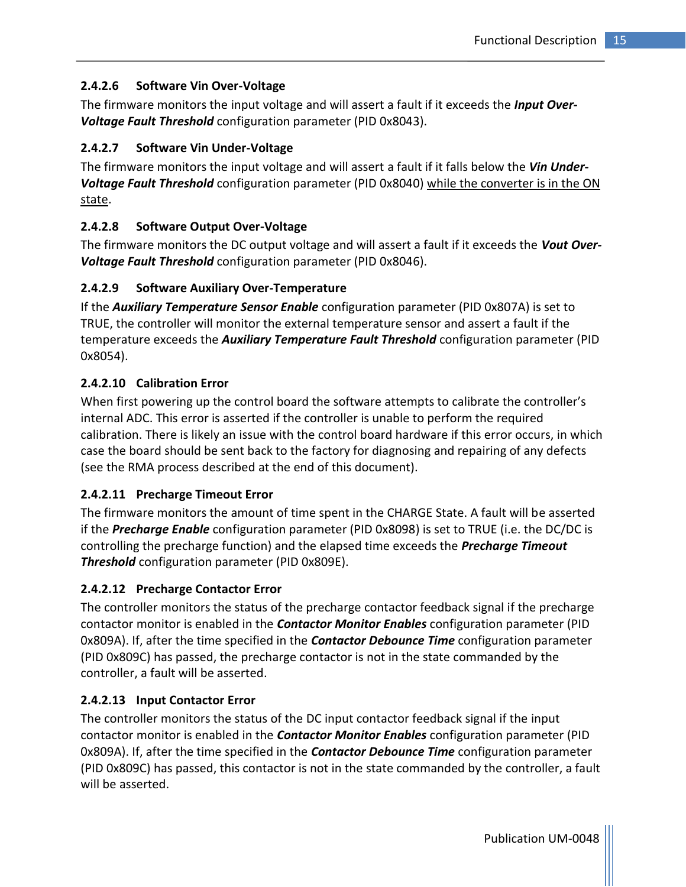#### 2.4.2.6 Software Vin Over-Voltage

The firmware monitors the input voltage and will assert a fault if it exceeds the ***Input Over-Voltage Fault Threshold*** configuration parameter (PID 0x8043).

#### 2.4.2.7 Software Vin Under-Voltage

The firmware monitors the input voltage and will assert a fault if it falls below the ***Vin Under-Voltage Fault Threshold*** configuration parameter (PID 0x8040) <u>while the converter is in the ON state</u>.

#### 2.4.2.8 Software Output Over-Voltage

The firmware monitors the DC output voltage and will assert a fault if it exceeds the ***Vout Over-Voltage Fault Threshold*** configuration parameter (PID 0x8046).

#### 2.4.2.9 Software Auxiliary Over-Temperature

If the ***Auxiliary Temperature Sensor Enable*** configuration parameter (PID 0x807A) is set to TRUE, the controller will monitor the external temperature sensor and assert a fault if the temperature exceeds the ***Auxiliary Temperature Fault Threshold*** configuration parameter (PID 0x8054).

#### 2.4.2.10 Calibration Error

When first powering up the control board the software attempts to calibrate the controller's internal ADC. This error is asserted if the controller is unable to perform the required calibration. There is likely an issue with the control board hardware if this error occurs, in which case the board should be sent back to the factory for diagnosing and repairing of any defects (see the RMA process described at the end of this document).

#### 2.4.2.11 Precharge Timeout Error

The firmware monitors the amount of time spent in the CHARGE State. A fault will be asserted if the ***Precharge Enable*** configuration parameter (PID 0x8098) is set to TRUE (i.e. the DC/DC is controlling the precharge function) and the elapsed time exceeds the ***Precharge Timeout Threshold*** configuration parameter (PID 0x809E).

#### 2.4.2.12 Precharge Contactor Error

The controller monitors the status of the precharge contactor feedback signal if the precharge contactor monitor is enabled in the ***Contactor Monitor Enables*** configuration parameter (PID 0x809A). If, after the time specified in the ***Contactor Debounce Time*** configuration parameter (PID 0x809C) has passed, the precharge contactor is not in the state commanded by the controller, a fault will be asserted.

#### 2.4.2.13 Input Contactor Error

The controller monitors the status of the DC input contactor feedback signal if the input contactor monitor is enabled in the ***Contactor Monitor Enables*** configuration parameter (PID 0x809A). If, after the time specified in the ***Contactor Debounce Time*** configuration parameter (PID 0x809C) has passed, this contactor is not in the state commanded by the controller, a fault will be asserted.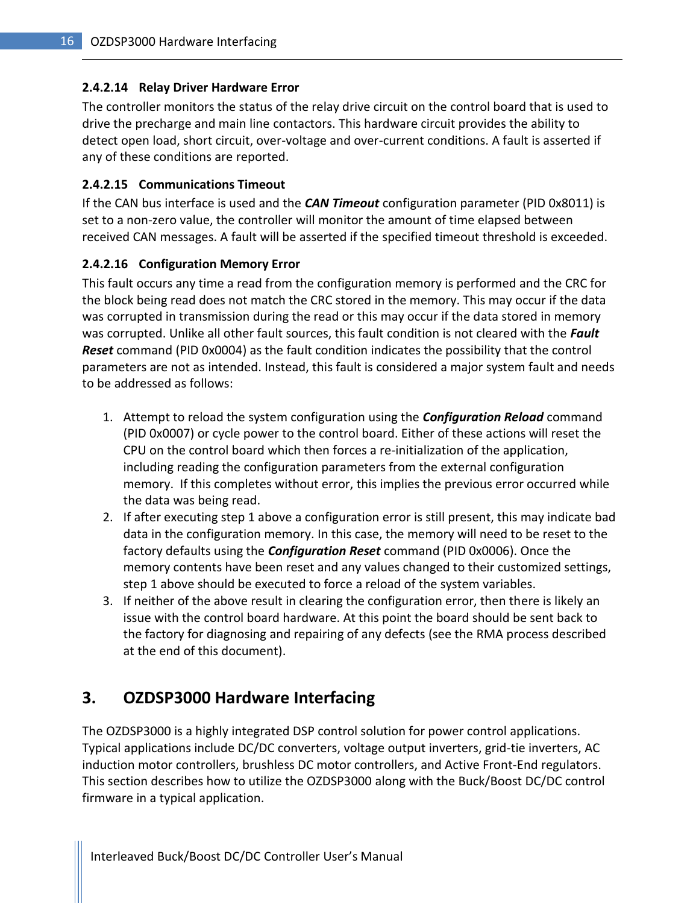#### 2.4.2.14 Relay Driver Hardware Error

The controller monitors the status of the relay drive circuit on the control board that is used to drive the precharge and main line contactors. This hardware circuit provides the ability to detect open load, short circuit, over-voltage and over-current conditions. A fault is asserted if any of these conditions are reported.

#### 2.4.2.15 Communications Timeout

If the CAN bus interface is used and the ***CAN Timeout*** configuration parameter (PID 0x8011) is set to a non-zero value, the controller will monitor the amount of time elapsed between received CAN messages. A fault will be asserted if the specified timeout threshold is exceeded.

#### 2.4.2.16 Configuration Memory Error

This fault occurs any time a read from the configuration memory is performed and the CRC for the block being read does not match the CRC stored in the memory. This may occur if the data was corrupted in transmission during the read or this may occur if the data stored in memory was corrupted. Unlike all other fault sources, this fault condition is not cleared with the ***Fault Reset*** command (PID 0x0004) as the fault condition indicates the possibility that the control parameters are not as intended. Instead, this fault is considered a major system fault and needs to be addressed as follows:

1. Attempt to reload the system configuration using the ***Configuration Reload*** command (PID 0x0007) or cycle power to the control board. Either of these actions will reset the CPU on the control board which then forces a re-initialization of the application, including reading the configuration parameters from the external configuration memory. If this completes without error, this implies the previous error occurred while the data was being read.
2. If after executing step 1 above a configuration error is still present, this may indicate bad data in the configuration memory. In this case, the memory will need to be reset to the factory defaults using the ***Configuration Reset*** command (PID 0x0006). Once the memory contents have been reset and any values changed to their customized settings, step 1 above should be executed to force a reload of the system variables.
3. If neither of the above result in clearing the configuration error, then there is likely an issue with the control board hardware. At this point the board should be sent back to the factory for diagnosing and repairing of any defects (see the RMA process described at the end of this document).

# 3. OZDSP3000 Hardware Interfacing

The OZDSP3000 is a highly integrated DSP control solution for power control applications. Typical applications include DC/DC converters, voltage output inverters, grid-tie inverters, AC induction motor controllers, brushless DC motor controllers, and Active Front-End regulators. This section describes how to utilize the OZDSP3000 along with the Buck/Boost DC/DC control firmware in a typical application.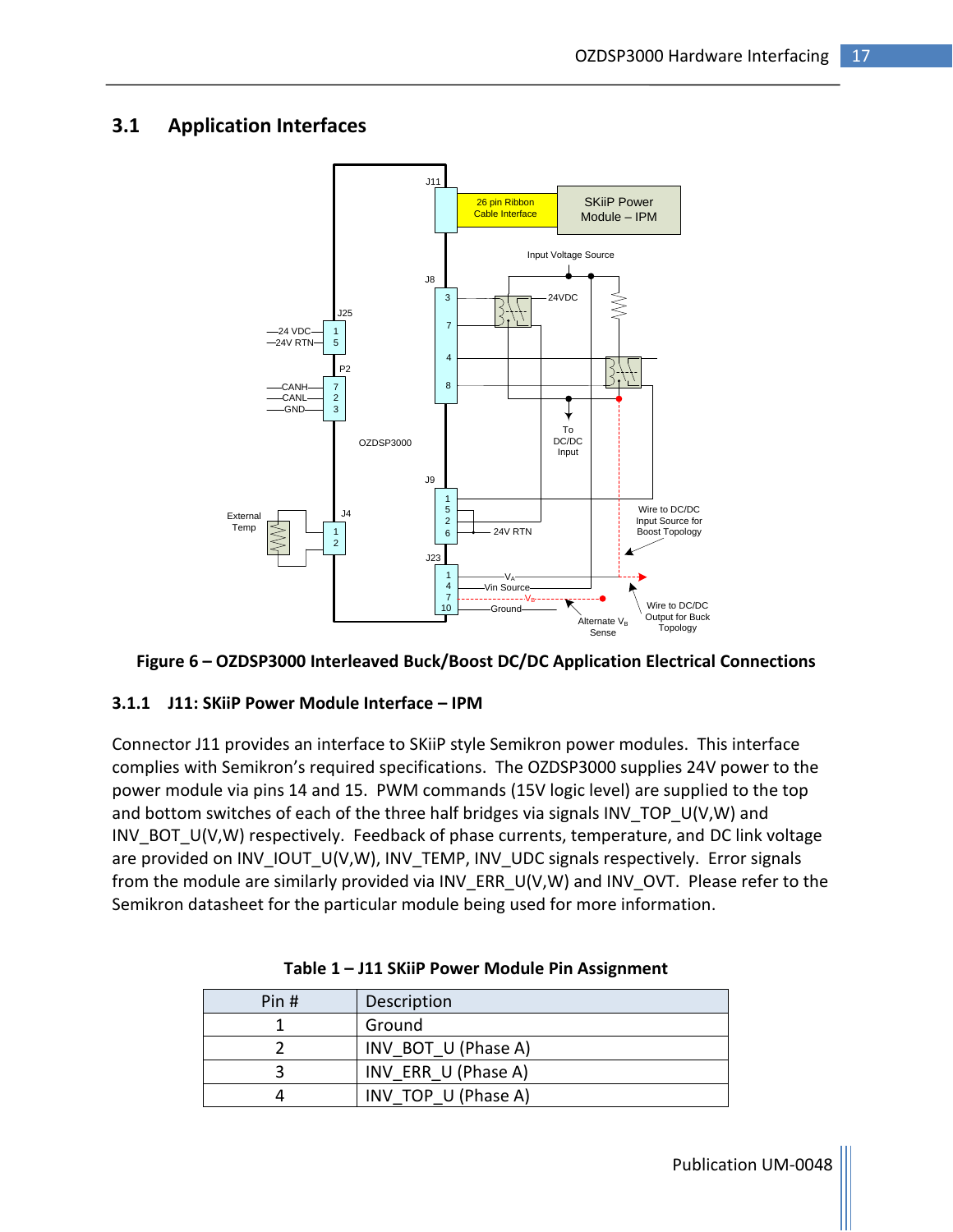## 3.1 Application Interfaces

J11

26 pin Ribbon Cable Interface

SKiiP Power Module – IPM

Input Voltage Source

J8

3

7

4

8

24VDC

J25

—24 VDC—

—24V RTN—

1

5

P2

—CANH—

—CANL—

—GND—

7

2

3

OZDSP3000

To DC/DC Input

J9

1

5

2

6

24V RTN

Wire to DC/DC Input Source for Boost Topology

External Temp

J4

1

2

J23

1

4

7

10

$V_A$

Vin Source

$V_B$

Ground

Alternate $V_B$ Sense

Wire to DC/DC Output for Buck Topology

**Figure 6 – OZDSP3000 Interleaved Buck/Boost DC/DC Application Electrical Connections**

### 3.1.1 J11: SKiiP Power Module Interface – IPM

Connector J11 provides an interface to SKiiP style Semikron power modules. This interface complies with Semikron's required specifications. The OZDSP3000 supplies 24V power to the power module via pins 14 and 15. PWM commands (15V logic level) are supplied to the top and bottom switches of each of the three half bridges via signals INV_TOP_U(V,W) and INV_BOT_U(V,W) respectively. Feedback of phase currents, temperature, and DC link voltage are provided on INV_IOUT_U(V,W), INV_TEMP, INV_UDC signals respectively. Error signals from the module are similarly provided via INV_ERR_U(V,W) and INV_OVT. Please refer to the Semikron datasheet for the particular module being used for more information.

**Table 1 – J11 SKiiP Power Module Pin Assignment**

| Pin # | Description |
| --- | --- |
| 1 | Ground |
| 2 | INV_BOT_U (Phase A) |
| 3 | INV_ERR_U (Phase A) |
| 4 | INV_TOP_U (Phase A) |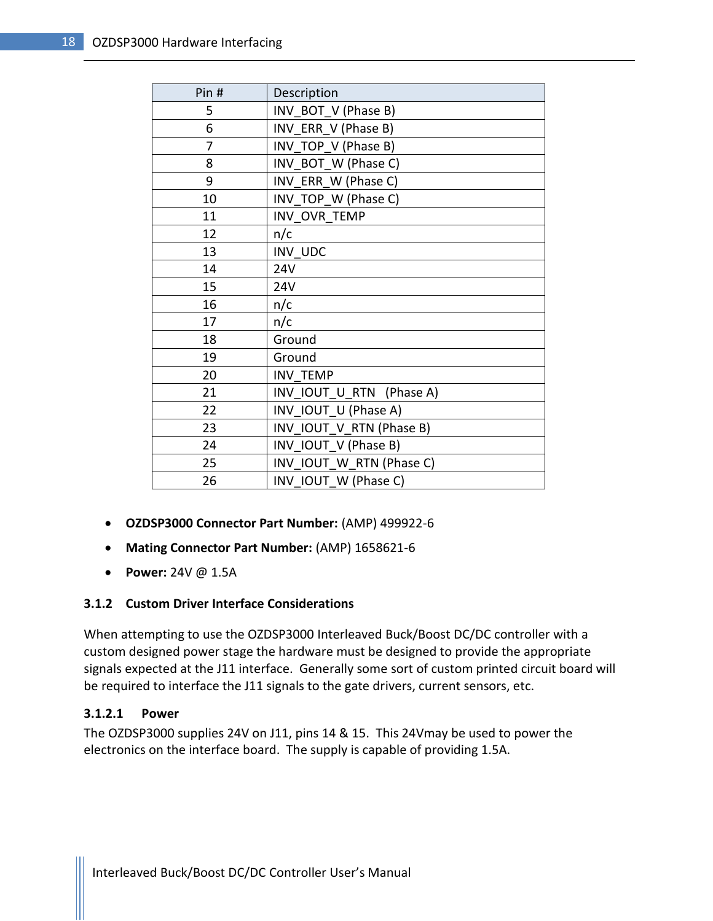| Pin # | Description |
|---|---|
| 5 | INV_BOT_V (Phase B) |
| 6 | INV_ERR_V (Phase B) |
| 7 | INV_TOP_V (Phase B) |
| 8 | INV_BOT_W (Phase C) |
| 9 | INV_ERR_W (Phase C) |
| 10 | INV_TOP_W (Phase C) |
| 11 | INV_OVR_TEMP |
| 12 | n/c |
| 13 | INV_UDC |
| 14 | 24V |
| 15 | 24V |
| 16 | n/c |
| 17 | n/c |
| 18 | Ground |
| 19 | Ground |
| 20 | INV_TEMP |
| 21 | INV_IOUT_U_RTN (Phase A) |
| 22 | INV_IOUT_U (Phase A) |
| 23 | INV_IOUT_V_RTN (Phase B) |
| 24 | INV_IOUT_V (Phase B) |
| 25 | INV_IOUT_W_RTN (Phase C) |
| 26 | INV_IOUT_W (Phase C) |

- **OZDSP3000 Connector Part Number:** (AMP) 499922-6
- **Mating Connector Part Number:** (AMP) 1658621-6
- **Power:** 24V @ 1.5A

### 3.1.2 Custom Driver Interface Considerations

When attempting to use the OZDSP3000 Interleaved Buck/Boost DC/DC controller with a custom designed power stage the hardware must be designed to provide the appropriate signals expected at the J11 interface. Generally some sort of custom printed circuit board will be required to interface the J11 signals to the gate drivers, current sensors, etc.

#### 3.1.2.1 Power

The OZDSP3000 supplies 24V on J11, pins 14 & 15. This 24Vmay be used to power the electronics on the interface board. The supply is capable of providing 1.5A.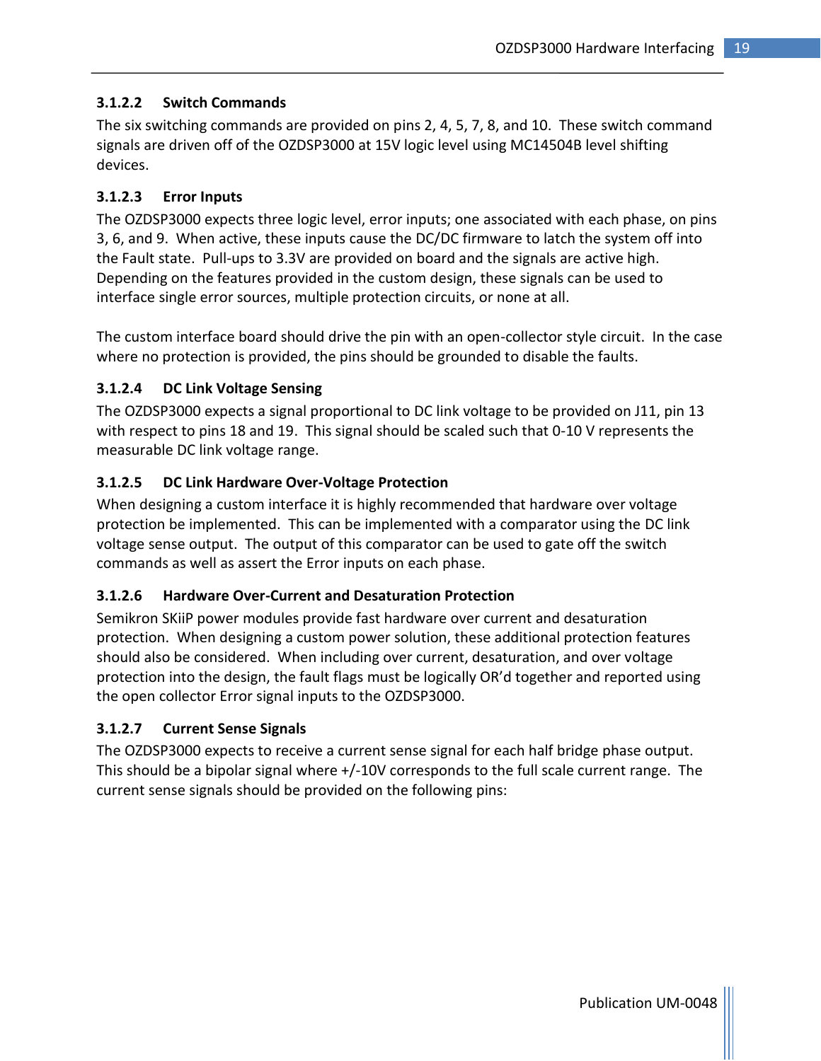#### 3.1.2.2 Switch Commands

The six switching commands are provided on pins 2, 4, 5, 7, 8, and 10. These switch command signals are driven off of the OZDSP3000 at 15V logic level using MC14504B level shifting devices.

#### 3.1.2.3 Error Inputs

The OZDSP3000 expects three logic level, error inputs; one associated with each phase, on pins 3, 6, and 9. When active, these inputs cause the DC/DC firmware to latch the system off into the Fault state. Pull-ups to 3.3V are provided on board and the signals are active high. Depending on the features provided in the custom design, these signals can be used to interface single error sources, multiple protection circuits, or none at all.

The custom interface board should drive the pin with an open-collector style circuit. In the case where no protection is provided, the pins should be grounded to disable the faults.

#### 3.1.2.4 DC Link Voltage Sensing

The OZDSP3000 expects a signal proportional to DC link voltage to be provided on J11, pin 13 with respect to pins 18 and 19. This signal should be scaled such that 0-10 V represents the measurable DC link voltage range.

#### 3.1.2.5 DC Link Hardware Over-Voltage Protection

When designing a custom interface it is highly recommended that hardware over voltage protection be implemented. This can be implemented with a comparator using the DC link voltage sense output. The output of this comparator can be used to gate off the switch commands as well as assert the Error inputs on each phase.

#### 3.1.2.6 Hardware Over-Current and Desaturation Protection

Semikron SKiiP power modules provide fast hardware over current and desaturation protection. When designing a custom power solution, these additional protection features should also be considered. When including over current, desaturation, and over voltage protection into the design, the fault flags must be logically OR'd together and reported using the open collector Error signal inputs to the OZDSP3000.

#### 3.1.2.7 Current Sense Signals

The OZDSP3000 expects to receive a current sense signal for each half bridge phase output. This should be a bipolar signal where +/-10V corresponds to the full scale current range. The current sense signals should be provided on the following pins: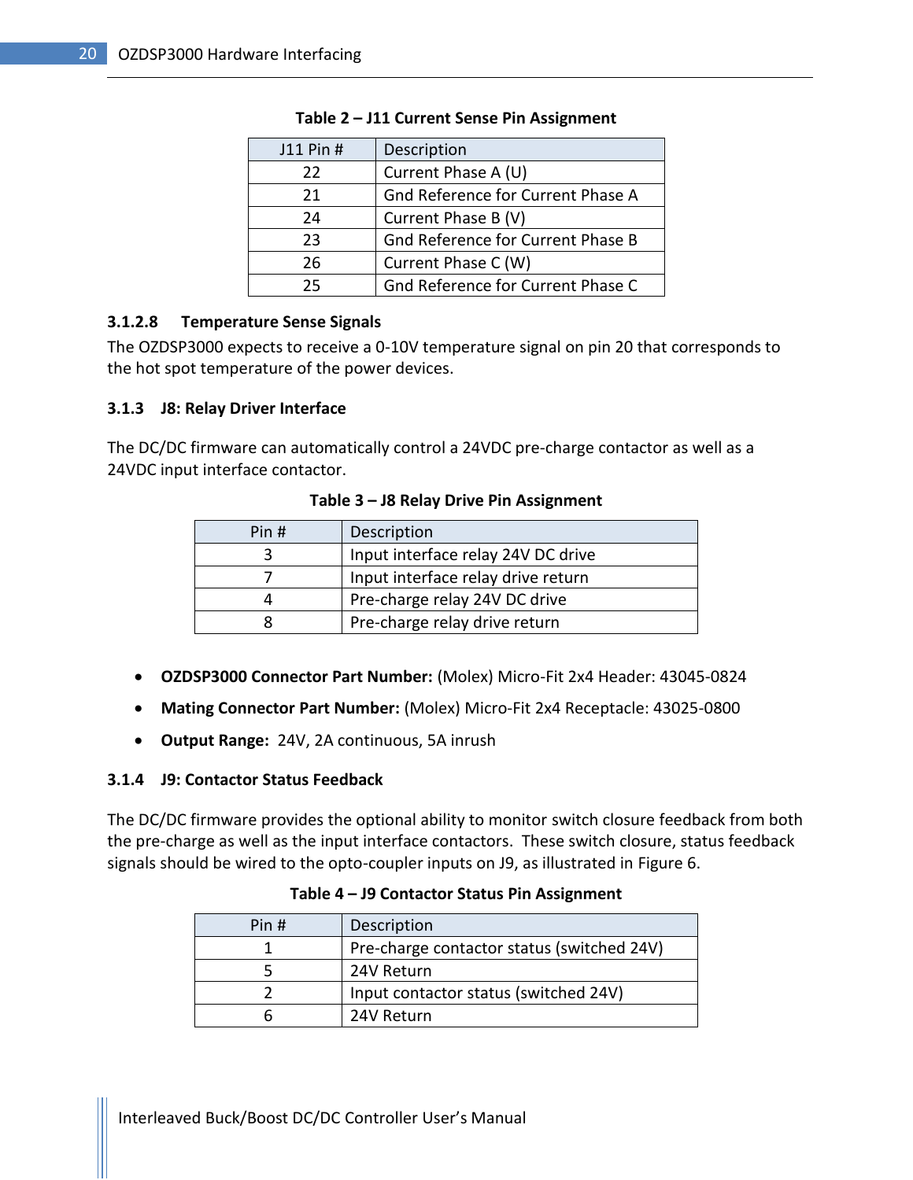**Table 2 – J11 Current Sense Pin Assignment**

| J11 Pin # | Description |
|---|---|
| 22 | Current Phase A (U) |
| 21 | Gnd Reference for Current Phase A |
| 24 | Current Phase B (V) |
| 23 | Gnd Reference for Current Phase B |
| 26 | Current Phase C (W) |
| 25 | Gnd Reference for Current Phase C |

#### 3.1.2.8 Temperature Sense Signals

The OZDSP3000 expects to receive a 0-10V temperature signal on pin 20 that corresponds to the hot spot temperature of the power devices.

### 3.1.3 J8: Relay Driver Interface

The DC/DC firmware can automatically control a 24VDC pre-charge contactor as well as a 24VDC input interface contactor.

**Table 3 – J8 Relay Drive Pin Assignment**

| Pin # | Description |
|---|---|
| 3 | Input interface relay 24V DC drive |
| 7 | Input interface relay drive return |
| 4 | Pre-charge relay 24V DC drive |
| 8 | Pre-charge relay drive return |

- **OZDSP3000 Connector Part Number:** (Molex) Micro-Fit 2x4 Header: 43045-0824
- **Mating Connector Part Number:** (Molex) Micro-Fit 2x4 Receptacle: 43025-0800
- **Output Range:** 24V, 2A continuous, 5A inrush

### 3.1.4 J9: Contactor Status Feedback

The DC/DC firmware provides the optional ability to monitor switch closure feedback from both the pre-charge as well as the input interface contactors. These switch closure, status feedback signals should be wired to the opto-coupler inputs on J9, as illustrated in Figure 6.

**Table 4 – J9 Contactor Status Pin Assignment**

| Pin # | Description |
|---|---|
| 1 | Pre-charge contactor status (switched 24V) |
| 5 | 24V Return |
| 2 | Input contactor status (switched 24V) |
| 6 | 24V Return |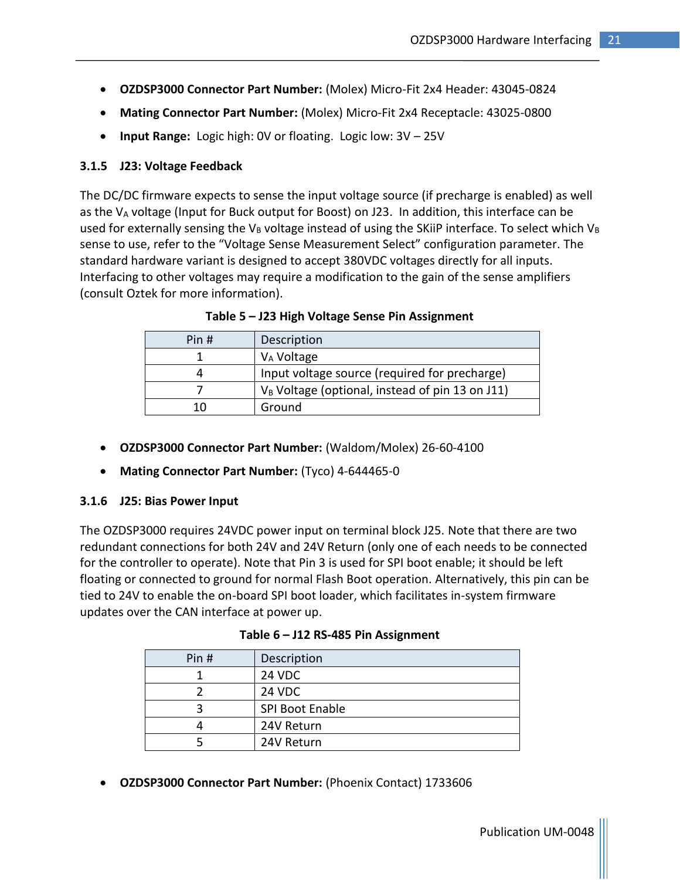- **OZDSP3000 Connector Part Number:** (Molex) Micro-Fit 2x4 Header: 43045-0824
- **Mating Connector Part Number:** (Molex) Micro-Fit 2x4 Receptacle: 43025-0800
- **Input Range:** Logic high: 0V or floating. Logic low: 3V – 25V

### 3.1.5 J23: Voltage Feedback

The DC/DC firmware expects to sense the input voltage source (if precharge is enabled) as well as the $V_A$ voltage (Input for Buck output for Boost) on J23. In addition, this interface can be used for externally sensing the $V_B$ voltage instead of using the SKiiP interface. To select which $V_B$ sense to use, refer to the "Voltage Sense Measurement Select" configuration parameter. The standard hardware variant is designed to accept 380VDC voltages directly for all inputs. Interfacing to other voltages may require a modification to the gain of the sense amplifiers (consult Oztek for more information).

**Table 5 – J23 High Voltage Sense Pin Assignment**

| Pin # | Description |
|---|---|
| 1 | $V_A$ Voltage |
| 4 | Input voltage source (required for precharge) |
| 7 | $V_B$ Voltage (optional, instead of pin 13 on J11) |
| 10 | Ground |

- **OZDSP3000 Connector Part Number:** (Waldom/Molex) 26-60-4100
- **Mating Connector Part Number:** (Tyco) 4-644465-0

### 3.1.6 J25: Bias Power Input

The OZDSP3000 requires 24VDC power input on terminal block J25. Note that there are two redundant connections for both 24V and 24V Return (only one of each needs to be connected for the controller to operate). Note that Pin 3 is used for SPI boot enable; it should be left floating or connected to ground for normal Flash Boot operation. Alternatively, this pin can be tied to 24V to enable the on-board SPI boot loader, which facilitates in-system firmware updates over the CAN interface at power up.

**Table 6 – J12 RS-485 Pin Assignment**

| Pin # | Description |
|---|---|
| 1 | 24 VDC |
| 2 | 24 VDC |
| 3 | SPI Boot Enable |
| 4 | 24V Return |
| 5 | 24V Return |

- **OZDSP3000 Connector Part Number:** (Phoenix Contact) 1733606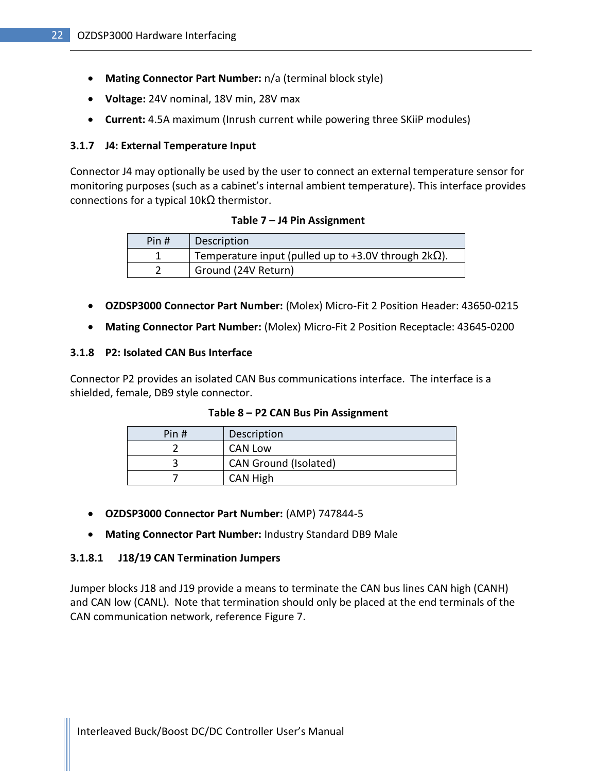- **Mating Connector Part Number:** n/a (terminal block style)
- **Voltage:** 24V nominal, 18V min, 28V max
- **Current:** 4.5A maximum (Inrush current while powering three SKiiP modules)

### 3.1.7 J4: External Temperature Input

Connector J4 may optionally be used by the user to connect an external temperature sensor for monitoring purposes (such as a cabinet's internal ambient temperature). This interface provides connections for a typical 10kΩ thermistor.

**Table 7 – J4 Pin Assignment**

| Pin # | Description |
|---|---|
| 1 | Temperature input (pulled up to +3.0V through 2kΩ). |
| 2 | Ground (24V Return) |

- **OZDSP3000 Connector Part Number:** (Molex) Micro-Fit 2 Position Header: 43650-0215
- **Mating Connector Part Number:** (Molex) Micro-Fit 2 Position Receptacle: 43645-0200

### 3.1.8 P2: Isolated CAN Bus Interface

Connector P2 provides an isolated CAN Bus communications interface. The interface is a shielded, female, DB9 style connector.

**Table 8 – P2 CAN Bus Pin Assignment**

| Pin # | Description |
|---|---|
| 2 | CAN Low |
| 3 | CAN Ground (Isolated) |
| 7 | CAN High |

- **OZDSP3000 Connector Part Number:** (AMP) 747844-5
- **Mating Connector Part Number:** Industry Standard DB9 Male

#### 3.1.8.1 J18/19 CAN Termination Jumpers

Jumper blocks J18 and J19 provide a means to terminate the CAN bus lines CAN high (CANH) and CAN low (CANL). Note that termination should only be placed at the end terminals of the CAN communication network, reference Figure 7.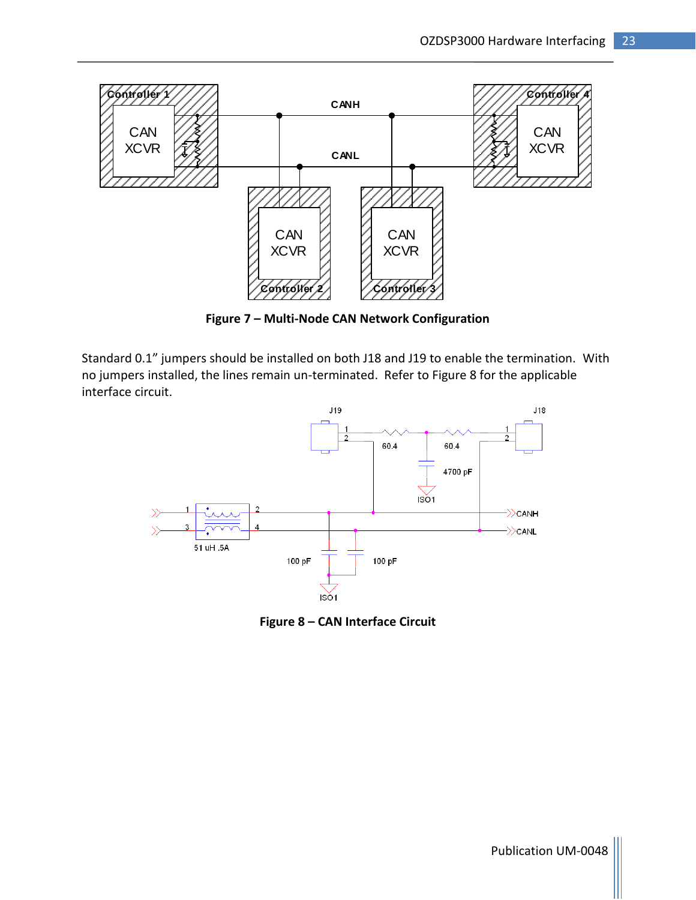Controller 1

CAN
XCVR

CANH

CANL

Controller 4

CAN
XCVR

CAN
XCVR

Controller 2

CAN
XCVR

Controller 3

**Figure 7 – Multi-Node CAN Network Configuration**

Standard 0.1" jumpers should be installed on both J18 and J19 to enable the termination. With no jumpers installed, the lines remain un-terminated. Refer to Figure 8 for the applicable interface circuit.

J19

J18

60.4

60.4

4700 pF

ISO1

51 uH .5A

CANH

CANL

100 pF

100 pF

ISO1

**Figure 8 – CAN Interface Circuit**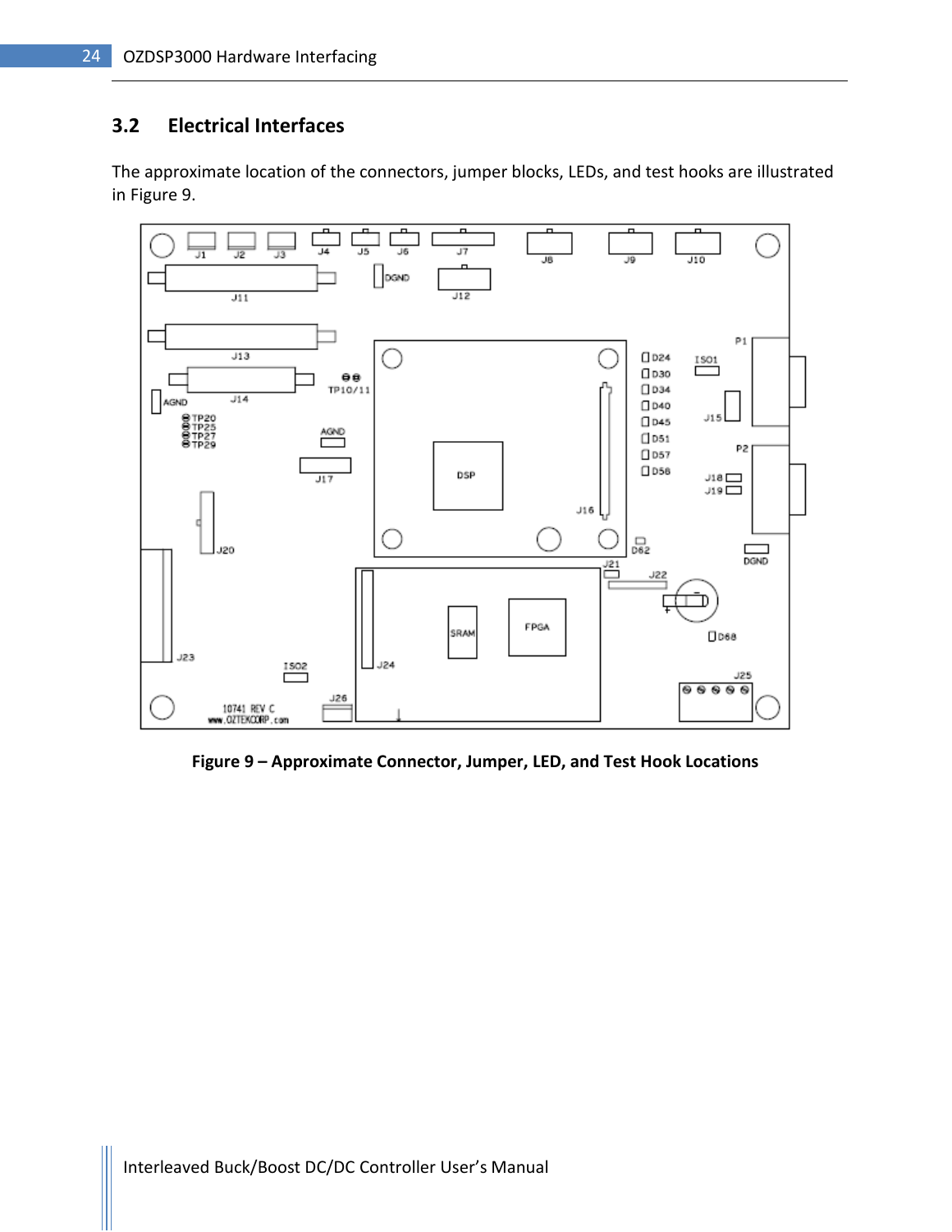## 3.2 Electrical Interfaces

The approximate location of the connectors, jumper blocks, LEDs, and test hooks are illustrated in Figure 9.

J1 J2 J3 J4 J5 J6 J7 J8 J9 J10
J11 DGND J12
J13 P1
D24 D30 D34 D40 D45 D51 D57 D58 ISO1
TP10/11
J14
AGND
TP20 TP25 TP27 TP29
AGND
J15
DSP
J17
P2
J18 J19
J16
J20
D62
DGND
J21 J22
SRAM FPGA
D68
J23
J24
ISO2
J25
J26
10741 REV C
www.OZTEKCORP.com

**Figure 9 – Approximate Connector, Jumper, LED, and Test Hook Locations**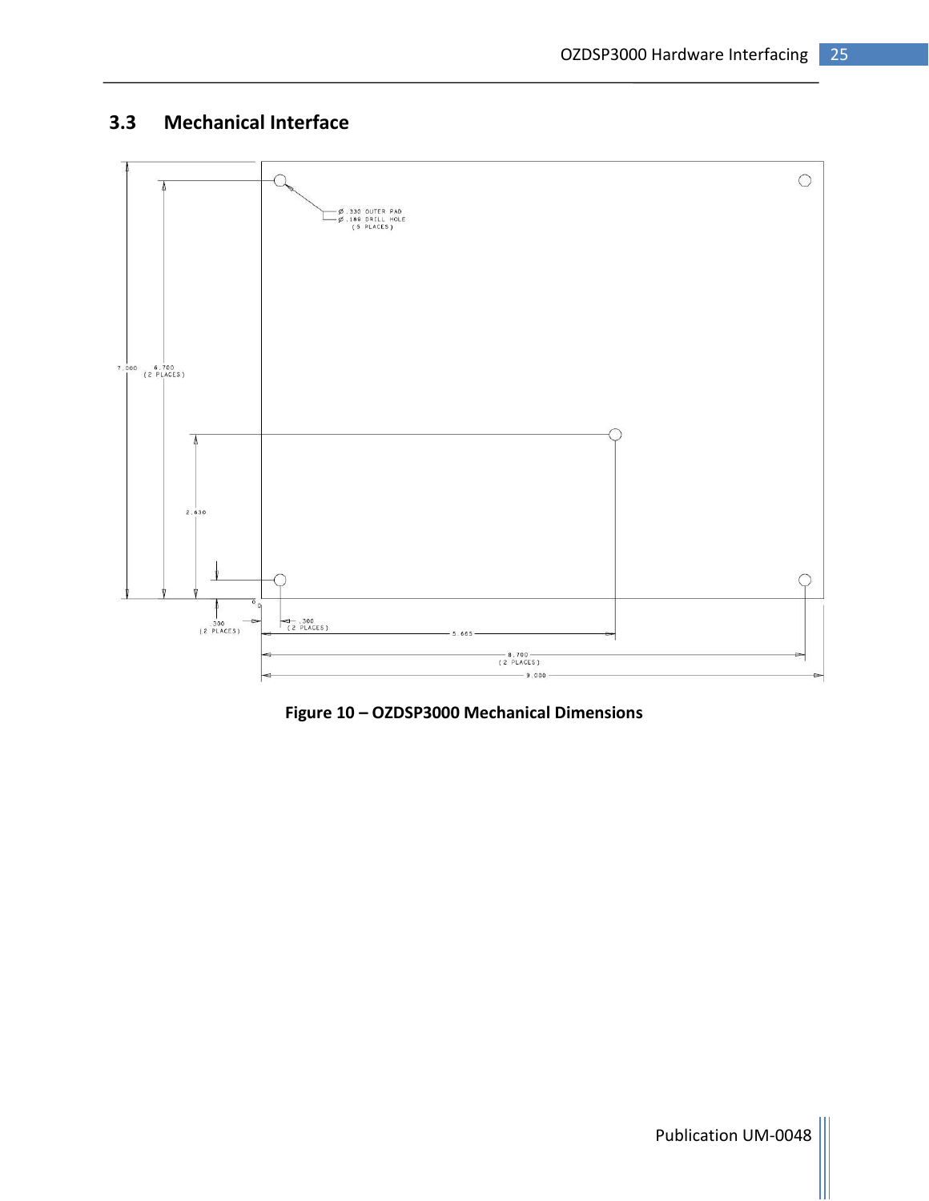## 3.3 Mechanical Interface

Ø .330 OUTER PAD
Ø .189 DRILL HOLE
(5 PLACES)

7.000

6.700
(2 PLACES)

2.630

0

.300
(2 PLACES)

.300
(2 PLACES)

5.665

8.700
(2 PLACES)

9.000

**Figure 10 – OZDSP3000 Mechanical Dimensions**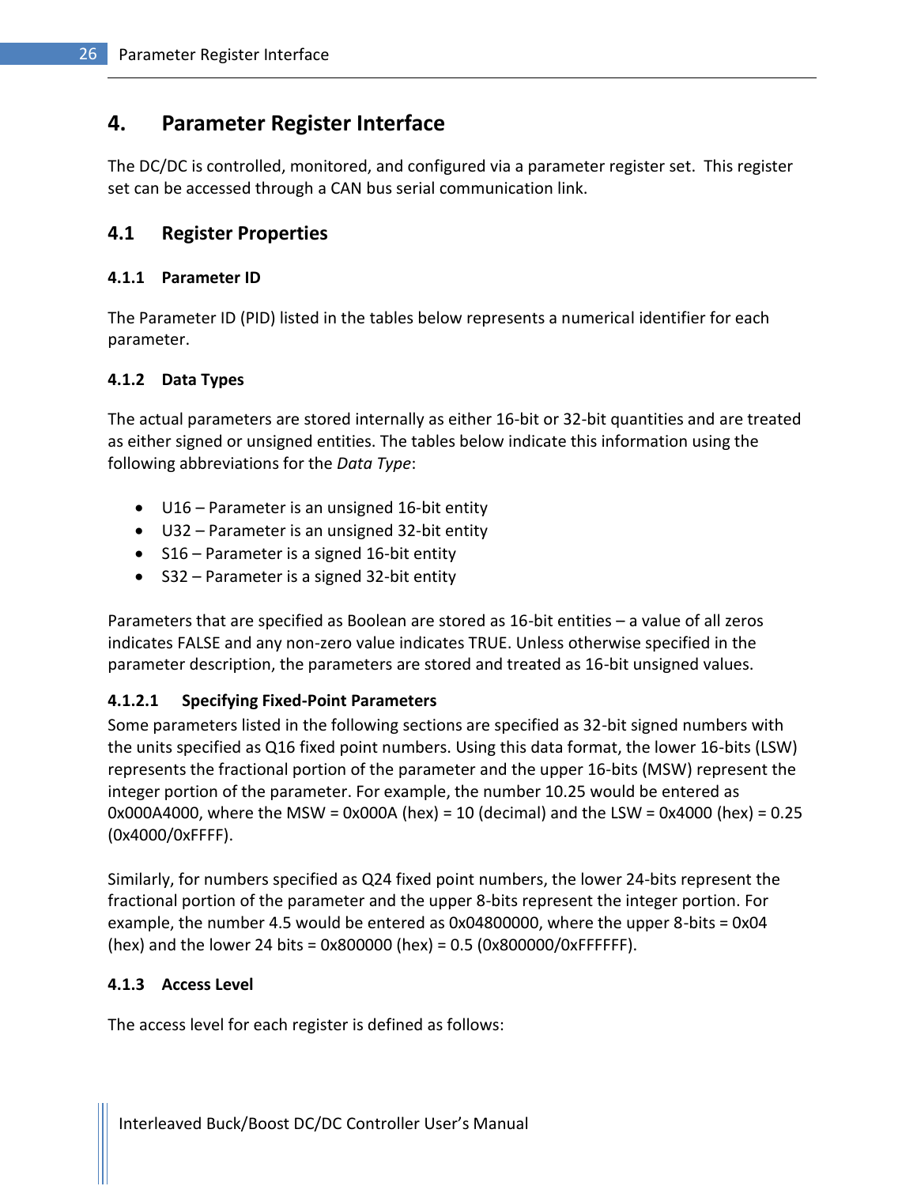# 4. Parameter Register Interface

The DC/DC is controlled, monitored, and configured via a parameter register set. This register set can be accessed through a CAN bus serial communication link.

## 4.1 Register Properties

### 4.1.1 Parameter ID

The Parameter ID (PID) listed in the tables below represents a numerical identifier for each parameter.

### 4.1.2 Data Types

The actual parameters are stored internally as either 16-bit or 32-bit quantities and are treated as either signed or unsigned entities. The tables below indicate this information using the following abbreviations for the *Data Type*:

- U16 – Parameter is an unsigned 16-bit entity
- U32 – Parameter is an unsigned 32-bit entity
- S16 – Parameter is a signed 16-bit entity
- S32 – Parameter is a signed 32-bit entity

Parameters that are specified as Boolean are stored as 16-bit entities – a value of all zeros indicates FALSE and any non-zero value indicates TRUE. Unless otherwise specified in the parameter description, the parameters are stored and treated as 16-bit unsigned values.

#### 4.1.2.1 Specifying Fixed-Point Parameters

Some parameters listed in the following sections are specified as 32-bit signed numbers with the units specified as Q16 fixed point numbers. Using this data format, the lower 16-bits (LSW) represents the fractional portion of the parameter and the upper 16-bits (MSW) represent the integer portion of the parameter. For example, the number 10.25 would be entered as 0x000A4000, where the MSW = 0x000A (hex) = 10 (decimal) and the LSW = 0x4000 (hex) = 0.25 (0x4000/0xFFFF).

Similarly, for numbers specified as Q24 fixed point numbers, the lower 24-bits represent the fractional portion of the parameter and the upper 8-bits represent the integer portion. For example, the number 4.5 would be entered as 0x04800000, where the upper 8-bits = 0x04 (hex) and the lower 24 bits = 0x800000 (hex) = 0.5 (0x800000/0xFFFFFF).

### 4.1.3 Access Level

The access level for each register is defined as follows: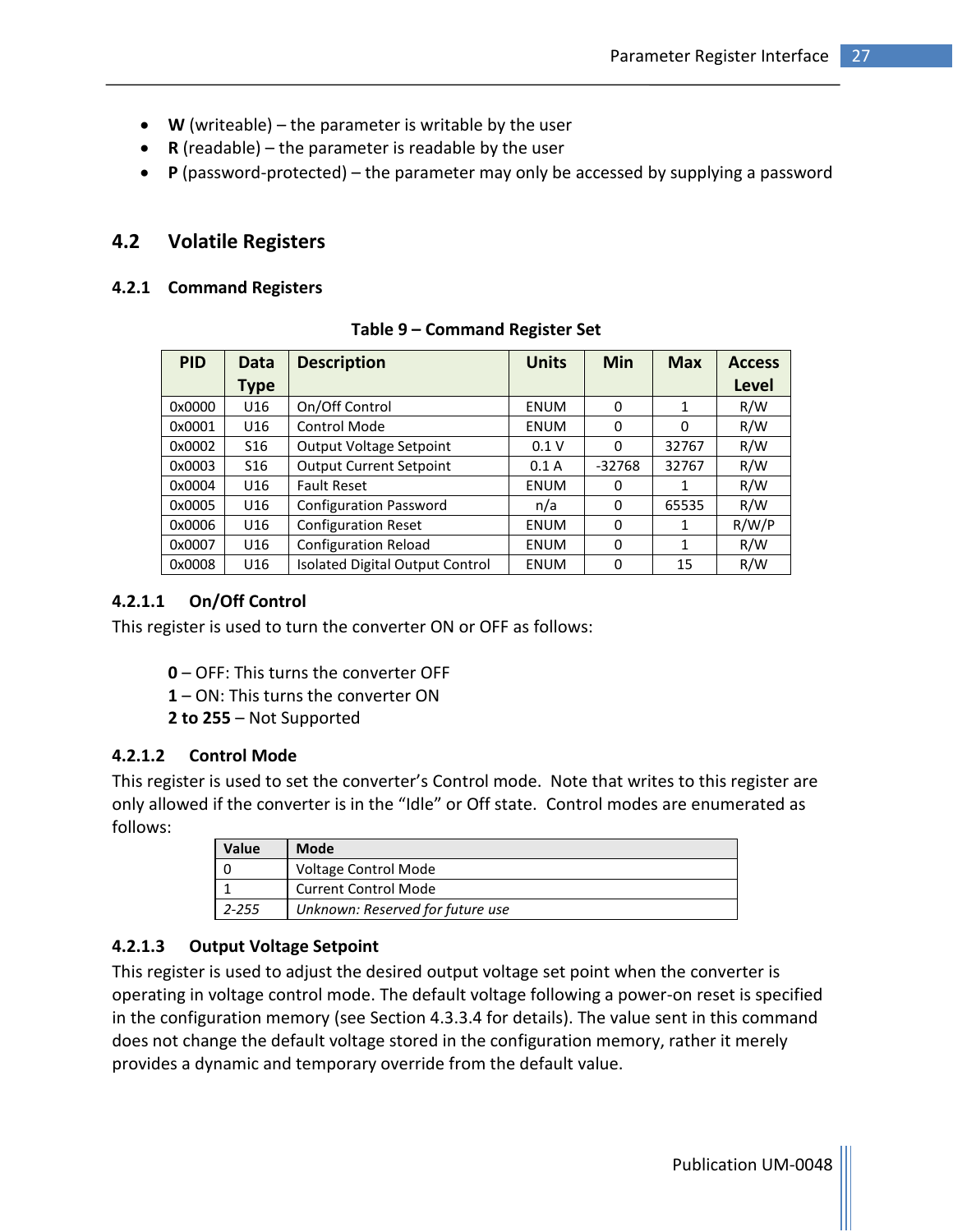- **W** (writeable) – the parameter is writable by the user
- **R** (readable) – the parameter is readable by the user
- **P** (password-protected) – the parameter may only be accessed by supplying a password

## 4.2 Volatile Registers

### 4.2.1 Command Registers

**Table 9 – Command Register Set**

| PID | Data Type | Description | Units | Min | Max | Access Level |
|---|---|---|---|---|---|---|
| 0x0000 | U16 | On/Off Control | ENUM | 0 | 1 | R/W |
| 0x0001 | U16 | Control Mode | ENUM | 0 | 0 | R/W |
| 0x0002 | S16 | Output Voltage Setpoint | 0.1 V | 0 | 32767 | R/W |
| 0x0003 | S16 | Output Current Setpoint | 0.1 A | -32768 | 32767 | R/W |
| 0x0004 | U16 | Fault Reset | ENUM | 0 | 1 | R/W |
| 0x0005 | U16 | Configuration Password | n/a | 0 | 65535 | R/W |
| 0x0006 | U16 | Configuration Reset | ENUM | 0 | 1 | R/W/P |
| 0x0007 | U16 | Configuration Reload | ENUM | 0 | 1 | R/W |
| 0x0008 | U16 | Isolated Digital Output Control | ENUM | 0 | 15 | R/W |

#### 4.2.1.1 On/Off Control

This register is used to turn the converter ON or OFF as follows:

**0** – OFF: This turns the converter OFF
**1** – ON: This turns the converter ON
**2 to 255** – Not Supported

#### 4.2.1.2 Control Mode

This register is used to set the converter's Control mode. Note that writes to this register are only allowed if the converter is in the "Idle" or Off state. Control modes are enumerated as follows:

| Value | Mode |
|---|---|
| 0 | Voltage Control Mode |
| 1 | Current Control Mode |
| *2-255* | *Unknown: Reserved for future use* |

#### 4.2.1.3 Output Voltage Setpoint

This register is used to adjust the desired output voltage set point when the converter is operating in voltage control mode. The default voltage following a power-on reset is specified in the configuration memory (see Section 4.3.3.4 for details). The value sent in this command does not change the default voltage stored in the configuration memory, rather it merely provides a dynamic and temporary override from the default value.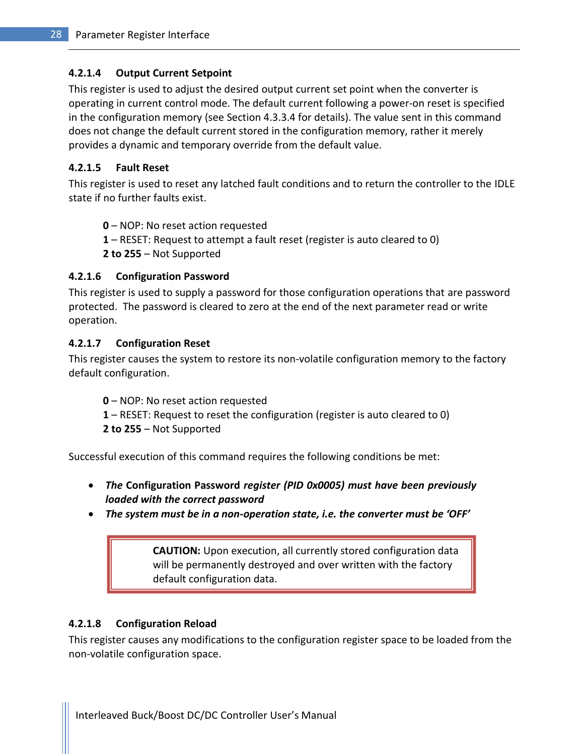#### 4.2.1.4 Output Current Setpoint

This register is used to adjust the desired output current set point when the converter is operating in current control mode. The default current following a power-on reset is specified in the configuration memory (see Section 4.3.3.4 for details). The value sent in this command does not change the default current stored in the configuration memory, rather it merely provides a dynamic and temporary override from the default value.

#### 4.2.1.5 Fault Reset

This register is used to reset any latched fault conditions and to return the controller to the IDLE state if no further faults exist.

**0** – NOP: No reset action requested
**1** – RESET: Request to attempt a fault reset (register is auto cleared to 0)
**2 to 255** – Not Supported

#### 4.2.1.6 Configuration Password

This register is used to supply a password for those configuration operations that are password protected. The password is cleared to zero at the end of the next parameter read or write operation.

#### 4.2.1.7 Configuration Reset

This register causes the system to restore its non-volatile configuration memory to the factory default configuration.

**0** – NOP: No reset action requested
**1** – RESET: Request to reset the configuration (register is auto cleared to 0)
**2 to 255** – Not Supported

Successful execution of this command requires the following conditions be met:

- *The* **Configuration Password** *register (PID 0x0005) must have been previously loaded with the correct password*
- *The system must be in a non-operation state, i.e. the converter must be 'OFF'*

> **CAUTION:** Upon execution, all currently stored configuration data will be permanently destroyed and over written with the factory default configuration data.

#### 4.2.1.8 Configuration Reload

This register causes any modifications to the configuration register space to be loaded from the non-volatile configuration space.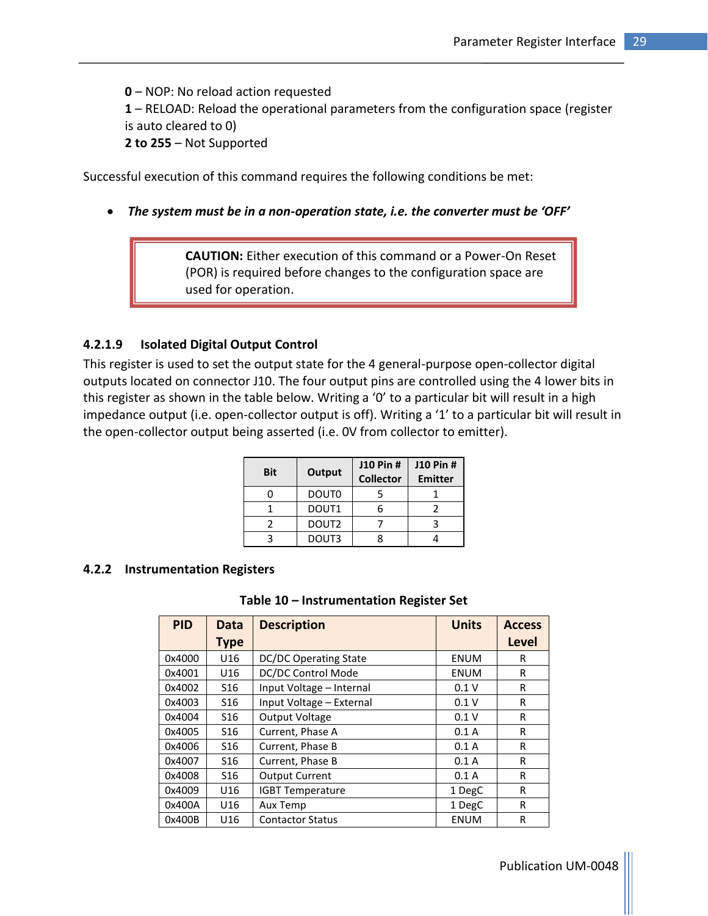**0** – NOP: No reload action requested
**1** – RELOAD: Reload the operational parameters from the configuration space (register is auto cleared to 0)
**2 to 255** – Not Supported

Successful execution of this command requires the following conditions be met:

- ***The system must be in a non-operation state, i.e. the converter must be 'OFF'***

> **CAUTION:** Either execution of this command or a Power-On Reset (POR) is required before changes to the configuration space are used for operation.

#### 4.2.1.9 Isolated Digital Output Control

This register is used to set the output state for the 4 general-purpose open-collector digital outputs located on connector J10. The four output pins are controlled using the 4 lower bits in this register as shown in the table below. Writing a '0' to a particular bit will result in a high impedance output (i.e. open-collector output is off). Writing a '1' to a particular bit will result in the open-collector output being asserted (i.e. 0V from collector to emitter).

| Bit | Output | J10 Pin # Collector | J10 Pin # Emitter |
|---|---|---|---|
| 0 | DOUT0 | 5 | 1 |
| 1 | DOUT1 | 6 | 2 |
| 2 | DOUT2 | 7 | 3 |
| 3 | DOUT3 | 8 | 4 |

### 4.2.2 Instrumentation Registers

**Table 10 – Instrumentation Register Set**

| PID | Data Type | Description | Units | Access Level |
|---|---|---|---|---|
| 0x4000 | U16 | DC/DC Operating State | ENUM | R |
| 0x4001 | U16 | DC/DC Control Mode | ENUM | R |
| 0x4002 | S16 | Input Voltage – Internal | 0.1 V | R |
| 0x4003 | S16 | Input Voltage – External | 0.1 V | R |
| 0x4004 | S16 | Output Voltage | 0.1 V | R |
| 0x4005 | S16 | Current, Phase A | 0.1 A | R |
| 0x4006 | S16 | Current, Phase B | 0.1 A | R |
| 0x4007 | S16 | Current, Phase B | 0.1 A | R |
| 0x4008 | S16 | Output Current | 0.1 A | R |
| 0x4009 | U16 | IGBT Temperature | 1 DegC | R |
| 0x400A | U16 | Aux Temp | 1 DegC | R |
| 0x400B | U16 | Contactor Status | ENUM | R |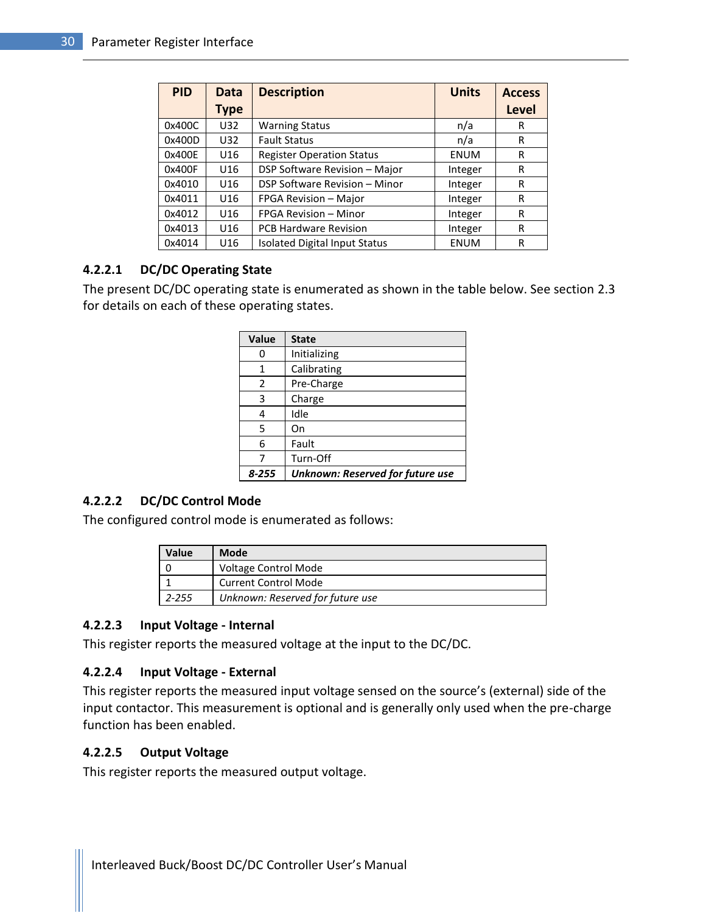| PID | Data Type | Description | Units | Access Level |
|---|---|---|---|---|
| 0x400C | U32 | Warning Status | n/a | R |
| 0x400D | U32 | Fault Status | n/a | R |
| 0x400E | U16 | Register Operation Status | ENUM | R |
| 0x400F | U16 | DSP Software Revision – Major | Integer | R |
| 0x4010 | U16 | DSP Software Revision – Minor | Integer | R |
| 0x4011 | U16 | FPGA Revision – Major | Integer | R |
| 0x4012 | U16 | FPGA Revision – Minor | Integer | R |
| 0x4013 | U16 | PCB Hardware Revision | Integer | R |
| 0x4014 | U16 | Isolated Digital Input Status | ENUM | R |

#### 4.2.2.1 DC/DC Operating State

The present DC/DC operating state is enumerated as shown in the table below. See section 2.3 for details on each of these operating states.

| Value | State |
|---|---|
| 0 | Initializing |
| 1 | Calibrating |
| 2 | Pre-Charge |
| 3 | Charge |
| 4 | Idle |
| 5 | On |
| 6 | Fault |
| 7 | Turn-Off |
| ***8-255*** | ***Unknown: Reserved for future use*** |

#### 4.2.2.2 DC/DC Control Mode

The configured control mode is enumerated as follows:

| Value | Mode |
|---|---|
| 0 | Voltage Control Mode |
| 1 | Current Control Mode |
| *2-255* | *Unknown: Reserved for future use* |

#### 4.2.2.3 Input Voltage - Internal

This register reports the measured voltage at the input to the DC/DC.

#### 4.2.2.4 Input Voltage - External

This register reports the measured input voltage sensed on the source's (external) side of the input contactor. This measurement is optional and is generally only used when the pre-charge function has been enabled.

#### 4.2.2.5 Output Voltage

This register reports the measured output voltage.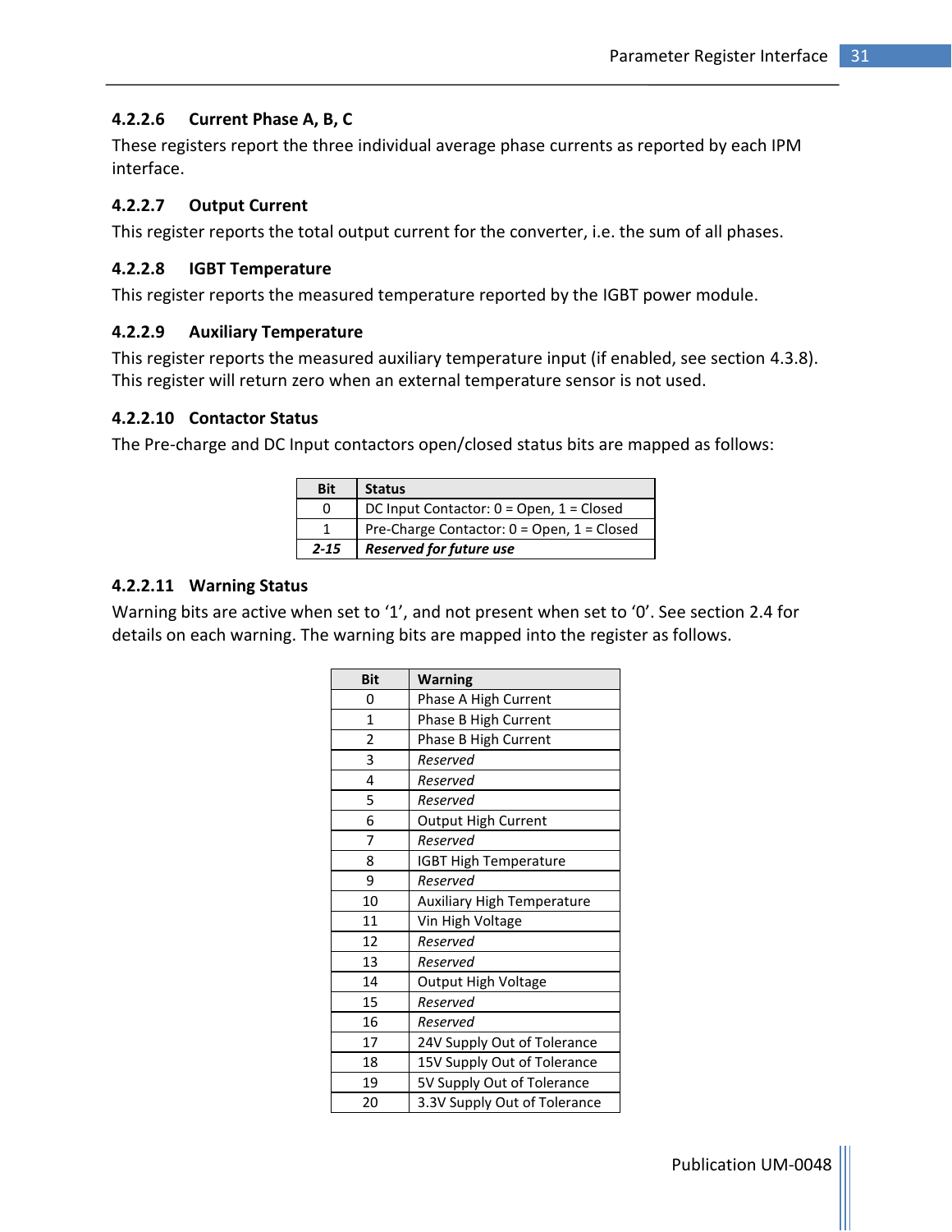#### 4.2.2.6 Current Phase A, B, C

These registers report the three individual average phase currents as reported by each IPM interface.

#### 4.2.2.7 Output Current

This register reports the total output current for the converter, i.e. the sum of all phases.

#### 4.2.2.8 IGBT Temperature

This register reports the measured temperature reported by the IGBT power module.

#### 4.2.2.9 Auxiliary Temperature

This register reports the measured auxiliary temperature input (if enabled, see section 4.3.8). This register will return zero when an external temperature sensor is not used.

#### 4.2.2.10 Contactor Status

The Pre-charge and DC Input contactors open/closed status bits are mapped as follows:

| Bit | Status |
|---|---|
| 0 | DC Input Contactor: 0 = Open, 1 = Closed |
| 1 | Pre-Charge Contactor: 0 = Open, 1 = Closed |
| ***2-15*** | ***Reserved for future use*** |

#### 4.2.2.11 Warning Status

Warning bits are active when set to '1', and not present when set to '0'. See section 2.4 for details on each warning. The warning bits are mapped into the register as follows:

| Bit | Warning |
|---|---|
| 0 | Phase A High Current |
| 1 | Phase B High Current |
| 2 | Phase B High Current |
| 3 | *Reserved* |
| 4 | *Reserved* |
| 5 | *Reserved* |
| 6 | Output High Current |
| 7 | *Reserved* |
| 8 | IGBT High Temperature |
| 9 | *Reserved* |
| 10 | Auxiliary High Temperature |
| 11 | Vin High Voltage |
| 12 | *Reserved* |
| 13 | *Reserved* |
| 14 | Output High Voltage |
| 15 | *Reserved* |
| 16 | *Reserved* |
| 17 | 24V Supply Out of Tolerance |
| 18 | 15V Supply Out of Tolerance |
| 19 | 5V Supply Out of Tolerance |
| 20 | 3.3V Supply Out of Tolerance |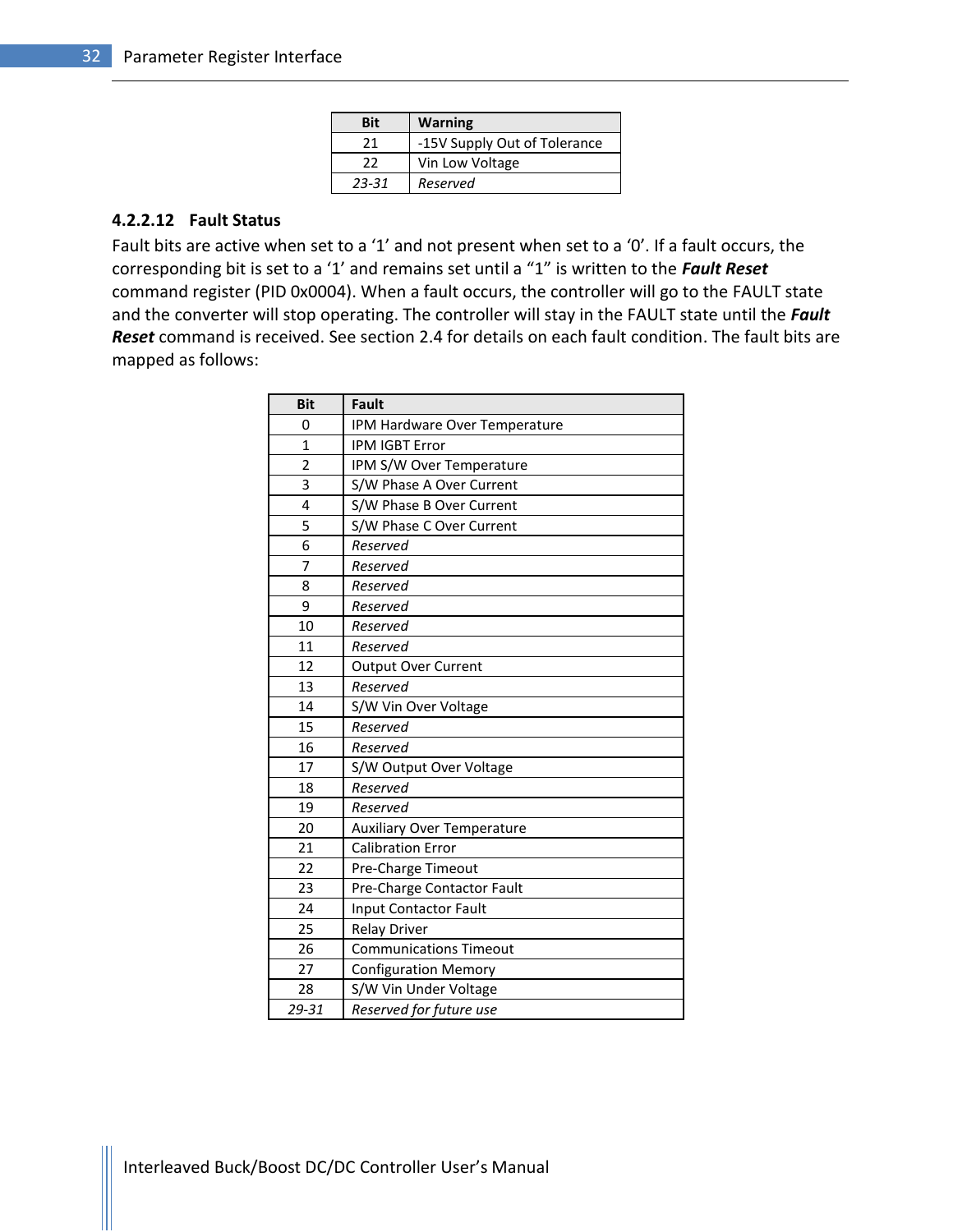| Bit | Warning |
|---|---|
| 21 | -15V Supply Out of Tolerance |
| 22 | Vin Low Voltage |
| *23-31* | *Reserved* |

#### 4.2.2.12 Fault Status

Fault bits are active when set to a ‘1’ and not present when set to a ‘0’. If a fault occurs, the corresponding bit is set to a ‘1’ and remains set until a “1” is written to the ***Fault Reset*** command register (PID 0x0004). When a fault occurs, the controller will go to the FAULT state and the converter will stop operating. The controller will stay in the FAULT state until the ***Fault Reset*** command is received. See section 2.4 for details on each fault condition. The fault bits are mapped as follows:

| Bit | Fault |
|---|---|
| 0 | IPM Hardware Over Temperature |
| 1 | IPM IGBT Error |
| 2 | IPM S/W Over Temperature |
| 3 | S/W Phase A Over Current |
| 4 | S/W Phase B Over Current |
| 5 | S/W Phase C Over Current |
| 6 | *Reserved* |
| 7 | *Reserved* |
| 8 | *Reserved* |
| 9 | *Reserved* |
| 10 | *Reserved* |
| 11 | *Reserved* |
| 12 | Output Over Current |
| 13 | *Reserved* |
| 14 | S/W Vin Over Voltage |
| 15 | *Reserved* |
| 16 | *Reserved* |
| 17 | S/W Output Over Voltage |
| 18 | *Reserved* |
| 19 | *Reserved* |
| 20 | Auxiliary Over Temperature |
| 21 | Calibration Error |
| 22 | Pre-Charge Timeout |
| 23 | Pre-Charge Contactor Fault |
| 24 | Input Contactor Fault |
| 25 | Relay Driver |
| 26 | Communications Timeout |
| 27 | Configuration Memory |
| 28 | S/W Vin Under Voltage |
| *29-31* | *Reserved for future use* |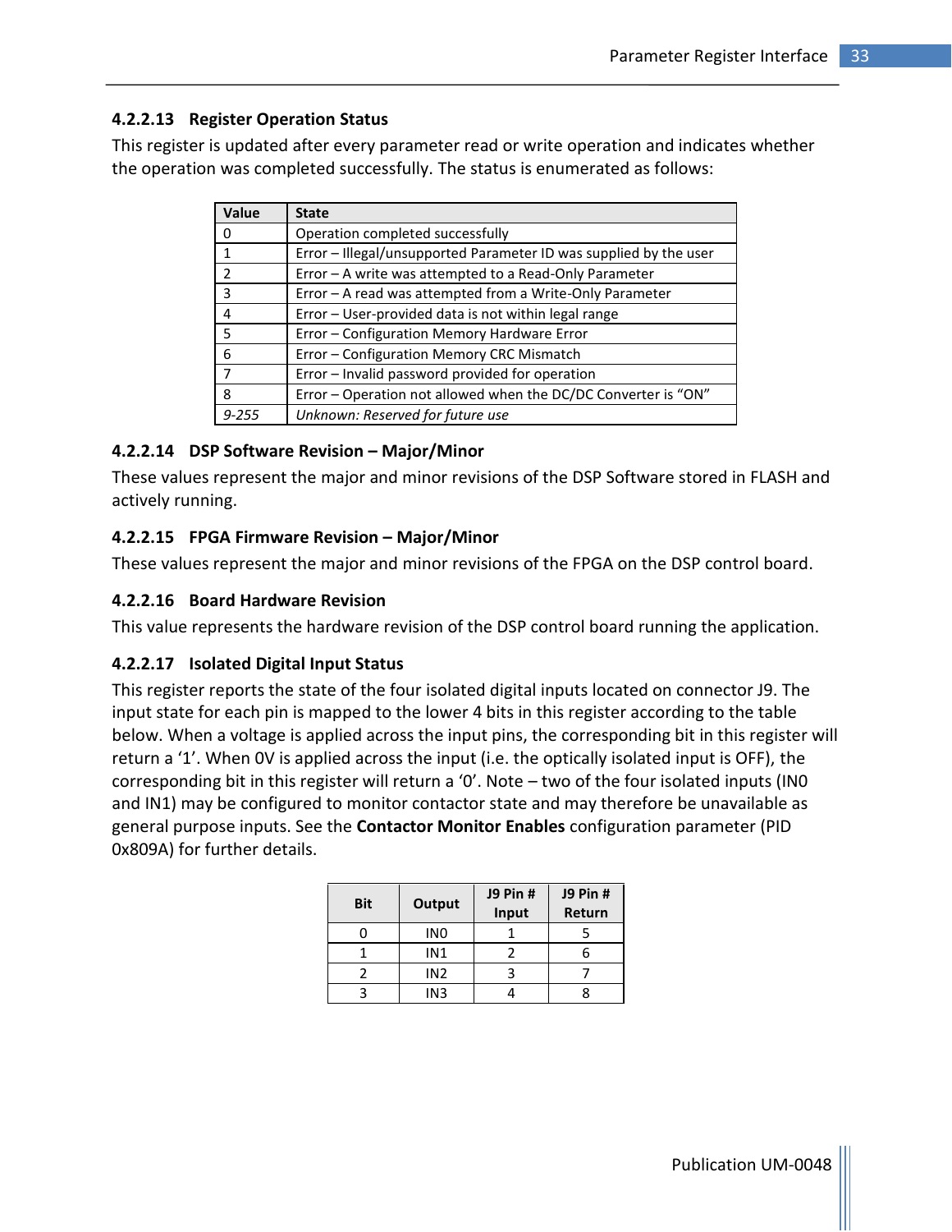#### 4.2.2.13 Register Operation Status

This register is updated after every parameter read or write operation and indicates whether the operation was completed successfully. The status is enumerated as follows:

| Value | State |
|---|---|
| 0 | Operation completed successfully |
| 1 | Error – Illegal/unsupported Parameter ID was supplied by the user |
| 2 | Error – A write was attempted to a Read-Only Parameter |
| 3 | Error – A read was attempted from a Write-Only Parameter |
| 4 | Error – User-provided data is not within legal range |
| 5 | Error – Configuration Memory Hardware Error |
| 6 | Error – Configuration Memory CRC Mismatch |
| 7 | Error – Invalid password provided for operation |
| 8 | Error – Operation not allowed when the DC/DC Converter is “ON” |
| *9-255* | *Unknown: Reserved for future use* |

#### 4.2.2.14 DSP Software Revision – Major/Minor

These values represent the major and minor revisions of the DSP Software stored in FLASH and actively running.

#### 4.2.2.15 FPGA Firmware Revision – Major/Minor

These values represent the major and minor revisions of the FPGA on the DSP control board.

#### 4.2.2.16 Board Hardware Revision

This value represents the hardware revision of the DSP control board running the application.

#### 4.2.2.17 Isolated Digital Input Status

This register reports the state of the four isolated digital inputs located on connector J9. The input state for each pin is mapped to the lower 4 bits in this register according to the table below. When a voltage is applied across the input pins, the corresponding bit in this register will return a ‘1’. When 0V is applied across the input (i.e. the optically isolated input is OFF), the corresponding bit in this register will return a ‘0’. Note – two of the four isolated inputs (IN0 and IN1) may be configured to monitor contactor state and may therefore be unavailable as general purpose inputs. See the **Contactor Monitor Enables** configuration parameter (PID 0x809A) for further details.

| Bit | Output | J9 Pin # Input | J9 Pin # Return |
|---|---|---|---|
| 0 | IN0 | 1 | 5 |
| 1 | IN1 | 2 | 6 |
| 2 | IN2 | 3 | 7 |
| 3 | IN3 | 4 | 8 |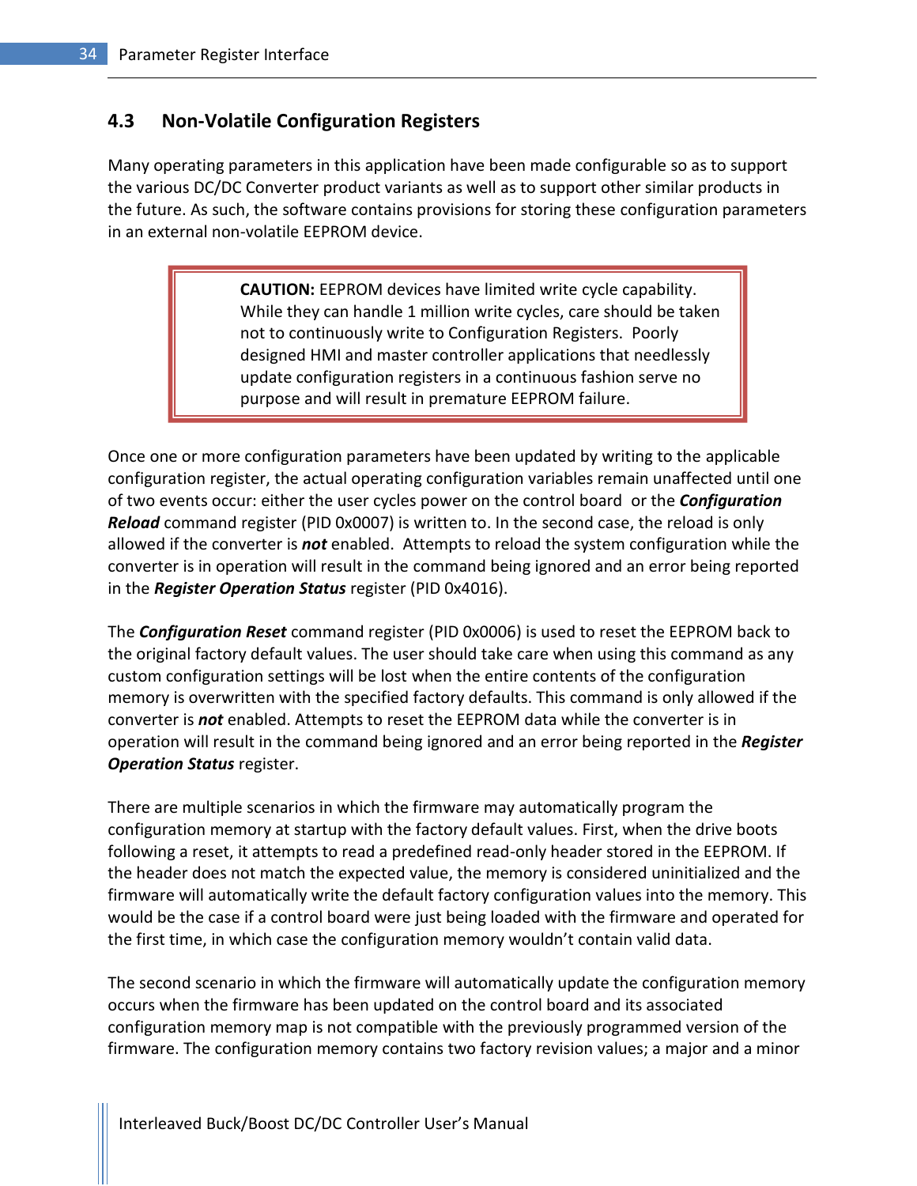## 4.3 Non-Volatile Configuration Registers

Many operating parameters in this application have been made configurable so as to support the various DC/DC Converter product variants as well as to support other similar products in the future. As such, the software contains provisions for storing these configuration parameters in an external non-volatile EEPROM device.

> **CAUTION:** EEPROM devices have limited write cycle capability. While they can handle 1 million write cycles, care should be taken not to continuously write to Configuration Registers. Poorly designed HMI and master controller applications that needlessly update configuration registers in a continuous fashion serve no purpose and will result in premature EEPROM failure.

Once one or more configuration parameters have been updated by writing to the applicable configuration register, the actual operating configuration variables remain unaffected until one of two events occur: either the user cycles power on the control board or the ***Configuration Reload*** command register (PID 0x0007) is written to. In the second case, the reload is only allowed if the converter is ***not*** enabled. Attempts to reload the system configuration while the converter is in operation will result in the command being ignored and an error being reported in the ***Register Operation Status*** register (PID 0x4016).

The ***Configuration Reset*** command register (PID 0x0006) is used to reset the EEPROM back to the original factory default values. The user should take care when using this command as any custom configuration settings will be lost when the entire contents of the configuration memory is overwritten with the specified factory defaults. This command is only allowed if the converter is ***not*** enabled. Attempts to reset the EEPROM data while the converter is in operation will result in the command being ignored and an error being reported in the ***Register Operation Status*** register.

There are multiple scenarios in which the firmware may automatically program the configuration memory at startup with the factory default values. First, when the drive boots following a reset, it attempts to read a predefined read-only header stored in the EEPROM. If the header does not match the expected value, the memory is considered uninitialized and the firmware will automatically write the default factory configuration values into the memory. This would be the case if a control board were just being loaded with the firmware and operated for the first time, in which case the configuration memory wouldn't contain valid data.

The second scenario in which the firmware will automatically update the configuration memory occurs when the firmware has been updated on the control board and its associated configuration memory map is not compatible with the previously programmed version of the firmware. The configuration memory contains two factory revision values; a major and a minor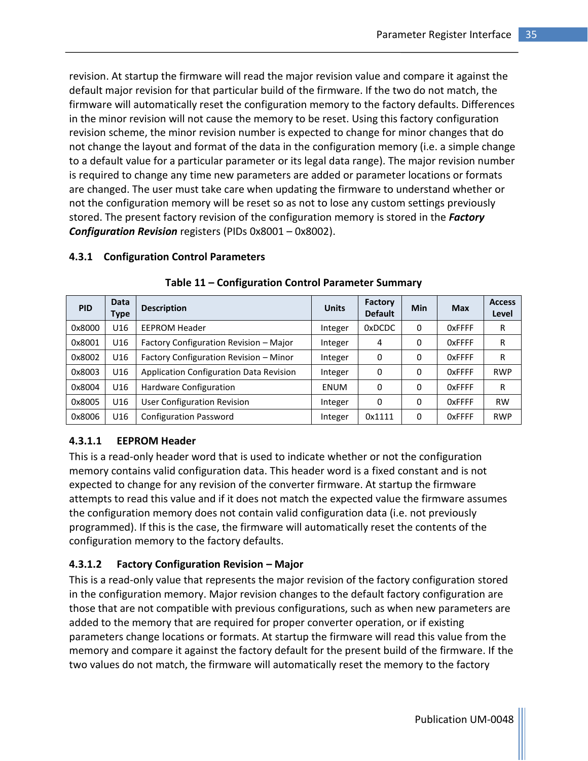revision. At startup the firmware will read the major revision value and compare it against the default major revision for that particular build of the firmware. If the two do not match, the firmware will automatically reset the configuration memory to the factory defaults. Differences in the minor revision will not cause the memory to be reset. Using this factory configuration revision scheme, the minor revision number is expected to change for minor changes that do not change the layout and format of the data in the configuration memory (i.e. a simple change to a default value for a particular parameter or its legal data range). The major revision number is required to change any time new parameters are added or parameter locations or formats are changed. The user must take care when updating the firmware to understand whether or not the configuration memory will be reset so as not to lose any custom settings previously stored. The present factory revision of the configuration memory is stored in the ***Factory Configuration Revision*** registers (PIDs 0x8001 – 0x8002).

### 4.3.1 Configuration Control Parameters

**Table 11 – Configuration Control Parameter Summary**

| PID | Data Type | Description | Units | Factory Default | Min | Max | Access Level |
|---|---|---|---|---|---|---|---|
| 0x8000 | U16 | EEPROM Header | Integer | 0xDCDC | 0 | 0xFFFF | R |
| 0x8001 | U16 | Factory Configuration Revision – Major | Integer | 4 | 0 | 0xFFFF | R |
| 0x8002 | U16 | Factory Configuration Revision – Minor | Integer | 0 | 0 | 0xFFFF | R |
| 0x8003 | U16 | Application Configuration Data Revision | Integer | 0 | 0 | 0xFFFF | RWP |
| 0x8004 | U16 | Hardware Configuration | ENUM | 0 | 0 | 0xFFFF | R |
| 0x8005 | U16 | User Configuration Revision | Integer | 0 | 0 | 0xFFFF | RW |
| 0x8006 | U16 | Configuration Password | Integer | 0x1111 | 0 | 0xFFFF | RWP |

#### 4.3.1.1 EEPROM Header

This is a read-only header word that is used to indicate whether or not the configuration memory contains valid configuration data. This header word is a fixed constant and is not expected to change for any revision of the converter firmware. At startup the firmware attempts to read this value and if it does not match the expected value the firmware assumes the configuration memory does not contain valid configuration data (i.e. not previously programmed). If this is the case, the firmware will automatically reset the contents of the configuration memory to the factory defaults.

#### 4.3.1.2 Factory Configuration Revision – Major

This is a read-only value that represents the major revision of the factory configuration stored in the configuration memory. Major revision changes to the default factory configuration are those that are not compatible with previous configurations, such as when new parameters are added to the memory that are required for proper converter operation, or if existing parameters change locations or formats. At startup the firmware will read this value from the memory and compare it against the factory default for the present build of the firmware. If the two values do not match, the firmware will automatically reset the memory to the factory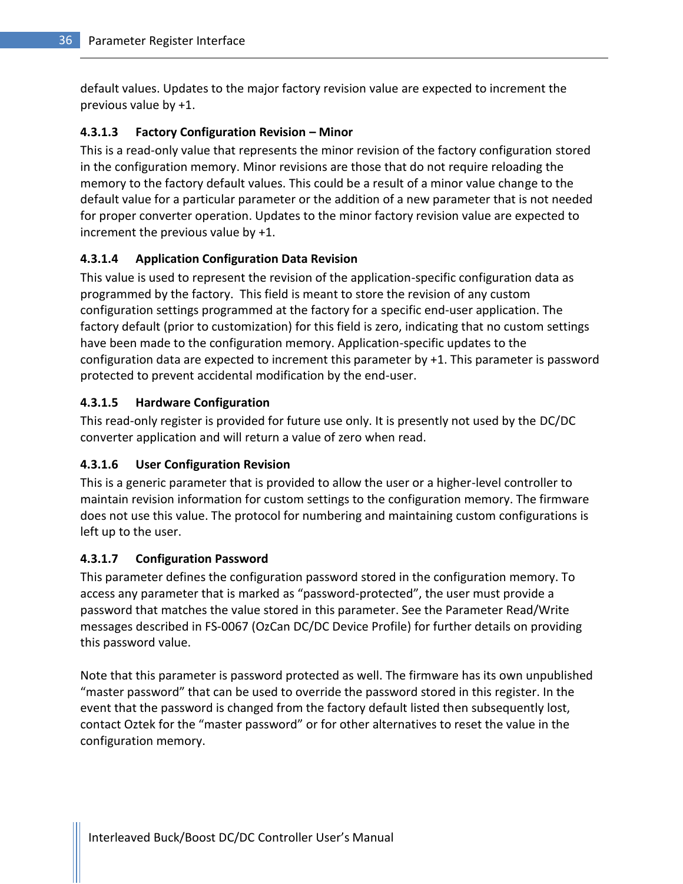default values. Updates to the major factory revision value are expected to increment the previous value by +1.

#### 4.3.1.3 Factory Configuration Revision – Minor

This is a read-only value that represents the minor revision of the factory configuration stored in the configuration memory. Minor revisions are those that do not require reloading the memory to the factory default values. This could be a result of a minor value change to the default value for a particular parameter or the addition of a new parameter that is not needed for proper converter operation. Updates to the minor factory revision value are expected to increment the previous value by +1.

#### 4.3.1.4 Application Configuration Data Revision

This value is used to represent the revision of the application-specific configuration data as programmed by the factory. This field is meant to store the revision of any custom configuration settings programmed at the factory for a specific end-user application. The factory default (prior to customization) for this field is zero, indicating that no custom settings have been made to the configuration memory. Application-specific updates to the configuration data are expected to increment this parameter by +1. This parameter is password protected to prevent accidental modification by the end-user.

#### 4.3.1.5 Hardware Configuration

This read-only register is provided for future use only. It is presently not used by the DC/DC converter application and will return a value of zero when read.

#### 4.3.1.6 User Configuration Revision

This is a generic parameter that is provided to allow the user or a higher-level controller to maintain revision information for custom settings to the configuration memory. The firmware does not use this value. The protocol for numbering and maintaining custom configurations is left up to the user.

#### 4.3.1.7 Configuration Password

This parameter defines the configuration password stored in the configuration memory. To access any parameter that is marked as "password-protected", the user must provide a password that matches the value stored in this parameter. See the Parameter Read/Write messages described in FS-0067 (OzCan DC/DC Device Profile) for further details on providing this password value.

Note that this parameter is password protected as well. The firmware has its own unpublished "master password" that can be used to override the password stored in this register. In the event that the password is changed from the factory default listed then subsequently lost, contact Oztek for the "master password" or for other alternatives to reset the value in the configuration memory.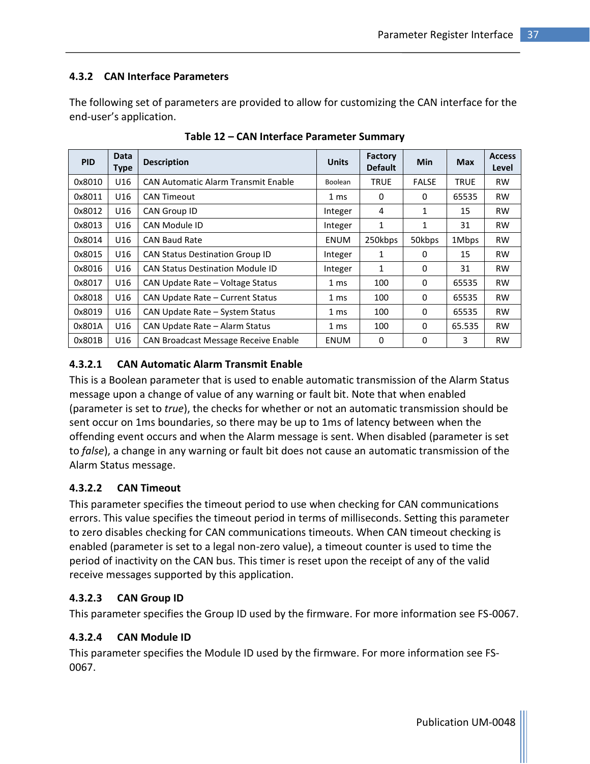### 4.3.2 CAN Interface Parameters

The following set of parameters are provided to allow for customizing the CAN interface for the end-user's application.

**Table 12 – CAN Interface Parameter Summary**

| PID | Data Type | Description | Units | Factory Default | Min | Max | Access Level |
|---|---|---|---|---|---|---|---|
| 0x8010 | U16 | CAN Automatic Alarm Transmit Enable | Boolean | TRUE | FALSE | TRUE | RW |
| 0x8011 | U16 | CAN Timeout | 1 ms | 0 | 0 | 65535 | RW |
| 0x8012 | U16 | CAN Group ID | Integer | 4 | 1 | 15 | RW |
| 0x8013 | U16 | CAN Module ID | Integer | 1 | 1 | 31 | RW |
| 0x8014 | U16 | CAN Baud Rate | ENUM | 250kbps | 50kbps | 1Mbps | RW |
| 0x8015 | U16 | CAN Status Destination Group ID | Integer | 1 | 0 | 15 | RW |
| 0x8016 | U16 | CAN Status Destination Module ID | Integer | 1 | 0 | 31 | RW |
| 0x8017 | U16 | CAN Update Rate – Voltage Status | 1 ms | 100 | 0 | 65535 | RW |
| 0x8018 | U16 | CAN Update Rate – Current Status | 1 ms | 100 | 0 | 65535 | RW |
| 0x8019 | U16 | CAN Update Rate – System Status | 1 ms | 100 | 0 | 65535 | RW |
| 0x801A | U16 | CAN Update Rate – Alarm Status | 1 ms | 100 | 0 | 65.535 | RW |
| 0x801B | U16 | CAN Broadcast Message Receive Enable | ENUM | 0 | 0 | 3 | RW |

#### 4.3.2.1 CAN Automatic Alarm Transmit Enable

This is a Boolean parameter that is used to enable automatic transmission of the Alarm Status message upon a change of value of any warning or fault bit. Note that when enabled (parameter is set to *true*), the checks for whether or not an automatic transmission should be sent occur on 1ms boundaries, so there may be up to 1ms of latency between when the offending event occurs and when the Alarm message is sent. When disabled (parameter is set to *false*), a change in any warning or fault bit does not cause an automatic transmission of the Alarm Status message.

#### 4.3.2.2 CAN Timeout

This parameter specifies the timeout period to use when checking for CAN communications errors. This value specifies the timeout period in terms of milliseconds. Setting this parameter to zero disables checking for CAN communications timeouts. When CAN timeout checking is enabled (parameter is set to a legal non-zero value), a timeout counter is used to time the period of inactivity on the CAN bus. This timer is reset upon the receipt of any of the valid receive messages supported by this application.

#### 4.3.2.3 CAN Group ID

This parameter specifies the Group ID used by the firmware. For more information see FS-0067.

#### 4.3.2.4 CAN Module ID

This parameter specifies the Module ID used by the firmware. For more information see FS-0067.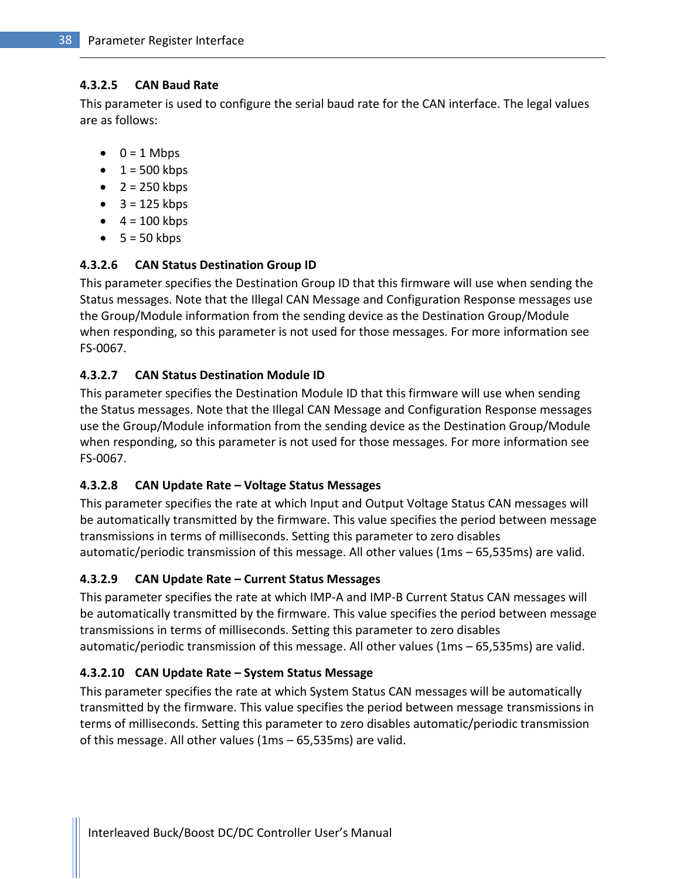#### 4.3.2.5 CAN Baud Rate

This parameter is used to configure the serial baud rate for the CAN interface. The legal values are as follows:

- 0 = 1 Mbps
- 1 = 500 kbps
- 2 = 250 kbps
- 3 = 125 kbps
- 4 = 100 kbps
- 5 = 50 kbps

#### 4.3.2.6 CAN Status Destination Group ID

This parameter specifies the Destination Group ID that this firmware will use when sending the Status messages. Note that the Illegal CAN Message and Configuration Response messages use the Group/Module information from the sending device as the Destination Group/Module when responding, so this parameter is not used for those messages. For more information see FS-0067.

#### 4.3.2.7 CAN Status Destination Module ID

This parameter specifies the Destination Module ID that this firmware will use when sending the Status messages. Note that the Illegal CAN Message and Configuration Response messages use the Group/Module information from the sending device as the Destination Group/Module when responding, so this parameter is not used for those messages. For more information see FS-0067.

#### 4.3.2.8 CAN Update Rate – Voltage Status Messages

This parameter specifies the rate at which Input and Output Voltage Status CAN messages will be automatically transmitted by the firmware. This value specifies the period between message transmissions in terms of milliseconds. Setting this parameter to zero disables automatic/periodic transmission of this message. All other values (1ms – 65,535ms) are valid.

#### 4.3.2.9 CAN Update Rate – Current Status Messages

This parameter specifies the rate at which IMP-A and IMP-B Current Status CAN messages will be automatically transmitted by the firmware. This value specifies the period between message transmissions in terms of milliseconds. Setting this parameter to zero disables automatic/periodic transmission of this message. All other values (1ms – 65,535ms) are valid.

#### 4.3.2.10 CAN Update Rate – System Status Message

This parameter specifies the rate at which System Status CAN messages will be automatically transmitted by the firmware. This value specifies the period between message transmissions in terms of milliseconds. Setting this parameter to zero disables automatic/periodic transmission of this message. All other values (1ms – 65,535ms) are valid.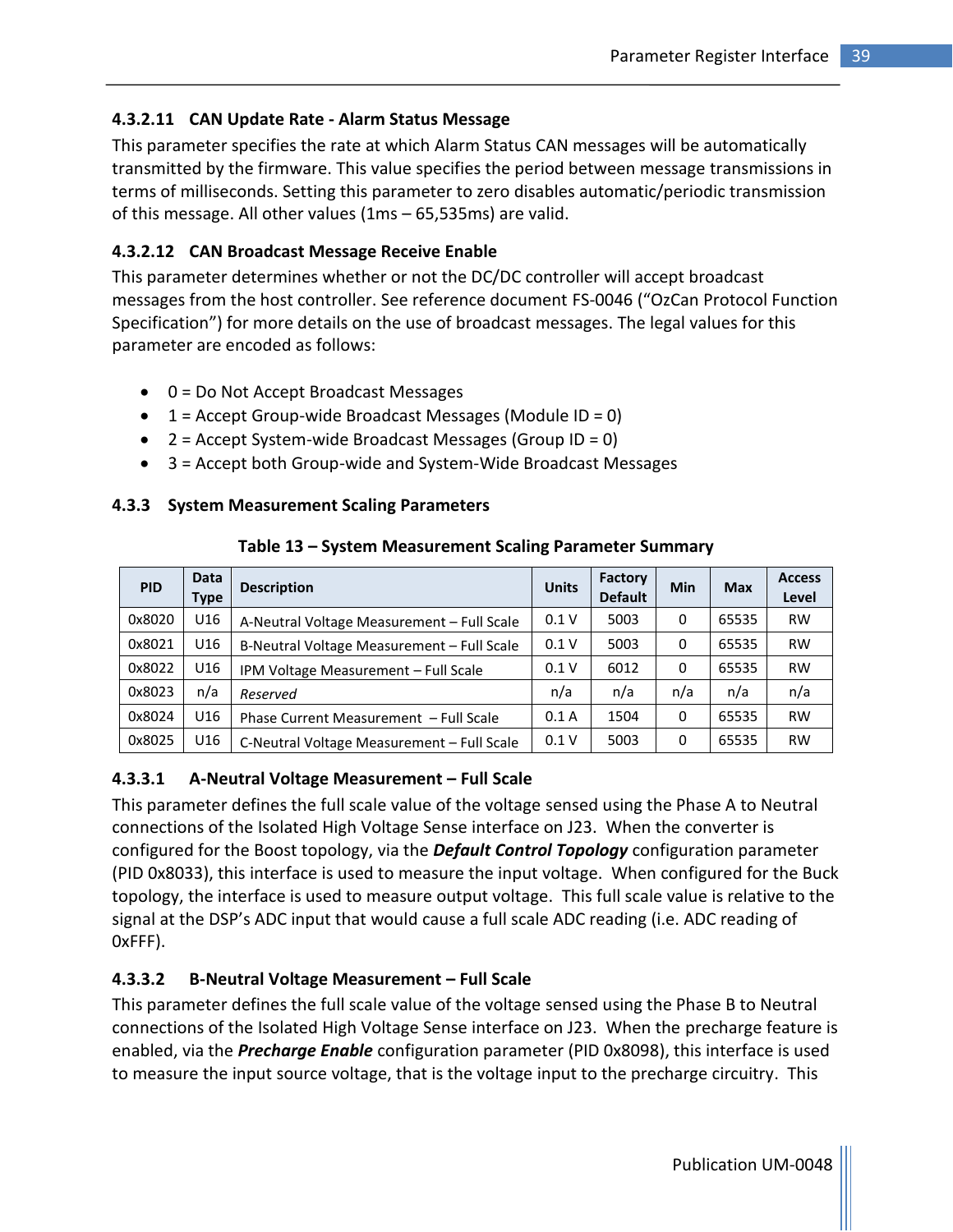#### 4.3.2.11 CAN Update Rate - Alarm Status Message

This parameter specifies the rate at which Alarm Status CAN messages will be automatically transmitted by the firmware. This value specifies the period between message transmissions in terms of milliseconds. Setting this parameter to zero disables automatic/periodic transmission of this message. All other values (1ms – 65,535ms) are valid.

#### 4.3.2.12 CAN Broadcast Message Receive Enable

This parameter determines whether or not the DC/DC controller will accept broadcast messages from the host controller. See reference document FS-0046 (“OzCan Protocol Function Specification”) for more details on the use of broadcast messages. The legal values for this parameter are encoded as follows:

- 0 = Do Not Accept Broadcast Messages
- 1 = Accept Group-wide Broadcast Messages (Module ID = 0)
- 2 = Accept System-wide Broadcast Messages (Group ID = 0)
- 3 = Accept both Group-wide and System-Wide Broadcast Messages

### 4.3.3 System Measurement Scaling Parameters

**Table 13 – System Measurement Scaling Parameter Summary**

| PID | Data Type | Description | Units | Factory Default | Min | Max | Access Level |
|---|---|---|---|---|---|---|---|
| 0x8020 | U16 | A-Neutral Voltage Measurement – Full Scale | 0.1 V | 5003 | 0 | 65535 | RW |
| 0x8021 | U16 | B-Neutral Voltage Measurement – Full Scale | 0.1 V | 5003 | 0 | 65535 | RW |
| 0x8022 | U16 | IPM Voltage Measurement – Full Scale | 0.1 V | 6012 | 0 | 65535 | RW |
| 0x8023 | n/a | *Reserved* | n/a | n/a | n/a | n/a | n/a |
| 0x8024 | U16 | Phase Current Measurement – Full Scale | 0.1 A | 1504 | 0 | 65535 | RW |
| 0x8025 | U16 | C-Neutral Voltage Measurement – Full Scale | 0.1 V | 5003 | 0 | 65535 | RW |

#### 4.3.3.1 A-Neutral Voltage Measurement – Full Scale

This parameter defines the full scale value of the voltage sensed using the Phase A to Neutral connections of the Isolated High Voltage Sense interface on J23. When the converter is configured for the Boost topology, via the ***Default Control Topology*** configuration parameter (PID 0x8033), this interface is used to measure the input voltage. When configured for the Buck topology, the interface is used to measure output voltage. This full scale value is relative to the signal at the DSP’s ADC input that would cause a full scale ADC reading (i.e. ADC reading of 0xFFF).

#### 4.3.3.2 B-Neutral Voltage Measurement – Full Scale

This parameter defines the full scale value of the voltage sensed using the Phase B to Neutral connections of the Isolated High Voltage Sense interface on J23. When the precharge feature is enabled, via the ***Precharge Enable*** configuration parameter (PID 0x8098), this interface is used to measure the input source voltage, that is the voltage input to the precharge circuitry. This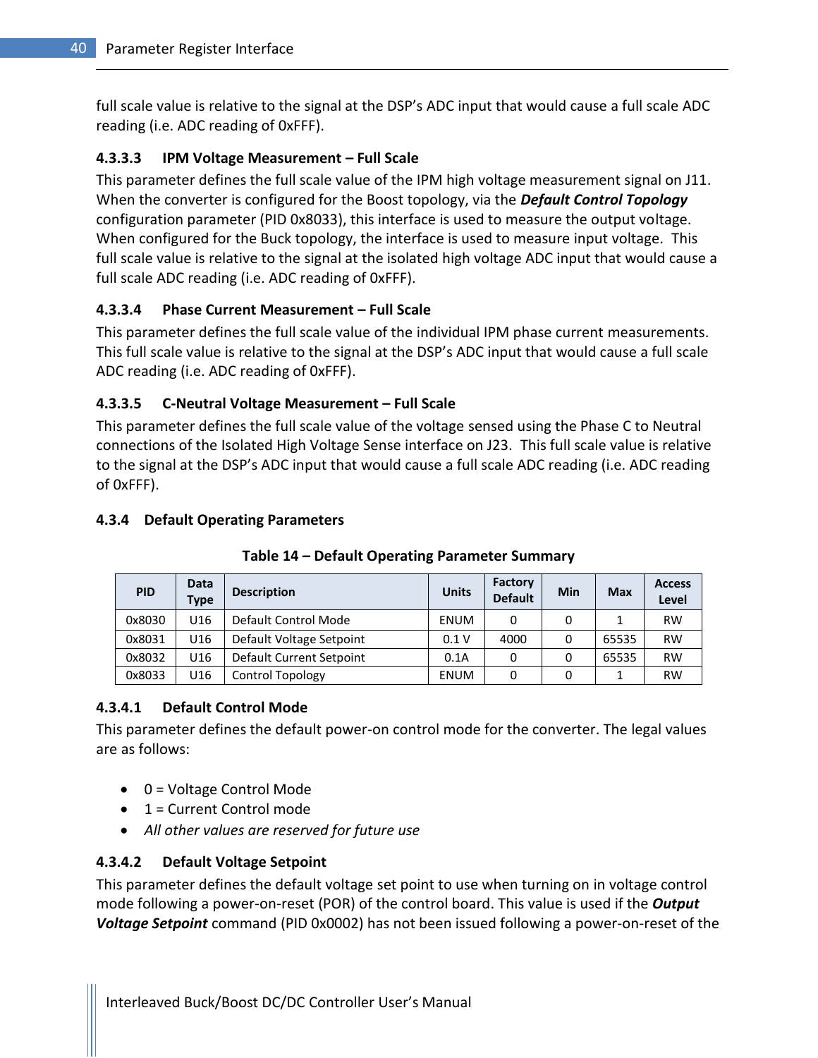full scale value is relative to the signal at the DSP's ADC input that would cause a full scale ADC reading (i.e. ADC reading of 0xFFF).

#### 4.3.3.3 IPM Voltage Measurement – Full Scale

This parameter defines the full scale value of the IPM high voltage measurement signal on J11. When the converter is configured for the Boost topology, via the ***Default Control Topology*** configuration parameter (PID 0x8033), this interface is used to measure the output voltage. When configured for the Buck topology, the interface is used to measure input voltage. This full scale value is relative to the signal at the isolated high voltage ADC input that would cause a full scale ADC reading (i.e. ADC reading of 0xFFF).

#### 4.3.3.4 Phase Current Measurement – Full Scale

This parameter defines the full scale value of the individual IPM phase current measurements. This full scale value is relative to the signal at the DSP's ADC input that would cause a full scale ADC reading (i.e. ADC reading of 0xFFF).

#### 4.3.3.5 C-Neutral Voltage Measurement – Full Scale

This parameter defines the full scale value of the voltage sensed using the Phase C to Neutral connections of the Isolated High Voltage Sense interface on J23. This full scale value is relative to the signal at the DSP's ADC input that would cause a full scale ADC reading (i.e. ADC reading of 0xFFF).

### 4.3.4 Default Operating Parameters

**Table 14 – Default Operating Parameter Summary**

| PID | Data Type | Description | Units | Factory Default | Min | Max | Access Level |
|---|---|---|---|---|---|---|---|
| 0x8030 | U16 | Default Control Mode | ENUM | 0 | 0 | 1 | RW |
| 0x8031 | U16 | Default Voltage Setpoint | 0.1 V | 4000 | 0 | 65535 | RW |
| 0x8032 | U16 | Default Current Setpoint | 0.1A | 0 | 0 | 65535 | RW |
| 0x8033 | U16 | Control Topology | ENUM | 0 | 0 | 1 | RW |

#### 4.3.4.1 Default Control Mode

This parameter defines the default power-on control mode for the converter. The legal values are as follows:

- 0 = Voltage Control Mode
- 1 = Current Control mode
- *All other values are reserved for future use*

#### 4.3.4.2 Default Voltage Setpoint

This parameter defines the default voltage set point to use when turning on in voltage control mode following a power-on-reset (POR) of the control board. This value is used if the ***Output Voltage Setpoint*** command (PID 0x0002) has not been issued following a power-on-reset of the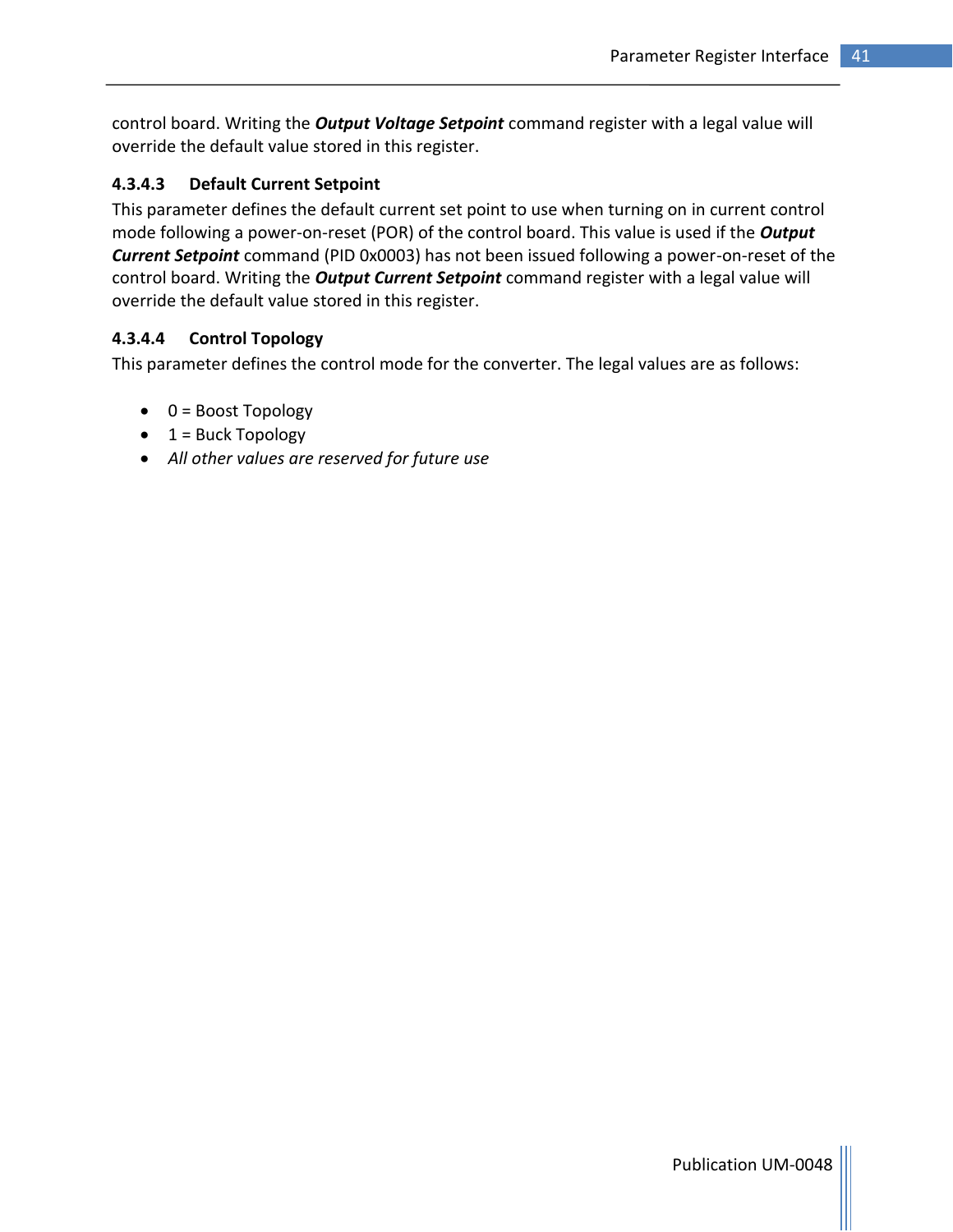control board. Writing the ***Output Voltage Setpoint*** command register with a legal value will override the default value stored in this register.

#### 4.3.4.3 Default Current Setpoint

This parameter defines the default current set point to use when turning on in current control mode following a power-on-reset (POR) of the control board. This value is used if the ***Output Current Setpoint*** command (PID 0x0003) has not been issued following a power-on-reset of the control board. Writing the ***Output Current Setpoint*** command register with a legal value will override the default value stored in this register.

#### 4.3.4.4 Control Topology

This parameter defines the control mode for the converter. The legal values are as follows:

- 0 = Boost Topology
- 1 = Buck Topology
- *All other values are reserved for future use*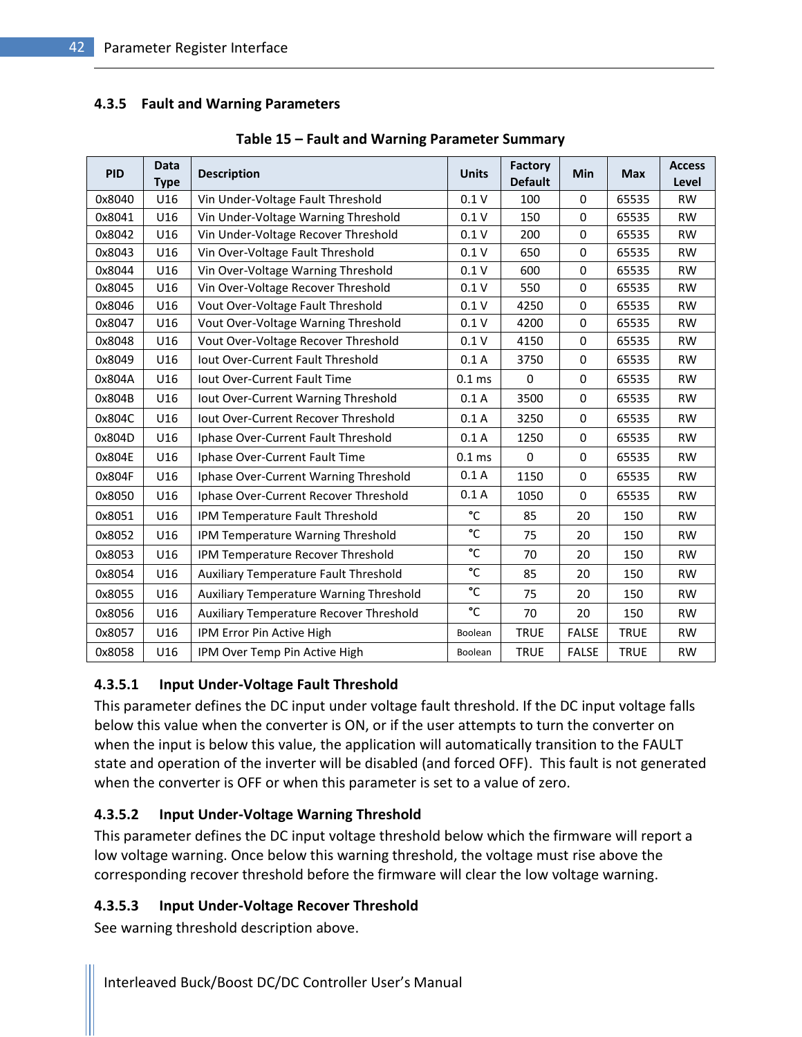### 4.3.5 Fault and Warning Parameters

**Table 15 – Fault and Warning Parameter Summary**

| PID | Data Type | Description | Units | Factory Default | Min | Max | Access Level |
|---|---|---|---|---|---|---|---|
| 0x8040 | U16 | Vin Under-Voltage Fault Threshold | 0.1 V | 100 | 0 | 65535 | RW |
| 0x8041 | U16 | Vin Under-Voltage Warning Threshold | 0.1 V | 150 | 0 | 65535 | RW |
| 0x8042 | U16 | Vin Under-Voltage Recover Threshold | 0.1 V | 200 | 0 | 65535 | RW |
| 0x8043 | U16 | Vin Over-Voltage Fault Threshold | 0.1 V | 650 | 0 | 65535 | RW |
| 0x8044 | U16 | Vin Over-Voltage Warning Threshold | 0.1 V | 600 | 0 | 65535 | RW |
| 0x8045 | U16 | Vin Over-Voltage Recover Threshold | 0.1 V | 550 | 0 | 65535 | RW |
| 0x8046 | U16 | Vout Over-Voltage Fault Threshold | 0.1 V | 4250 | 0 | 65535 | RW |
| 0x8047 | U16 | Vout Over-Voltage Warning Threshold | 0.1 V | 4200 | 0 | 65535 | RW |
| 0x8048 | U16 | Vout Over-Voltage Recover Threshold | 0.1 V | 4150 | 0 | 65535 | RW |
| 0x8049 | U16 | Iout Over-Current Fault Threshold | 0.1 A | 3750 | 0 | 65535 | RW |
| 0x804A | U16 | Iout Over-Current Fault Time | 0.1 ms | 0 | 0 | 65535 | RW |
| 0x804B | U16 | Iout Over-Current Warning Threshold | 0.1 A | 3500 | 0 | 65535 | RW |
| 0x804C | U16 | Iout Over-Current Recover Threshold | 0.1 A | 3250 | 0 | 65535 | RW |
| 0x804D | U16 | Iphase Over-Current Fault Threshold | 0.1 A | 1250 | 0 | 65535 | RW |
| 0x804E | U16 | Iphase Over-Current Fault Time | 0.1 ms | 0 | 0 | 65535 | RW |
| 0x804F | U16 | Iphase Over-Current Warning Threshold | 0.1 A | 1150 | 0 | 65535 | RW |
| 0x8050 | U16 | Iphase Over-Current Recover Threshold | 0.1 A | 1050 | 0 | 65535 | RW |
| 0x8051 | U16 | IPM Temperature Fault Threshold | °C | 85 | 20 | 150 | RW |
| 0x8052 | U16 | IPM Temperature Warning Threshold | °C | 75 | 20 | 150 | RW |
| 0x8053 | U16 | IPM Temperature Recover Threshold | °C | 70 | 20 | 150 | RW |
| 0x8054 | U16 | Auxiliary Temperature Fault Threshold | °C | 85 | 20 | 150 | RW |
| 0x8055 | U16 | Auxiliary Temperature Warning Threshold | °C | 75 | 20 | 150 | RW |
| 0x8056 | U16 | Auxiliary Temperature Recover Threshold | °C | 70 | 20 | 150 | RW |
| 0x8057 | U16 | IPM Error Pin Active High | Boolean | TRUE | FALSE | TRUE | RW |
| 0x8058 | U16 | IPM Over Temp Pin Active High | Boolean | TRUE | FALSE | TRUE | RW |

#### 4.3.5.1 Input Under-Voltage Fault Threshold

This parameter defines the DC input under voltage fault threshold. If the DC input voltage falls below this value when the converter is ON, or if the user attempts to turn the converter on when the input is below this value, the application will automatically transition to the FAULT state and operation of the inverter will be disabled (and forced OFF). This fault is not generated when the converter is OFF or when this parameter is set to a value of zero.

#### 4.3.5.2 Input Under-Voltage Warning Threshold

This parameter defines the DC input voltage threshold below which the firmware will report a low voltage warning. Once below this warning threshold, the voltage must rise above the corresponding recover threshold before the firmware will clear the low voltage warning.

#### 4.3.5.3 Input Under-Voltage Recover Threshold

See warning threshold description above.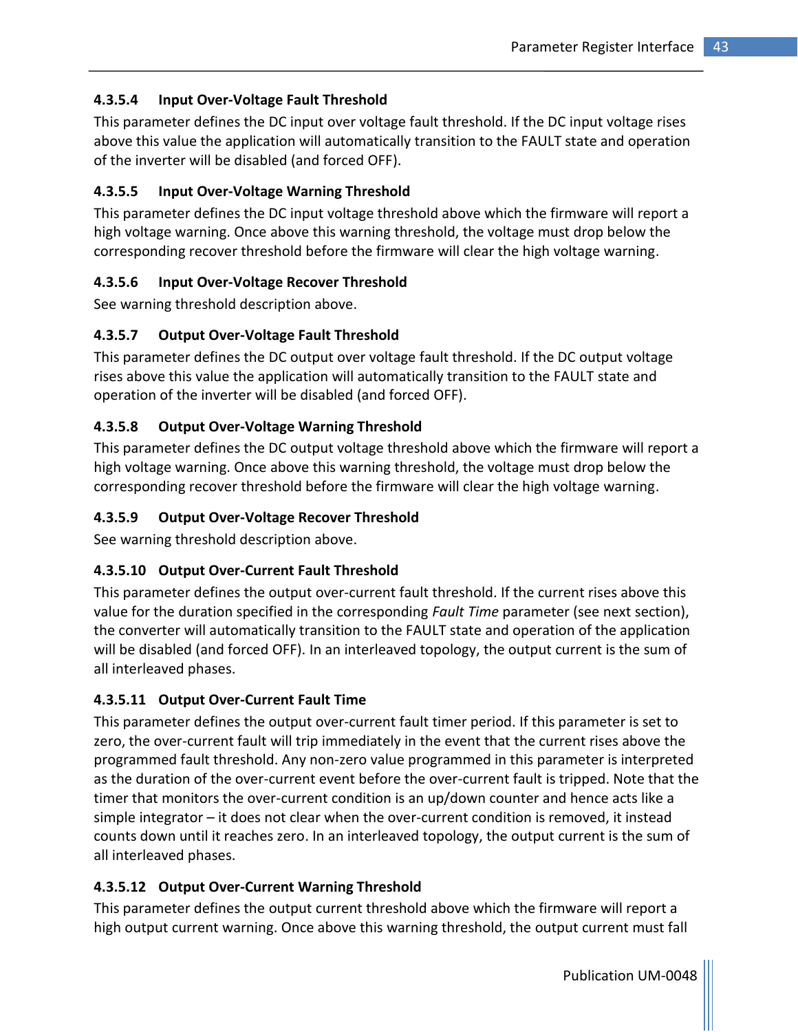#### 4.3.5.4 Input Over-Voltage Fault Threshold

This parameter defines the DC input over voltage fault threshold. If the DC input voltage rises above this value the application will automatically transition to the FAULT state and operation of the inverter will be disabled (and forced OFF).

#### 4.3.5.5 Input Over-Voltage Warning Threshold

This parameter defines the DC input voltage threshold above which the firmware will report a high voltage warning. Once above this warning threshold, the voltage must drop below the corresponding recover threshold before the firmware will clear the high voltage warning.

#### 4.3.5.6 Input Over-Voltage Recover Threshold

See warning threshold description above.

#### 4.3.5.7 Output Over-Voltage Fault Threshold

This parameter defines the DC output over voltage fault threshold. If the DC output voltage rises above this value the application will automatically transition to the FAULT state and operation of the inverter will be disabled (and forced OFF).

#### 4.3.5.8 Output Over-Voltage Warning Threshold

This parameter defines the DC output voltage threshold above which the firmware will report a high voltage warning. Once above this warning threshold, the voltage must drop below the corresponding recover threshold before the firmware will clear the high voltage warning.

#### 4.3.5.9 Output Over-Voltage Recover Threshold

See warning threshold description above.

#### 4.3.5.10 Output Over-Current Fault Threshold

This parameter defines the output over-current fault threshold. If the current rises above this value for the duration specified in the corresponding *Fault Time* parameter (see next section), the converter will automatically transition to the FAULT state and operation of the application will be disabled (and forced OFF). In an interleaved topology, the output current is the sum of all interleaved phases.

#### 4.3.5.11 Output Over-Current Fault Time

This parameter defines the output over-current fault timer period. If this parameter is set to zero, the over-current fault will trip immediately in the event that the current rises above the programmed fault threshold. Any non-zero value programmed in this parameter is interpreted as the duration of the over-current event before the over-current fault is tripped. Note that the timer that monitors the over-current condition is an up/down counter and hence acts like a simple integrator – it does not clear when the over-current condition is removed, it instead counts down until it reaches zero. In an interleaved topology, the output current is the sum of all interleaved phases.

#### 4.3.5.12 Output Over-Current Warning Threshold

This parameter defines the output current threshold above which the firmware will report a high output current warning. Once above this warning threshold, the output current must fall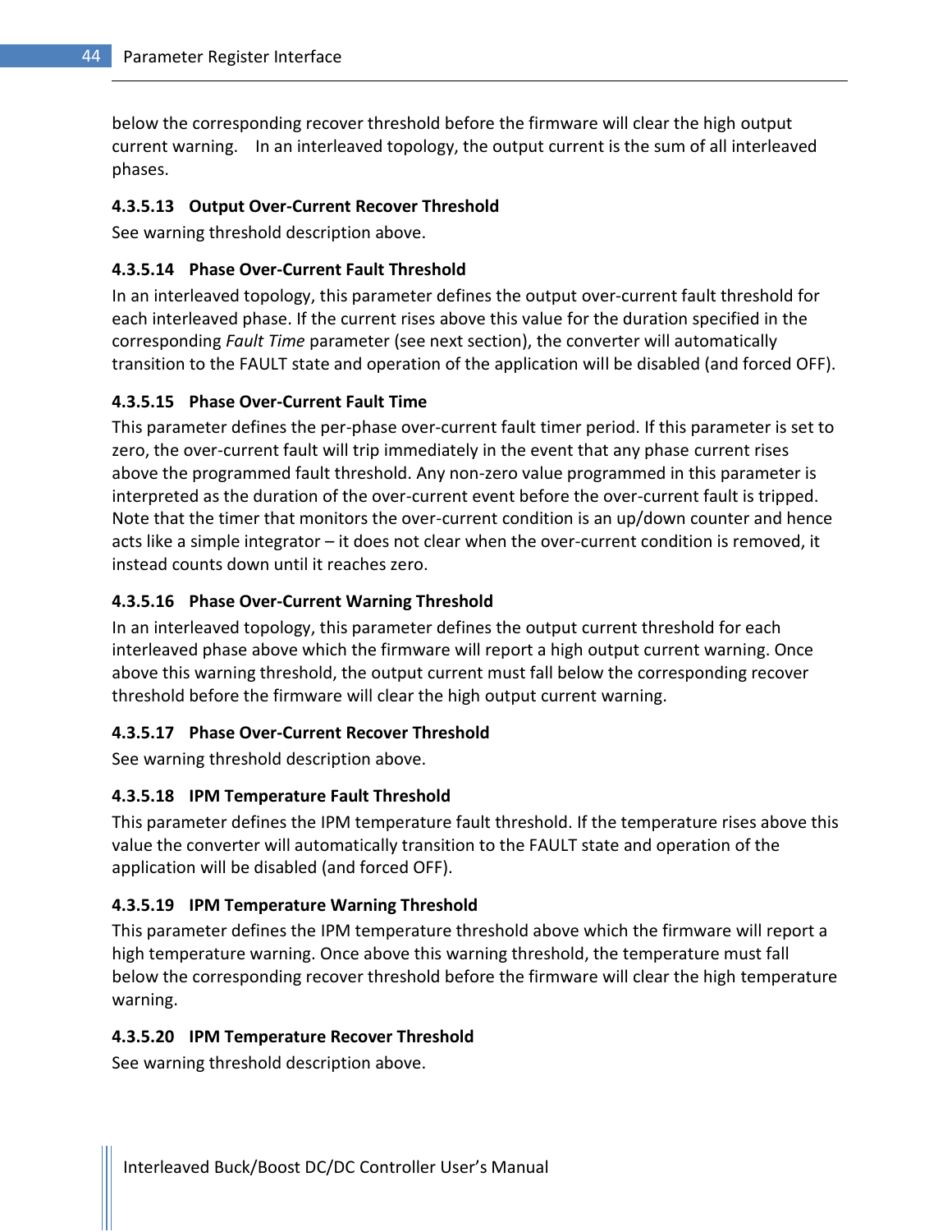below the corresponding recover threshold before the firmware will clear the high output current warning. In an interleaved topology, the output current is the sum of all interleaved phases.

#### 4.3.5.13 Output Over-Current Recover Threshold

See warning threshold description above.

#### 4.3.5.14 Phase Over-Current Fault Threshold

In an interleaved topology, this parameter defines the output over-current fault threshold for each interleaved phase. If the current rises above this value for the duration specified in the corresponding *Fault Time* parameter (see next section), the converter will automatically transition to the FAULT state and operation of the application will be disabled (and forced OFF).

#### 4.3.5.15 Phase Over-Current Fault Time

This parameter defines the per-phase over-current fault timer period. If this parameter is set to zero, the over-current fault will trip immediately in the event that any phase current rises above the programmed fault threshold. Any non-zero value programmed in this parameter is interpreted as the duration of the over-current event before the over-current fault is tripped. Note that the timer that monitors the over-current condition is an up/down counter and hence acts like a simple integrator – it does not clear when the over-current condition is removed, it instead counts down until it reaches zero.

#### 4.3.5.16 Phase Over-Current Warning Threshold

In an interleaved topology, this parameter defines the output current threshold for each interleaved phase above which the firmware will report a high output current warning. Once above this warning threshold, the output current must fall below the corresponding recover threshold before the firmware will clear the high output current warning.

#### 4.3.5.17 Phase Over-Current Recover Threshold

See warning threshold description above.

#### 4.3.5.18 IPM Temperature Fault Threshold

This parameter defines the IPM temperature fault threshold. If the temperature rises above this value the converter will automatically transition to the FAULT state and operation of the application will be disabled (and forced OFF).

#### 4.3.5.19 IPM Temperature Warning Threshold

This parameter defines the IPM temperature threshold above which the firmware will report a high temperature warning. Once above this warning threshold, the temperature must fall below the corresponding recover threshold before the firmware will clear the high temperature warning.

#### 4.3.5.20 IPM Temperature Recover Threshold

See warning threshold description above.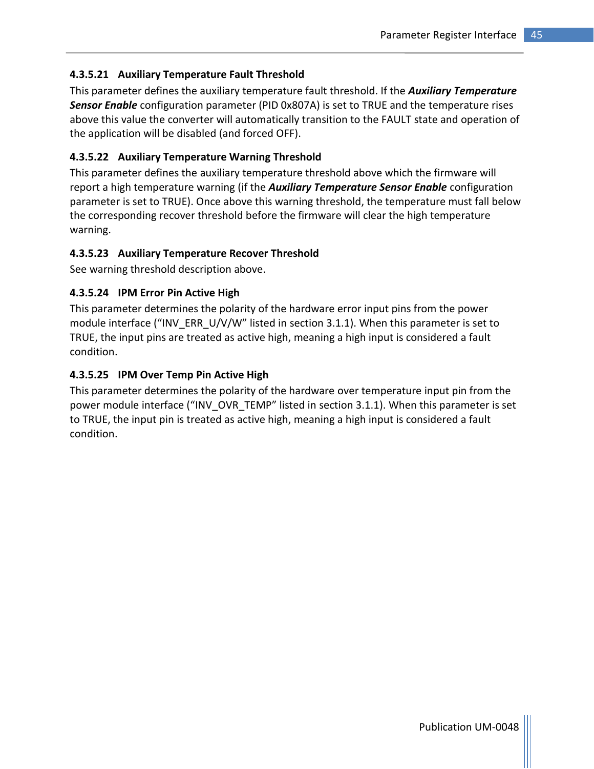#### 4.3.5.21 Auxiliary Temperature Fault Threshold

This parameter defines the auxiliary temperature fault threshold. If the ***Auxiliary Temperature Sensor Enable*** configuration parameter (PID 0x807A) is set to TRUE and the temperature rises above this value the converter will automatically transition to the FAULT state and operation of the application will be disabled (and forced OFF).

#### 4.3.5.22 Auxiliary Temperature Warning Threshold

This parameter defines the auxiliary temperature threshold above which the firmware will report a high temperature warning (if the ***Auxiliary Temperature Sensor Enable*** configuration parameter is set to TRUE). Once above this warning threshold, the temperature must fall below the corresponding recover threshold before the firmware will clear the high temperature warning.

#### 4.3.5.23 Auxiliary Temperature Recover Threshold

See warning threshold description above.

#### 4.3.5.24 IPM Error Pin Active High

This parameter determines the polarity of the hardware error input pins from the power module interface ("INV_ERR_U/V/W" listed in section 3.1.1). When this parameter is set to TRUE, the input pins are treated as active high, meaning a high input is considered a fault condition.

#### 4.3.5.25 IPM Over Temp Pin Active High

This parameter determines the polarity of the hardware over temperature input pin from the power module interface ("INV_OVR_TEMP" listed in section 3.1.1). When this parameter is set to TRUE, the input pin is treated as active high, meaning a high input is considered a fault condition.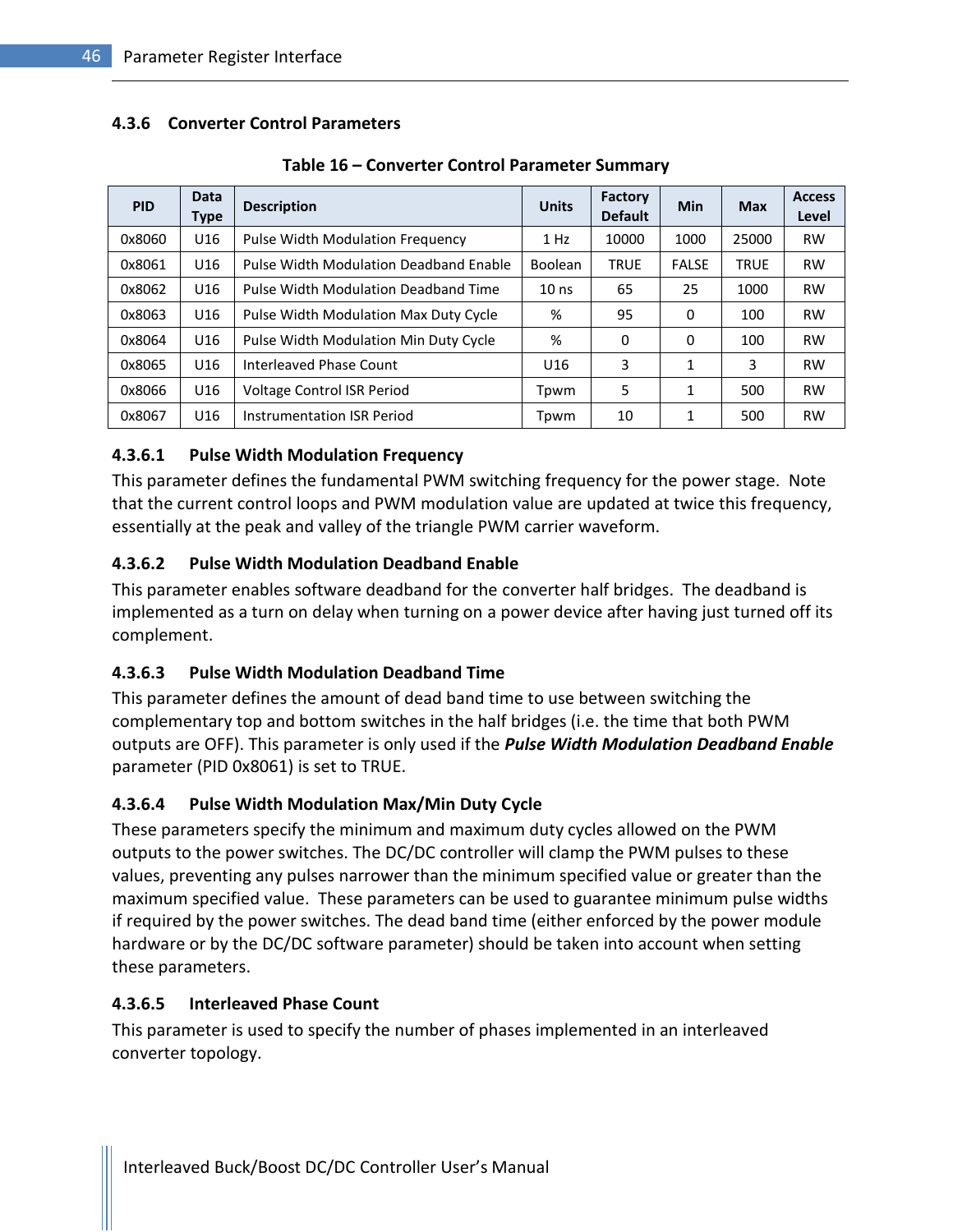### 4.3.6 Converter Control Parameters

**Table 16 – Converter Control Parameter Summary**

| PID | Data Type | Description | Units | Factory Default | Min | Max | Access Level |
|---|---|---|---|---|---|---|---|
| 0x8060 | U16 | Pulse Width Modulation Frequency | 1 Hz | 10000 | 1000 | 25000 | RW |
| 0x8061 | U16 | Pulse Width Modulation Deadband Enable | Boolean | TRUE | FALSE | TRUE | RW |
| 0x8062 | U16 | Pulse Width Modulation Deadband Time | 10 ns | 65 | 25 | 1000 | RW |
| 0x8063 | U16 | Pulse Width Modulation Max Duty Cycle | % | 95 | 0 | 100 | RW |
| 0x8064 | U16 | Pulse Width Modulation Min Duty Cycle | % | 0 | 0 | 100 | RW |
| 0x8065 | U16 | Interleaved Phase Count | U16 | 3 | 1 | 3 | RW |
| 0x8066 | U16 | Voltage Control ISR Period | Tpwm | 5 | 1 | 500 | RW |
| 0x8067 | U16 | Instrumentation ISR Period | Tpwm | 10 | 1 | 500 | RW |

#### 4.3.6.1 Pulse Width Modulation Frequency

This parameter defines the fundamental PWM switching frequency for the power stage. Note that the current control loops and PWM modulation value are updated at twice this frequency, essentially at the peak and valley of the triangle PWM carrier waveform.

#### 4.3.6.2 Pulse Width Modulation Deadband Enable

This parameter enables software deadband for the converter half bridges. The deadband is implemented as a turn on delay when turning on a power device after having just turned off its complement.

#### 4.3.6.3 Pulse Width Modulation Deadband Time

This parameter defines the amount of dead band time to use between switching the complementary top and bottom switches in the half bridges (i.e. the time that both PWM outputs are OFF). This parameter is only used if the ***Pulse Width Modulation Deadband Enable*** parameter (PID 0x8061) is set to TRUE.

#### 4.3.6.4 Pulse Width Modulation Max/Min Duty Cycle

These parameters specify the minimum and maximum duty cycles allowed on the PWM outputs to the power switches. The DC/DC controller will clamp the PWM pulses to these values, preventing any pulses narrower than the minimum specified value or greater than the maximum specified value. These parameters can be used to guarantee minimum pulse widths if required by the power switches. The dead band time (either enforced by the power module hardware or by the DC/DC software parameter) should be taken into account when setting these parameters.

#### 4.3.6.5 Interleaved Phase Count

This parameter is used to specify the number of phases implemented in an interleaved converter topology.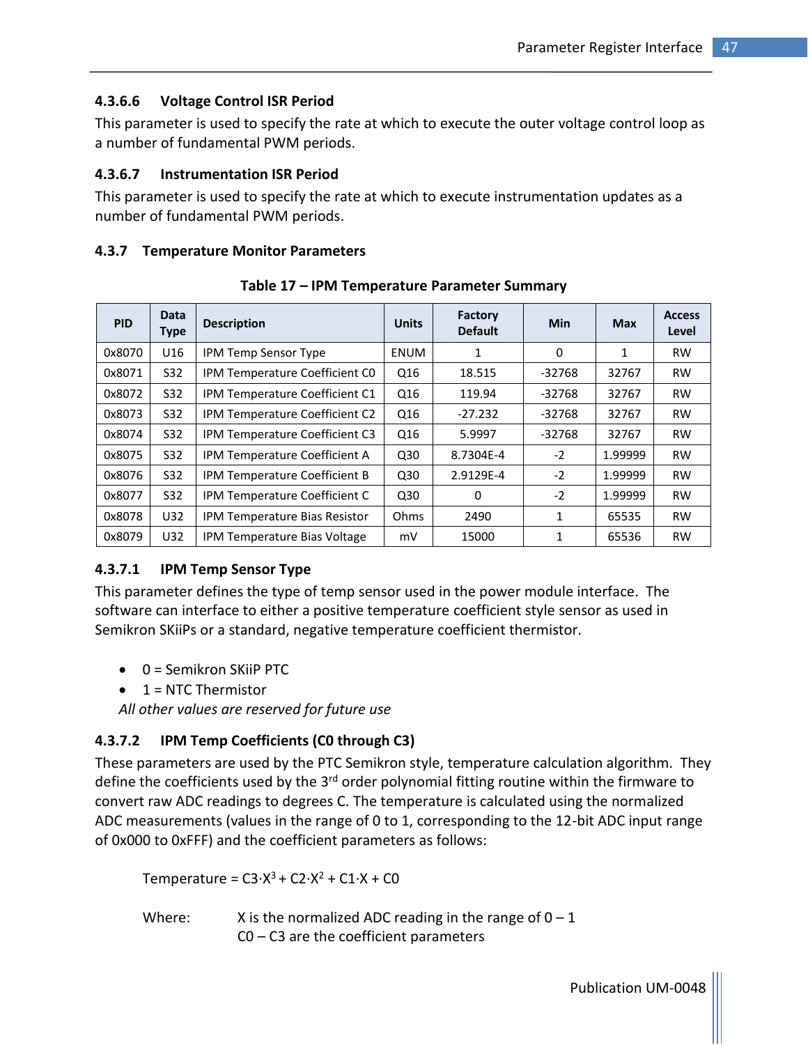#### 4.3.6.6 Voltage Control ISR Period

This parameter is used to specify the rate at which to execute the outer voltage control loop as a number of fundamental PWM periods.

#### 4.3.6.7 Instrumentation ISR Period

This parameter is used to specify the rate at which to execute instrumentation updates as a number of fundamental PWM periods.

### 4.3.7 Temperature Monitor Parameters

**Table 17 – IPM Temperature Parameter Summary**

| PID | Data Type | Description | Units | Factory Default | Min | Max | Access Level |
|---|---|---|---|---|---|---|---|
| 0x8070 | U16 | IPM Temp Sensor Type | ENUM | 1 | 0 | 1 | RW |
| 0x8071 | S32 | IPM Temperature Coefficient C0 | Q16 | 18.515 | -32768 | 32767 | RW |
| 0x8072 | S32 | IPM Temperature Coefficient C1 | Q16 | 119.94 | -32768 | 32767 | RW |
| 0x8073 | S32 | IPM Temperature Coefficient C2 | Q16 | -27.232 | -32768 | 32767 | RW |
| 0x8074 | S32 | IPM Temperature Coefficient C3 | Q16 | 5.9997 | -32768 | 32767 | RW |
| 0x8075 | S32 | IPM Temperature Coefficient A | Q30 | 8.7304E-4 | -2 | 1.99999 | RW |
| 0x8076 | S32 | IPM Temperature Coefficient B | Q30 | 2.9129E-4 | -2 | 1.99999 | RW |
| 0x8077 | S32 | IPM Temperature Coefficient C | Q30 | 0 | -2 | 1.99999 | RW |
| 0x8078 | U32 | IPM Temperature Bias Resistor | Ohms | 2490 | 1 | 65535 | RW |
| 0x8079 | U32 | IPM Temperature Bias Voltage | mV | 15000 | 1 | 65536 | RW |

#### 4.3.7.1 IPM Temp Sensor Type

This parameter defines the type of temp sensor used in the power module interface. The software can interface to either a positive temperature coefficient style sensor as used in Semikron SKiiPs or a standard, negative temperature coefficient thermistor.

- 0 = Semikron SKiiP PTC
- 1 = NTC Thermistor

*All other values are reserved for future use*

#### 4.3.7.2 IPM Temp Coefficients (C0 through C3)

These parameters are used by the PTC Semikron style, temperature calculation algorithm. They define the coefficients used by the 3rd order polynomial fitting routine within the firmware to convert raw ADC readings to degrees C. The temperature is calculated using the normalized ADC measurements (values in the range of 0 to 1, corresponding to the 12-bit ADC input range of 0x000 to 0xFFF) and the coefficient parameters as follows:

$$\text{Temperature} = C3 \cdot X^3 + C2 \cdot X^2 + C1 \cdot X + C0$$

Where: X is the normalized ADC reading in the range of 0 – 1
C0 – C3 are the coefficient parameters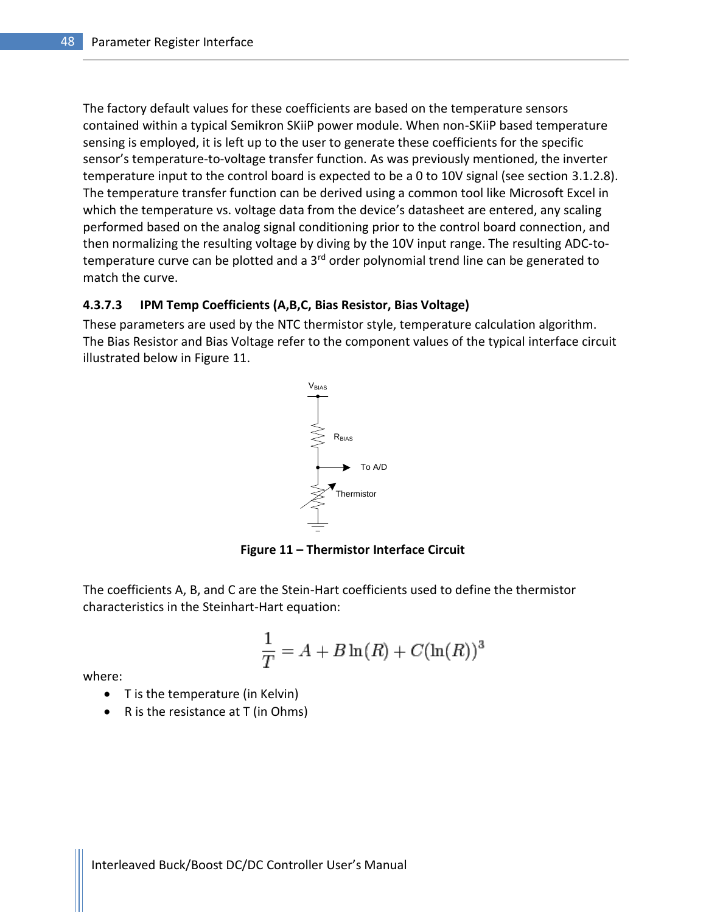The factory default values for these coefficients are based on the temperature sensors contained within a typical Semikron SKiiP power module. When non-SKiiP based temperature sensing is employed, it is left up to the user to generate these coefficients for the specific sensor's temperature-to-voltage transfer function. As was previously mentioned, the inverter temperature input to the control board is expected to be a 0 to 10V signal (see section 3.1.2.8). The temperature transfer function can be derived using a common tool like Microsoft Excel in which the temperature vs. voltage data from the device's datasheet are entered, any scaling performed based on the analog signal conditioning prior to the control board connection, and then normalizing the resulting voltage by diving by the 10V input range. The resulting ADC-to-temperature curve can be plotted and a 3rd order polynomial trend line can be generated to match the curve.

#### 4.3.7.3 IPM Temp Coefficients (A,B,C, Bias Resistor, Bias Voltage)

These parameters are used by the NTC thermistor style, temperature calculation algorithm. The Bias Resistor and Bias Voltage refer to the component values of the typical interface circuit illustrated below in Figure 11.

$V_{BIAS}$

$R_{BIAS}$

To A/D

Thermistor

**Figure 11 – Thermistor Interface Circuit**

The coefficients A, B, and C are the Stein-Hart coefficients used to define the thermistor characteristics in the Steinhart-Hart equation:

$$\frac{1}{T} = A + B\ln(R) + C(\ln(R))^3$$

where:

- T is the temperature (in Kelvin)
- R is the resistance at T (in Ohms)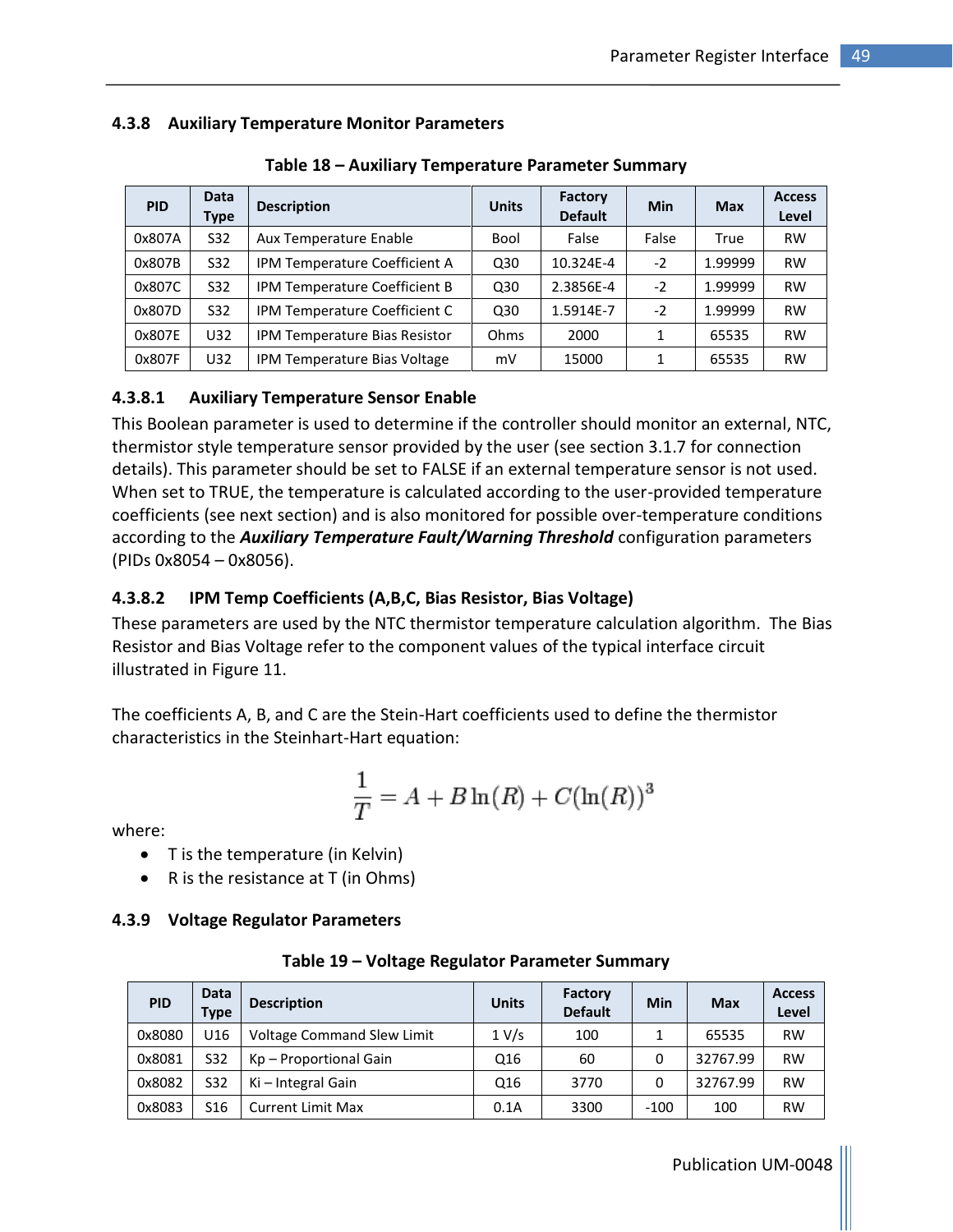### 4.3.8 Auxiliary Temperature Monitor Parameters

**Table 18 – Auxiliary Temperature Parameter Summary**

| PID | Data Type | Description | Units | Factory Default | Min | Max | Access Level |
|---|---|---|---|---|---|---|---|
| 0x807A | S32 | Aux Temperature Enable | Bool | False | False | True | RW |
| 0x807B | S32 | IPM Temperature Coefficient A | Q30 | 10.324E-4 | -2 | 1.99999 | RW |
| 0x807C | S32 | IPM Temperature Coefficient B | Q30 | 2.3856E-4 | -2 | 1.99999 | RW |
| 0x807D | S32 | IPM Temperature Coefficient C | Q30 | 1.5914E-7 | -2 | 1.99999 | RW |
| 0x807E | U32 | IPM Temperature Bias Resistor | Ohms | 2000 | 1 | 65535 | RW |
| 0x807F | U32 | IPM Temperature Bias Voltage | mV | 15000 | 1 | 65535 | RW |

#### 4.3.8.1 Auxiliary Temperature Sensor Enable

This Boolean parameter is used to determine if the controller should monitor an external, NTC, thermistor style temperature sensor provided by the user (see section 3.1.7 for connection details). This parameter should be set to FALSE if an external temperature sensor is not used. When set to TRUE, the temperature is calculated according to the user-provided temperature coefficients (see next section) and is also monitored for possible over-temperature conditions according to the ***Auxiliary Temperature Fault/Warning Threshold*** configuration parameters (PIDs 0x8054 – 0x8056).

#### 4.3.8.2 IPM Temp Coefficients (A,B,C, Bias Resistor, Bias Voltage)

These parameters are used by the NTC thermistor temperature calculation algorithm. The Bias Resistor and Bias Voltage refer to the component values of the typical interface circuit illustrated in Figure 11.

The coefficients A, B, and C are the Stein-Hart coefficients used to define the thermistor characteristics in the Steinhart-Hart equation:

$$\frac{1}{T} = A + B\ln(R) + C(\ln(R))^3$$

where:

- T is the temperature (in Kelvin)
- R is the resistance at T (in Ohms)

### 4.3.9 Voltage Regulator Parameters

**Table 19 – Voltage Regulator Parameter Summary**

| PID | Data Type | Description | Units | Factory Default | Min | Max | Access Level |
|---|---|---|---|---|---|---|---|
| 0x8080 | U16 | Voltage Command Slew Limit | 1 V/s | 100 | 1 | 65535 | RW |
| 0x8081 | S32 | Kp – Proportional Gain | Q16 | 60 | 0 | 32767.99 | RW |
| 0x8082 | S32 | Ki – Integral Gain | Q16 | 3770 | 0 | 32767.99 | RW |
| 0x8083 | S16 | Current Limit Max | 0.1A | 3300 | -100 | 100 | RW |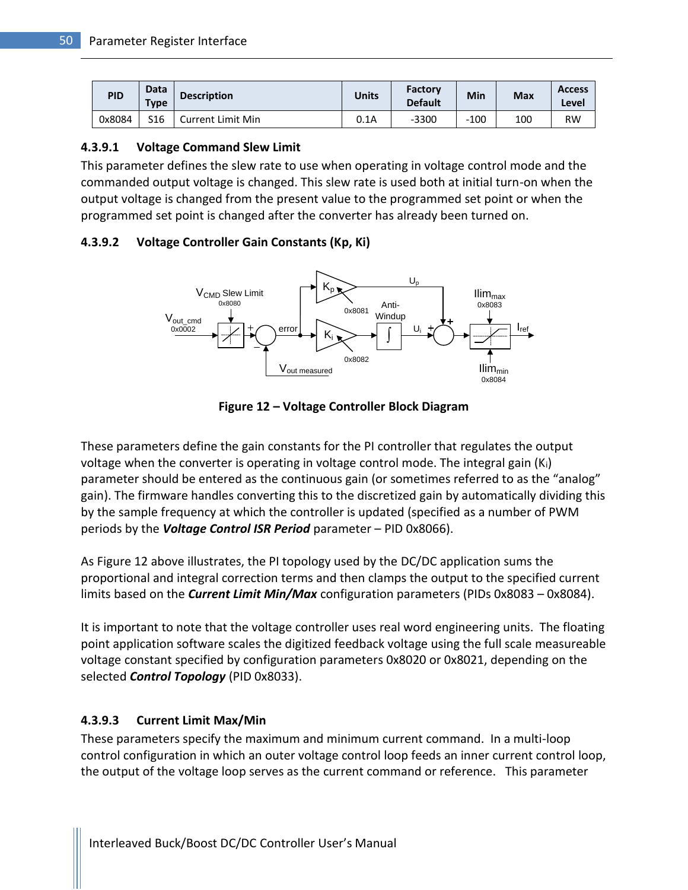| PID | Data Type | Description | Units | Factory Default | Min | Max | Access Level |
| --- | --- | --- | --- | --- | --- | --- | --- |
| 0x8084 | S16 | Current Limit Min | 0.1A | -3300 | -100 | 100 | RW |

### 4.3.9.1 Voltage Command Slew Limit

This parameter defines the slew rate to use when operating in voltage control mode and the commanded output voltage is changed. This slew rate is used both at initial turn-on when the output voltage is changed from the present value to the programmed set point or when the programmed set point is changed after the converter has already been turned on.

### 4.3.9.2 Voltage Controller Gain Constants (Kp, Ki)

$V_{CMD}$ Slew Limit
0x8080
$V_{out\_cmd}$
0x0002
error
$K_p$
0x8081
$U_p$
$K_i$
0x8082
Anti-Windup
$U_i$
$V_{out\ measured}$
$Ilim_{max}$
0x8083
$I_{ref}$
$Ilim_{min}$
0x8084

**Figure 12 – Voltage Controller Block Diagram**

These parameters define the gain constants for the PI controller that regulates the output voltage when the converter is operating in voltage control mode. The integral gain ($K_i$) parameter should be entered as the continuous gain (or sometimes referred to as the "analog" gain). The firmware handles converting this to the discretized gain by automatically dividing this by the sample frequency at which the controller is updated (specified as a number of PWM periods by the ***Voltage Control ISR Period*** parameter – PID 0x8066).

As Figure 12 above illustrates, the PI topology used by the DC/DC application sums the proportional and integral correction terms and then clamps the output to the specified current limits based on the ***Current Limit Min/Max*** configuration parameters (PIDs 0x8083 – 0x8084).

It is important to note that the voltage controller uses real word engineering units. The floating point application software scales the digitized feedback voltage using the full scale measureable voltage constant specified by configuration parameters 0x8020 or 0x8021, depending on the selected ***Control Topology*** (PID 0x8033).

### 4.3.9.3 Current Limit Max/Min

These parameters specify the maximum and minimum current command. In a multi-loop control configuration in which an outer voltage control loop feeds an inner current control loop, the output of the voltage loop serves as the current command or reference. This parameter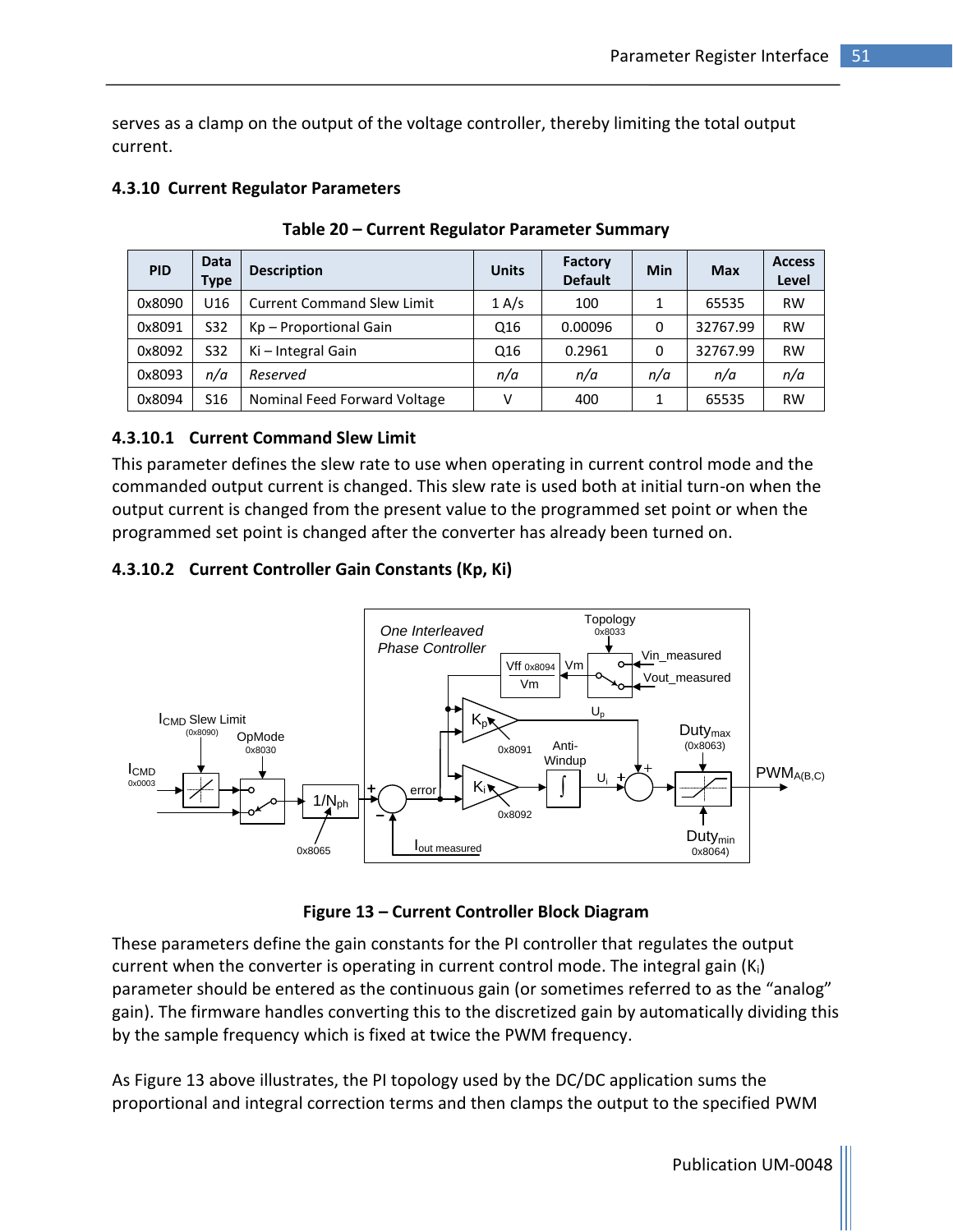serves as a clamp on the output of the voltage controller, thereby limiting the total output current.

### 4.3.10 Current Regulator Parameters

**Table 20 – Current Regulator Parameter Summary**

| PID | Data Type | Description | Units | Factory Default | Min | Max | Access Level |
|---|---|---|---|---|---|---|---|
| 0x8090 | U16 | Current Command Slew Limit | 1 A/s | 100 | 1 | 65535 | RW |
| 0x8091 | S32 | Kp – Proportional Gain | Q16 | 0.00096 | 0 | 32767.99 | RW |
| 0x8092 | S32 | Ki – Integral Gain | Q16 | 0.2961 | 0 | 32767.99 | RW |
| 0x8093 | *n/a* | *Reserved* | *n/a* | *n/a* | *n/a* | *n/a* | *n/a* |
| 0x8094 | S16 | Nominal Feed Forward Voltage | V | 400 | 1 | 65535 | RW |

#### 4.3.10.1 Current Command Slew Limit

This parameter defines the slew rate to use when operating in current control mode and the commanded output current is changed. This slew rate is used both at initial turn-on when the output current is changed from the present value to the programmed set point or when the programmed set point is changed after the converter has already been turned on.

#### 4.3.10.2 Current Controller Gain Constants (Kp, Ki)

One Interleaved Phase Controller

Topology 0x8033

Vff 0x8094 Vm

Vm

Vin_measured

Vout_measured

$I_{CMD}$ Slew Limit (0x8090)

OpMode 0x8030

$I_{CMD}$ 0x0003

$1/N_{ph}$

0x8065

error

$K_p$ 0x8091

$U_p$

Anti-Windup

$K_i$ 0x8092

$U_i$

$I_{out\ measured}$

$Duty_{max}$ (0x8063)

$Duty_{min}$ 0x8064)

$PWM_{A(B,C)}$

**Figure 13 – Current Controller Block Diagram**

These parameters define the gain constants for the PI controller that regulates the output current when the converter is operating in current control mode. The integral gain ($K_i$) parameter should be entered as the continuous gain (or sometimes referred to as the "analog" gain). The firmware handles converting this to the discretized gain by automatically dividing this by the sample frequency which is fixed at twice the PWM frequency.

As Figure 13 above illustrates, the PI topology used by the DC/DC application sums the proportional and integral correction terms and then clamps the output to the specified PWM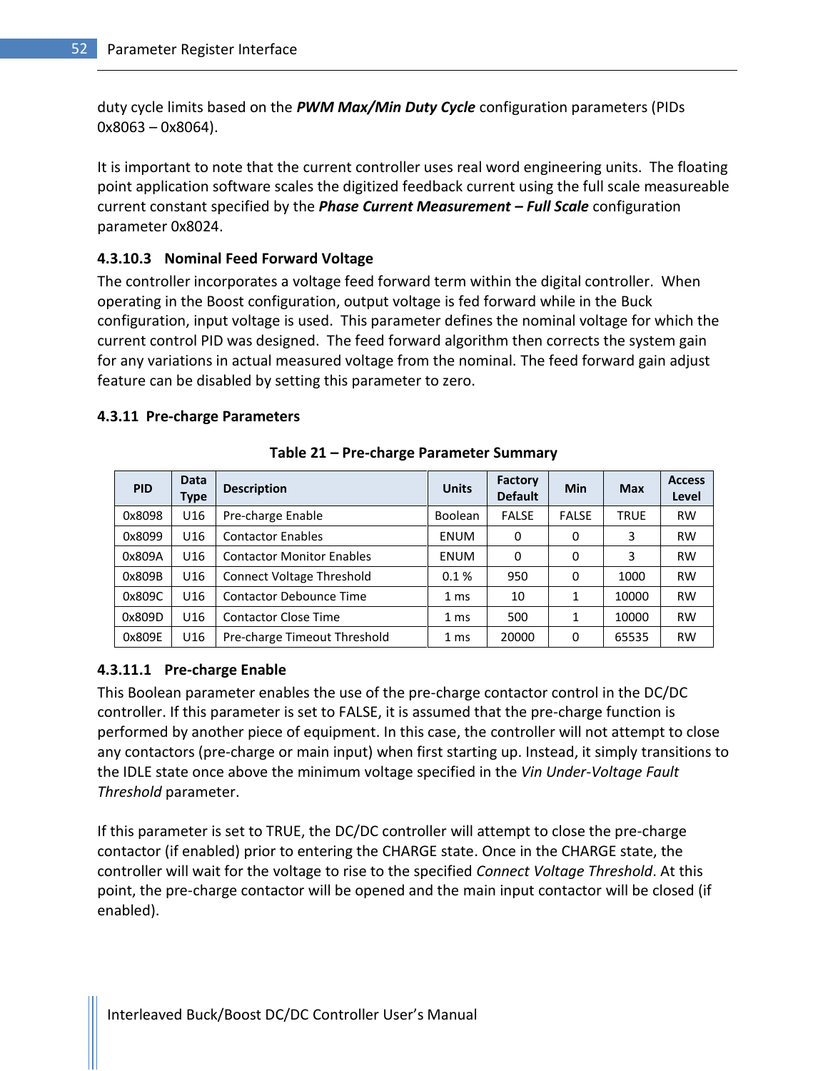duty cycle limits based on the ***PWM Max/Min Duty Cycle*** configuration parameters (PIDs 0x8063 – 0x8064).

It is important to note that the current controller uses real word engineering units. The floating point application software scales the digitized feedback current using the full scale measureable current constant specified by the ***Phase Current Measurement – Full Scale*** configuration parameter 0x8024.

#### 4.3.10.3 Nominal Feed Forward Voltage

The controller incorporates a voltage feed forward term within the digital controller. When operating in the Boost configuration, output voltage is fed forward while in the Buck configuration, input voltage is used. This parameter defines the nominal voltage for which the current control PID was designed. The feed forward algorithm then corrects the system gain for any variations in actual measured voltage from the nominal. The feed forward gain adjust feature can be disabled by setting this parameter to zero.

### 4.3.11 Pre-charge Parameters

**Table 21 – Pre-charge Parameter Summary**

| PID | Data Type | Description | Units | Factory Default | Min | Max | Access Level |
|---|---|---|---|---|---|---|---|
| 0x8098 | U16 | Pre-charge Enable | Boolean | FALSE | FALSE | TRUE | RW |
| 0x8099 | U16 | Contactor Enables | ENUM | 0 | 0 | 3 | RW |
| 0x809A | U16 | Contactor Monitor Enables | ENUM | 0 | 0 | 3 | RW |
| 0x809B | U16 | Connect Voltage Threshold | 0.1 % | 950 | 0 | 1000 | RW |
| 0x809C | U16 | Contactor Debounce Time | 1 ms | 10 | 1 | 10000 | RW |
| 0x809D | U16 | Contactor Close Time | 1 ms | 500 | 1 | 10000 | RW |
| 0x809E | U16 | Pre-charge Timeout Threshold | 1 ms | 20000 | 0 | 65535 | RW |

#### 4.3.11.1 Pre-charge Enable

This Boolean parameter enables the use of the pre-charge contactor control in the DC/DC controller. If this parameter is set to FALSE, it is assumed that the pre-charge function is performed by another piece of equipment. In this case, the controller will not attempt to close any contactors (pre-charge or main input) when first starting up. Instead, it simply transitions to the IDLE state once above the minimum voltage specified in the *Vin Under-Voltage Fault Threshold* parameter.

If this parameter is set to TRUE, the DC/DC controller will attempt to close the pre-charge contactor (if enabled) prior to entering the CHARGE state. Once in the CHARGE state, the controller will wait for the voltage to rise to the specified *Connect Voltage Threshold*. At this point, the pre-charge contactor will be opened and the main input contactor will be closed (if enabled).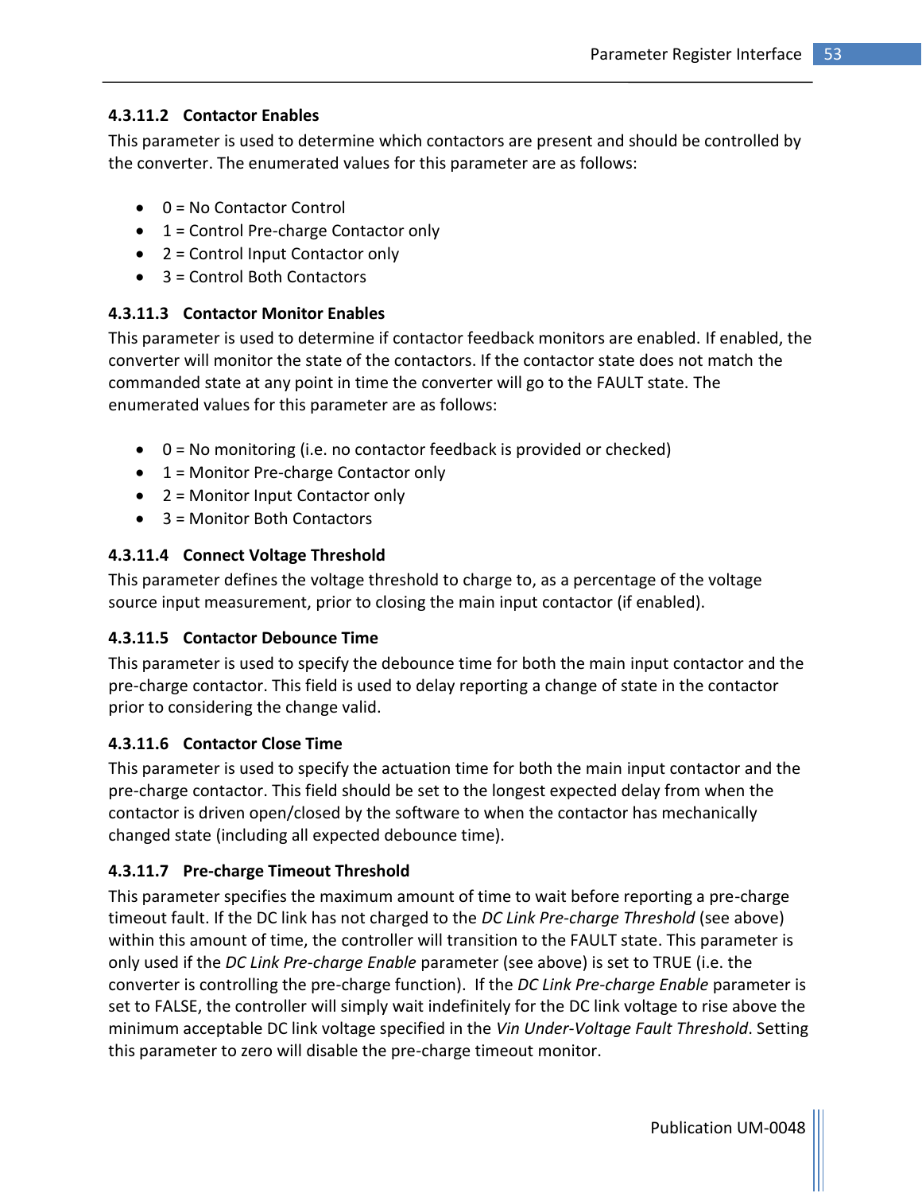#### 4.3.11.2 Contactor Enables

This parameter is used to determine which contactors are present and should be controlled by the converter. The enumerated values for this parameter are as follows:

- 0 = No Contactor Control
- 1 = Control Pre-charge Contactor only
- 2 = Control Input Contactor only
- 3 = Control Both Contactors

#### 4.3.11.3 Contactor Monitor Enables

This parameter is used to determine if contactor feedback monitors are enabled. If enabled, the converter will monitor the state of the contactors. If the contactor state does not match the commanded state at any point in time the converter will go to the FAULT state. The enumerated values for this parameter are as follows:

- 0 = No monitoring (i.e. no contactor feedback is provided or checked)
- 1 = Monitor Pre-charge Contactor only
- 2 = Monitor Input Contactor only
- 3 = Monitor Both Contactors

#### 4.3.11.4 Connect Voltage Threshold

This parameter defines the voltage threshold to charge to, as a percentage of the voltage source input measurement, prior to closing the main input contactor (if enabled).

#### 4.3.11.5 Contactor Debounce Time

This parameter is used to specify the debounce time for both the main input contactor and the pre-charge contactor. This field is used to delay reporting a change of state in the contactor prior to considering the change valid.

#### 4.3.11.6 Contactor Close Time

This parameter is used to specify the actuation time for both the main input contactor and the pre-charge contactor. This field should be set to the longest expected delay from when the contactor is driven open/closed by the software to when the contactor has mechanically changed state (including all expected debounce time).

#### 4.3.11.7 Pre-charge Timeout Threshold

This parameter specifies the maximum amount of time to wait before reporting a pre-charge timeout fault. If the DC link has not charged to the *DC Link Pre-charge Threshold* (see above) within this amount of time, the controller will transition to the FAULT state. This parameter is only used if the *DC Link Pre-charge Enable* parameter (see above) is set to TRUE (i.e. the converter is controlling the pre-charge function). If the *DC Link Pre-charge Enable* parameter is set to FALSE, the controller will simply wait indefinitely for the DC link voltage to rise above the minimum acceptable DC link voltage specified in the *Vin Under-Voltage Fault Threshold*. Setting this parameter to zero will disable the pre-charge timeout monitor.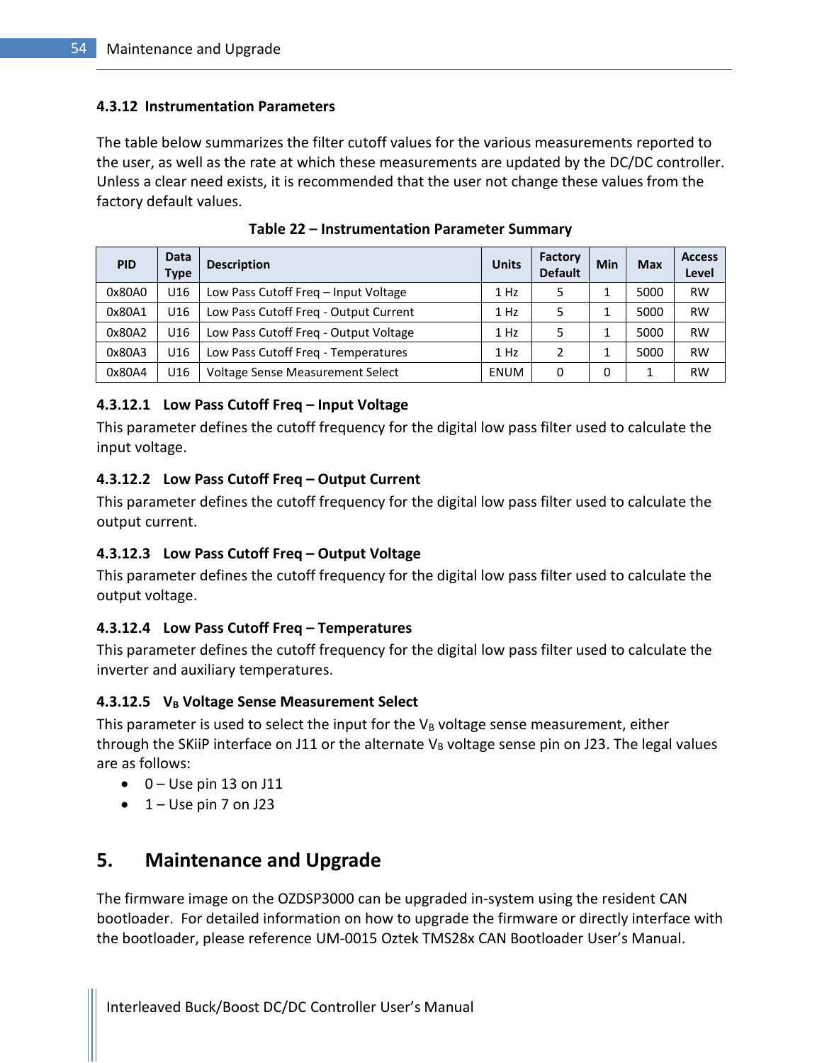### 4.3.12 Instrumentation Parameters

The table below summarizes the filter cutoff values for the various measurements reported to the user, as well as the rate at which these measurements are updated by the DC/DC controller. Unless a clear need exists, it is recommended that the user not change these values from the factory default values.

**Table 22 – Instrumentation Parameter Summary**

| PID | Data Type | Description | Units | Factory Default | Min | Max | Access Level |
|---|---|---|---|---|---|---|---|
| 0x80A0 | U16 | Low Pass Cutoff Freq – Input Voltage | 1 Hz | 5 | 1 | 5000 | RW |
| 0x80A1 | U16 | Low Pass Cutoff Freq - Output Current | 1 Hz | 5 | 1 | 5000 | RW |
| 0x80A2 | U16 | Low Pass Cutoff Freq - Output Voltage | 1 Hz | 5 | 1 | 5000 | RW |
| 0x80A3 | U16 | Low Pass Cutoff Freq - Temperatures | 1 Hz | 2 | 1 | 5000 | RW |
| 0x80A4 | U16 | Voltage Sense Measurement Select | ENUM | 0 | 0 | 1 | RW |

#### 4.3.12.1 Low Pass Cutoff Freq – Input Voltage

This parameter defines the cutoff frequency for the digital low pass filter used to calculate the input voltage.

#### 4.3.12.2 Low Pass Cutoff Freq – Output Current

This parameter defines the cutoff frequency for the digital low pass filter used to calculate the output current.

#### 4.3.12.3 Low Pass Cutoff Freq – Output Voltage

This parameter defines the cutoff frequency for the digital low pass filter used to calculate the output voltage.

#### 4.3.12.4 Low Pass Cutoff Freq – Temperatures

This parameter defines the cutoff frequency for the digital low pass filter used to calculate the inverter and auxiliary temperatures.

#### 4.3.12.5 $V_B$ Voltage Sense Measurement Select

This parameter is used to select the input for the $V_B$ voltage sense measurement, either through the SKiiP interface on J11 or the alternate $V_B$ voltage sense pin on J23. The legal values are as follows:

- 0 – Use pin 13 on J11
- 1 – Use pin 7 on J23

## 5. Maintenance and Upgrade

The firmware image on the OZDSP3000 can be upgraded in-system using the resident CAN bootloader. For detailed information on how to upgrade the firmware or directly interface with the bootloader, please reference UM-0015 Oztek TMS28x CAN Bootloader User's Manual.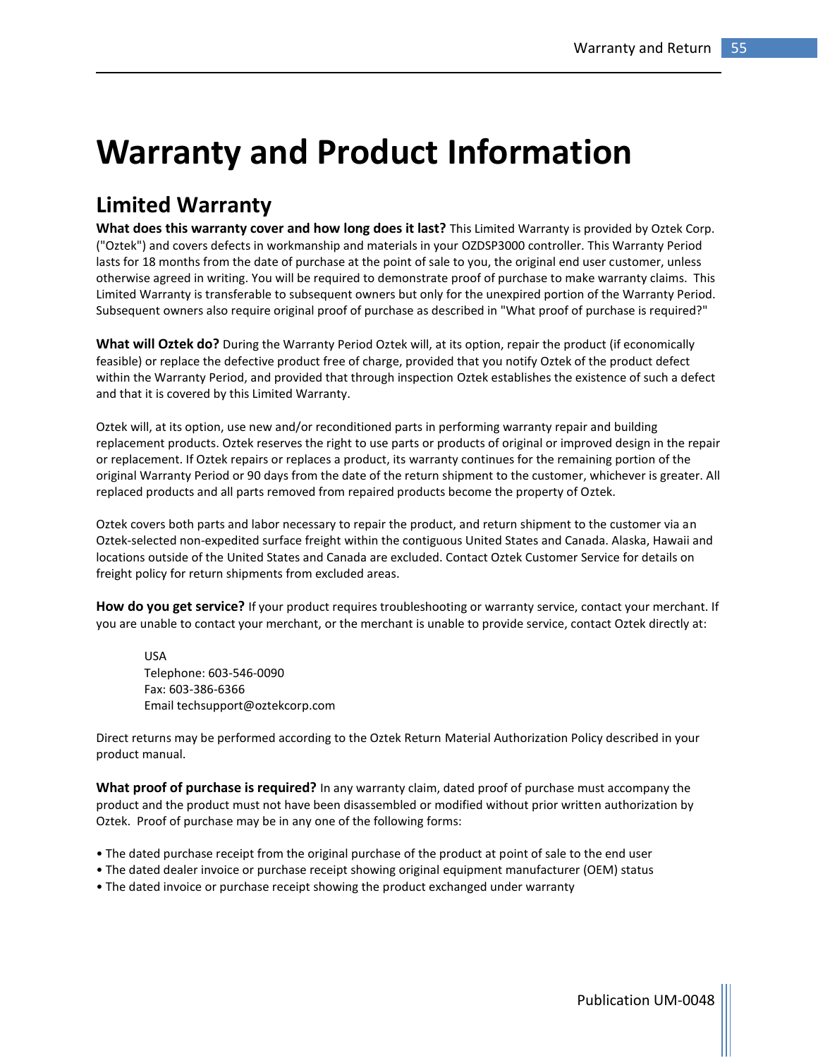# Warranty and Product Information

## Limited Warranty

**What does this warranty cover and how long does it last?** This Limited Warranty is provided by Oztek Corp. ("Oztek") and covers defects in workmanship and materials in your OZDSP3000 controller. This Warranty Period lasts for 18 months from the date of purchase at the point of sale to you, the original end user customer, unless otherwise agreed in writing. You will be required to demonstrate proof of purchase to make warranty claims. This Limited Warranty is transferable to subsequent owners but only for the unexpired portion of the Warranty Period. Subsequent owners also require original proof of purchase as described in "What proof of purchase is required?"

**What will Oztek do?** During the Warranty Period Oztek will, at its option, repair the product (if economically feasible) or replace the defective product free of charge, provided that you notify Oztek of the product defect within the Warranty Period, and provided that through inspection Oztek establishes the existence of such a defect and that it is covered by this Limited Warranty.

Oztek will, at its option, use new and/or reconditioned parts in performing warranty repair and building replacement products. Oztek reserves the right to use parts or products of original or improved design in the repair or replacement. If Oztek repairs or replaces a product, its warranty continues for the remaining portion of the original Warranty Period or 90 days from the date of the return shipment to the customer, whichever is greater. All replaced products and all parts removed from repaired products become the property of Oztek.

Oztek covers both parts and labor necessary to repair the product, and return shipment to the customer via an Oztek-selected non-expedited surface freight within the contiguous United States and Canada. Alaska, Hawaii and locations outside of the United States and Canada are excluded. Contact Oztek Customer Service for details on freight policy for return shipments from excluded areas.

**How do you get service?** If your product requires troubleshooting or warranty service, contact your merchant. If you are unable to contact your merchant, or the merchant is unable to provide service, contact Oztek directly at:

USA
Telephone: 603-546-0090
Fax: 603-386-6366
Email techsupport@oztekcorp.com

Direct returns may be performed according to the Oztek Return Material Authorization Policy described in your product manual.

**What proof of purchase is required?** In any warranty claim, dated proof of purchase must accompany the product and the product must not have been disassembled or modified without prior written authorization by Oztek. Proof of purchase may be in any one of the following forms:

- The dated purchase receipt from the original purchase of the product at point of sale to the end user
- The dated dealer invoice or purchase receipt showing original equipment manufacturer (OEM) status
- The dated invoice or purchase receipt showing the product exchanged under warranty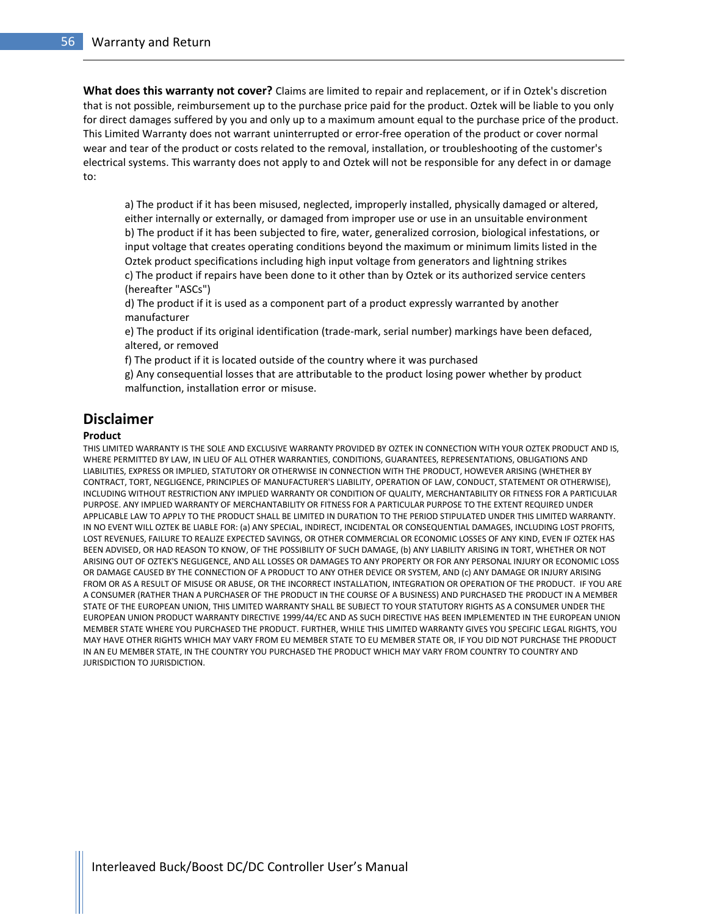**What does this warranty not cover?** Claims are limited to repair and replacement, or if in Oztek's discretion that is not possible, reimbursement up to the purchase price paid for the product. Oztek will be liable to you only for direct damages suffered by you and only up to a maximum amount equal to the purchase price of the product. This Limited Warranty does not warrant uninterrupted or error-free operation of the product or cover normal wear and tear of the product or costs related to the removal, installation, or troubleshooting of the customer's electrical systems. This warranty does not apply to and Oztek will not be responsible for any defect in or damage to:

a) The product if it has been misused, neglected, improperly installed, physically damaged or altered, either internally or externally, or damaged from improper use or use in an unsuitable environment
b) The product if it has been subjected to fire, water, generalized corrosion, biological infestations, or input voltage that creates operating conditions beyond the maximum or minimum limits listed in the Oztek product specifications including high input voltage from generators and lightning strikes
c) The product if repairs have been done to it other than by Oztek or its authorized service centers (hereafter "ASCs")
d) The product if it is used as a component part of a product expressly warranted by another manufacturer
e) The product if its original identification (trade-mark, serial number) markings have been defaced, altered, or removed
f) The product if it is located outside of the country where it was purchased
g) Any consequential losses that are attributable to the product losing power whether by product malfunction, installation error or misuse.

## Disclaimer

**Product**

THIS LIMITED WARRANTY IS THE SOLE AND EXCLUSIVE WARRANTY PROVIDED BY OZTEK IN CONNECTION WITH YOUR OZTEK PRODUCT AND IS, WHERE PERMITTED BY LAW, IN LIEU OF ALL OTHER WARRANTIES, CONDITIONS, GUARANTEES, REPRESENTATIONS, OBLIGATIONS AND LIABILITIES, EXPRESS OR IMPLIED, STATUTORY OR OTHERWISE IN CONNECTION WITH THE PRODUCT, HOWEVER ARISING (WHETHER BY CONTRACT, TORT, NEGLIGENCE, PRINCIPLES OF MANUFACTURER'S LIABILITY, OPERATION OF LAW, CONDUCT, STATEMENT OR OTHERWISE), INCLUDING WITHOUT RESTRICTION ANY IMPLIED WARRANTY OR CONDITION OF QUALITY, MERCHANTABILITY OR FITNESS FOR A PARTICULAR PURPOSE. ANY IMPLIED WARRANTY OF MERCHANTABILITY OR FITNESS FOR A PARTICULAR PURPOSE TO THE EXTENT REQUIRED UNDER APPLICABLE LAW TO APPLY TO THE PRODUCT SHALL BE LIMITED IN DURATION TO THE PERIOD STIPULATED UNDER THIS LIMITED WARRANTY. IN NO EVENT WILL OZTEK BE LIABLE FOR: (a) ANY SPECIAL, INDIRECT, INCIDENTAL OR CONSEQUENTIAL DAMAGES, INCLUDING LOST PROFITS, LOST REVENUES, FAILURE TO REALIZE EXPECTED SAVINGS, OR OTHER COMMERCIAL OR ECONOMIC LOSSES OF ANY KIND, EVEN IF OZTEK HAS BEEN ADVISED, OR HAD REASON TO KNOW, OF THE POSSIBILITY OF SUCH DAMAGE, (b) ANY LIABILITY ARISING IN TORT, WHETHER OR NOT ARISING OUT OF OZTEK'S NEGLIGENCE, AND ALL LOSSES OR DAMAGES TO ANY PROPERTY OR FOR ANY PERSONAL INJURY OR ECONOMIC LOSS OR DAMAGE CAUSED BY THE CONNECTION OF A PRODUCT TO ANY OTHER DEVICE OR SYSTEM, AND (c) ANY DAMAGE OR INJURY ARISING FROM OR AS A RESULT OF MISUSE OR ABUSE, OR THE INCORRECT INSTALLATION, INTEGRATION OR OPERATION OF THE PRODUCT. IF YOU ARE A CONSUMER (RATHER THAN A PURCHASER OF THE PRODUCT IN THE COURSE OF A BUSINESS) AND PURCHASED THE PRODUCT IN A MEMBER STATE OF THE EUROPEAN UNION, THIS LIMITED WARRANTY SHALL BE SUBJECT TO YOUR STATUTORY RIGHTS AS A CONSUMER UNDER THE EUROPEAN UNION PRODUCT WARRANTY DIRECTIVE 1999/44/EC AND AS SUCH DIRECTIVE HAS BEEN IMPLEMENTED IN THE EUROPEAN UNION MEMBER STATE WHERE YOU PURCHASED THE PRODUCT. FURTHER, WHILE THIS LIMITED WARRANTY GIVES YOU SPECIFIC LEGAL RIGHTS, YOU MAY HAVE OTHER RIGHTS WHICH MAY VARY FROM EU MEMBER STATE TO EU MEMBER STATE OR, IF YOU DID NOT PURCHASE THE PRODUCT IN AN EU MEMBER STATE, IN THE COUNTRY YOU PURCHASED THE PRODUCT WHICH MAY VARY FROM COUNTRY TO COUNTRY AND JURISDICTION TO JURISDICTION.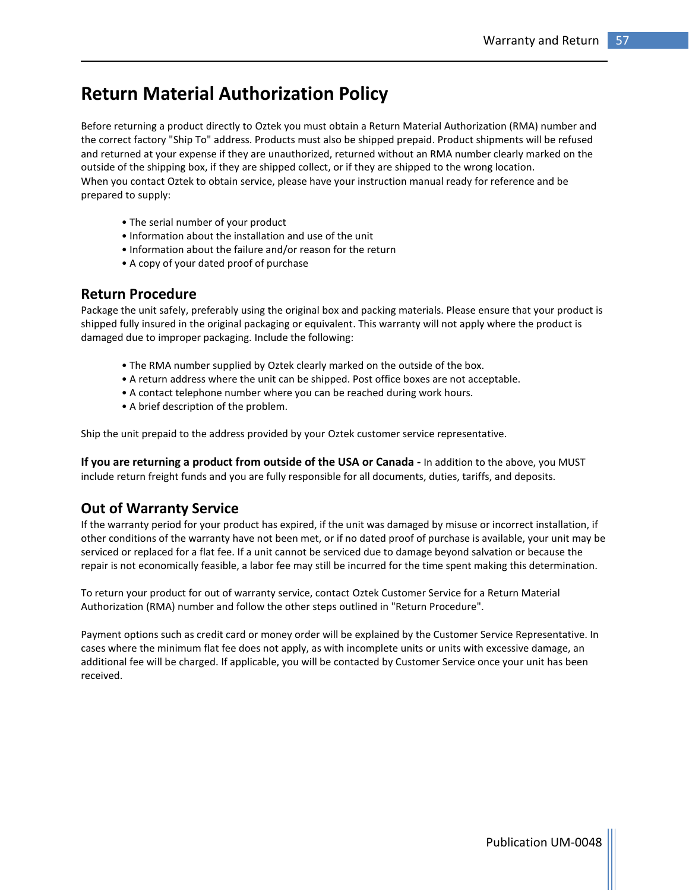# Return Material Authorization Policy

Before returning a product directly to Oztek you must obtain a Return Material Authorization (RMA) number and the correct factory "Ship To" address. Products must also be shipped prepaid. Product shipments will be refused and returned at your expense if they are unauthorized, returned without an RMA number clearly marked on the outside of the shipping box, if they are shipped collect, or if they are shipped to the wrong location.
When you contact Oztek to obtain service, please have your instruction manual ready for reference and be prepared to supply:

- The serial number of your product
- Information about the installation and use of the unit
- Information about the failure and/or reason for the return
- A copy of your dated proof of purchase

## Return Procedure

Package the unit safely, preferably using the original box and packing materials. Please ensure that your product is shipped fully insured in the original packaging or equivalent. This warranty will not apply where the product is damaged due to improper packaging. Include the following:

- The RMA number supplied by Oztek clearly marked on the outside of the box.
- A return address where the unit can be shipped. Post office boxes are not acceptable.
- A contact telephone number where you can be reached during work hours.
- A brief description of the problem.

Ship the unit prepaid to the address provided by your Oztek customer service representative.

**If you are returning a product from outside of the USA or Canada -** In addition to the above, you MUST include return freight funds and you are fully responsible for all documents, duties, tariffs, and deposits.

## Out of Warranty Service

If the warranty period for your product has expired, if the unit was damaged by misuse or incorrect installation, if other conditions of the warranty have not been met, or if no dated proof of purchase is available, your unit may be serviced or replaced for a flat fee. If a unit cannot be serviced due to damage beyond salvation or because the repair is not economically feasible, a labor fee may still be incurred for the time spent making this determination.

To return your product for out of warranty service, contact Oztek Customer Service for a Return Material Authorization (RMA) number and follow the other steps outlined in "Return Procedure".

Payment options such as credit card or money order will be explained by the Customer Service Representative. In cases where the minimum flat fee does not apply, as with incomplete units or units with excessive damage, an additional fee will be charged. If applicable, you will be contacted by Customer Service once your unit has been received.